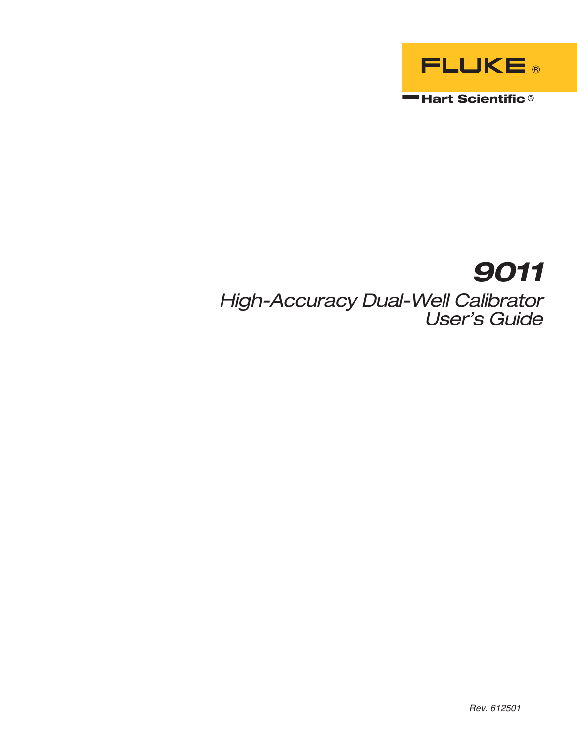FLUKE ®

Hart Scientific ®

# 9011

## *High-Accuracy Dual-Well Calibrator*
## *User's Guide*

*Rev. 612501*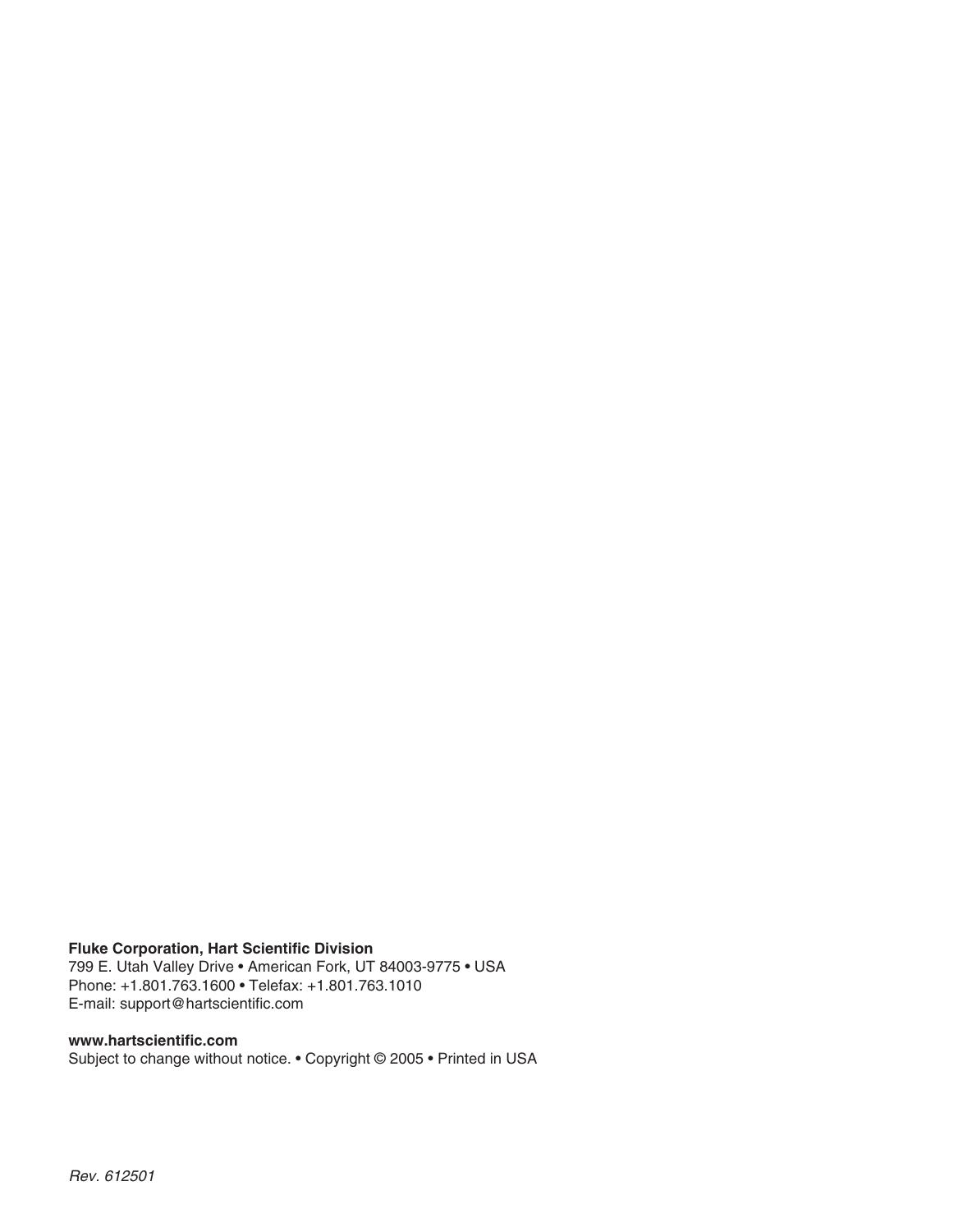**Fluke Corporation, Hart Scientific Division**
799 E. Utah Valley Drive • American Fork, UT 84003-9775 • USA
Phone: +1.801.763.1600 • Telefax: +1.801.763.1010
E-mail: support@hartscientific.com

**www.hartscientific.com**
Subject to change without notice. • Copyright © 2005 • Printed in USA

*Rev. 612501*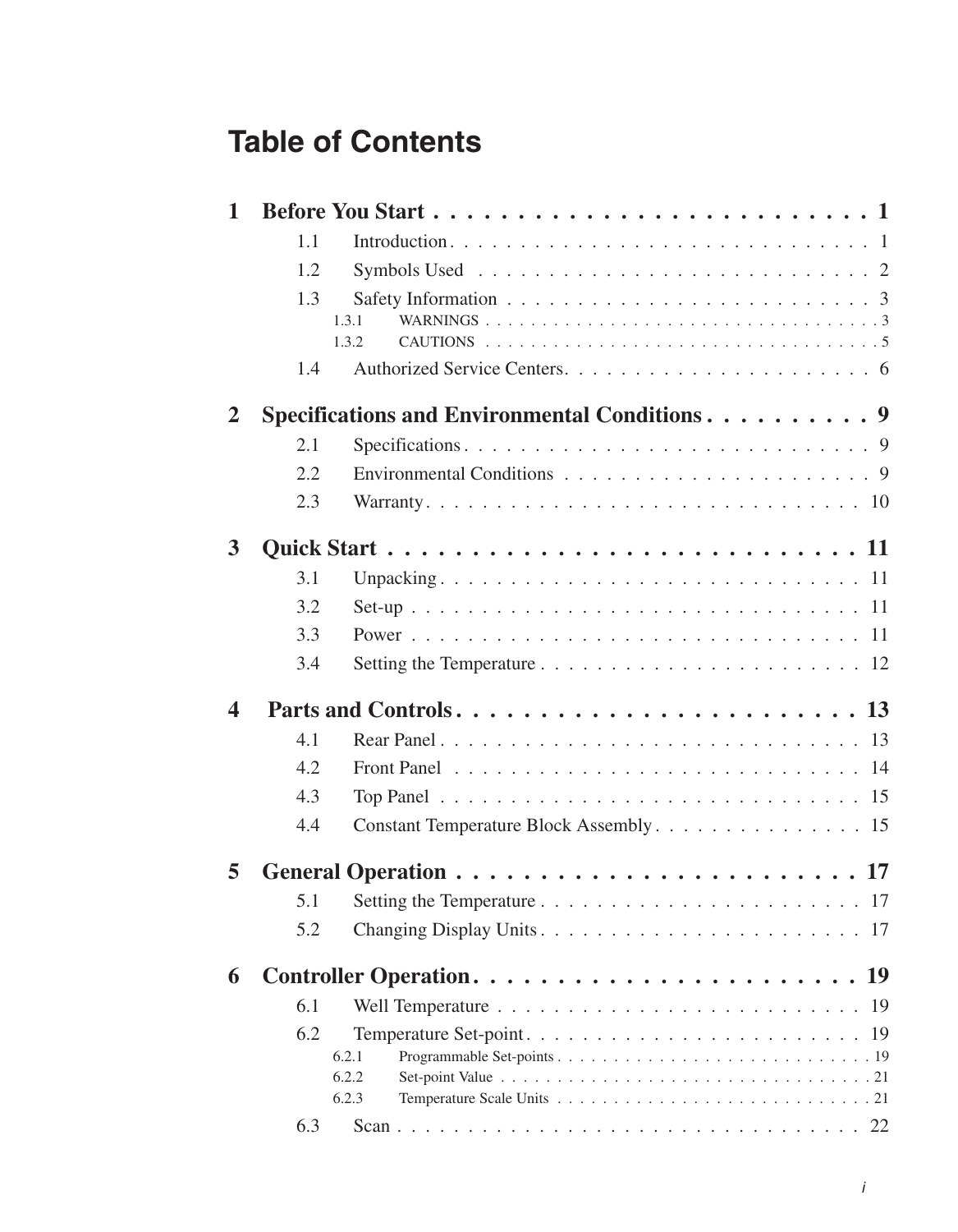# Table of Contents

**1 Before You Start . . . . . . . . . . . . . . . . . . . . . . . . . . . 1**

- 1.1 Introduction . . . . . . . . . . . . . . . . . . . . . . . . . . . . . . 1
- 1.2 Symbols Used . . . . . . . . . . . . . . . . . . . . . . . . . . . . . 2
- 1.3 Safety Information . . . . . . . . . . . . . . . . . . . . . . . . . . 3
  - 1.3.1 WARNINGS . . . . . . . . . . . . . . . . . . . . . . . . . . . . . . . . . 3
  - 1.3.2 CAUTIONS . . . . . . . . . . . . . . . . . . . . . . . . . . . . . . . . . 5
- 1.4 Authorized Service Centers. . . . . . . . . . . . . . . . . . . . . . 6

**2 Specifications and Environmental Conditions . . . . . . . . . . 9**

- 2.1 Specifications . . . . . . . . . . . . . . . . . . . . . . . . . . . . . 9
- 2.2 Environmental Conditions . . . . . . . . . . . . . . . . . . . . . . 9
- 2.3 Warranty . . . . . . . . . . . . . . . . . . . . . . . . . . . . . . . 10

**3 Quick Start . . . . . . . . . . . . . . . . . . . . . . . . . . . . 11**

- 3.1 Unpacking . . . . . . . . . . . . . . . . . . . . . . . . . . . . . . 11
- 3.2 Set-up . . . . . . . . . . . . . . . . . . . . . . . . . . . . . . . . 11
- 3.3 Power . . . . . . . . . . . . . . . . . . . . . . . . . . . . . . . . 11
- 3.4 Setting the Temperature . . . . . . . . . . . . . . . . . . . . . . . 12

**4 Parts and Controls . . . . . . . . . . . . . . . . . . . . . . . . . 13**

- 4.1 Rear Panel . . . . . . . . . . . . . . . . . . . . . . . . . . . . . . 13
- 4.2 Front Panel . . . . . . . . . . . . . . . . . . . . . . . . . . . . . 14
- 4.3 Top Panel . . . . . . . . . . . . . . . . . . . . . . . . . . . . . . 15
- 4.4 Constant Temperature Block Assembly . . . . . . . . . . . . . . . 15

**5 General Operation . . . . . . . . . . . . . . . . . . . . . . . . . 17**

- 5.1 Setting the Temperature . . . . . . . . . . . . . . . . . . . . . . . 17
- 5.2 Changing Display Units . . . . . . . . . . . . . . . . . . . . . . . 17

**6 Controller Operation. . . . . . . . . . . . . . . . . . . . . . . . 19**

- 6.1 Well Temperature . . . . . . . . . . . . . . . . . . . . . . . . . . 19
- 6.2 Temperature Set-point . . . . . . . . . . . . . . . . . . . . . . . . 19
  - 6.2.1 Programmable Set-points . . . . . . . . . . . . . . . . . . . . . . . . . 19
  - 6.2.2 Set-point Value . . . . . . . . . . . . . . . . . . . . . . . . . . . . . 21
  - 6.2.3 Temperature Scale Units . . . . . . . . . . . . . . . . . . . . . . . . . 21
- 6.3 Scan . . . . . . . . . . . . . . . . . . . . . . . . . . . . . . . . . 22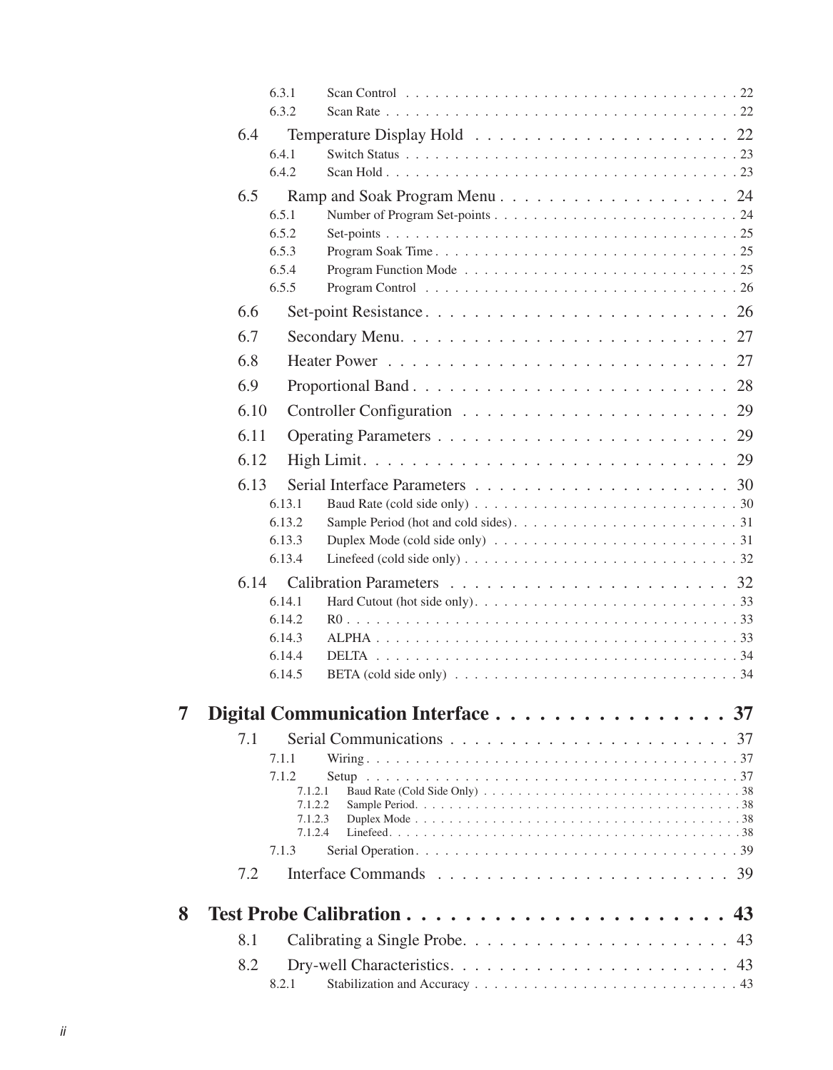- 6.3.1 Scan Control . . . . . . . . . . . . . . . . . . . . . . . . . . . . . . . . . 22
- 6.3.2 Scan Rate . . . . . . . . . . . . . . . . . . . . . . . . . . . . . . . . . . . 22

6.4 Temperature Display Hold . . . . . . . . . . . . . . . . . . . . . 22

- 6.4.1 Switch Status . . . . . . . . . . . . . . . . . . . . . . . . . . . . . . . . . 23
- 6.4.2 Scan Hold . . . . . . . . . . . . . . . . . . . . . . . . . . . . . . . . . . . 23

6.5 Ramp and Soak Program Menu . . . . . . . . . . . . . . . . . . . 24

- 6.5.1 Number of Program Set-points . . . . . . . . . . . . . . . . . . . . . . . . 24
- 6.5.2 Set-points . . . . . . . . . . . . . . . . . . . . . . . . . . . . . . . . . . . 25
- 6.5.3 Program Soak Time . . . . . . . . . . . . . . . . . . . . . . . . . . . . . 25
- 6.5.4 Program Function Mode . . . . . . . . . . . . . . . . . . . . . . . . . . . 25
- 6.5.5 Program Control . . . . . . . . . . . . . . . . . . . . . . . . . . . . . . . 26

6.6 Set-point Resistance . . . . . . . . . . . . . . . . . . . . . . . . 26

6.7 Secondary Menu . . . . . . . . . . . . . . . . . . . . . . . . . . 27

6.8 Heater Power . . . . . . . . . . . . . . . . . . . . . . . . . . . 27

6.9 Proportional Band . . . . . . . . . . . . . . . . . . . . . . . . . 28

6.10 Controller Configuration . . . . . . . . . . . . . . . . . . . . . 29

6.11 Operating Parameters . . . . . . . . . . . . . . . . . . . . . . . 29

6.12 High Limit . . . . . . . . . . . . . . . . . . . . . . . . . . . . 29

6.13 Serial Interface Parameters . . . . . . . . . . . . . . . . . . . . 30

- 6.13.1 Baud Rate (cold side only) . . . . . . . . . . . . . . . . . . . . . . . . . 30
- 6.13.2 Sample Period (hot and cold sides) . . . . . . . . . . . . . . . . . . . . . 31
- 6.13.3 Duplex Mode (cold side only) . . . . . . . . . . . . . . . . . . . . . . . 31
- 6.13.4 Linefeed (cold side only) . . . . . . . . . . . . . . . . . . . . . . . . . . 32

6.14 Calibration Parameters . . . . . . . . . . . . . . . . . . . . . . 32

- 6.14.1 Hard Cutout (hot side only) . . . . . . . . . . . . . . . . . . . . . . . . . 33
- 6.14.2 R0 . . . . . . . . . . . . . . . . . . . . . . . . . . . . . . . . . . . . . . 33
- 6.14.3 ALPHA . . . . . . . . . . . . . . . . . . . . . . . . . . . . . . . . . . . 33
- 6.14.4 DELTA . . . . . . . . . . . . . . . . . . . . . . . . . . . . . . . . . . . 34
- 6.14.5 BETA (cold side only) . . . . . . . . . . . . . . . . . . . . . . . . . . . 34

**7 Digital Communication Interface . . . . . . . . . . . . . . . . . 37**

7.1 Serial Communications . . . . . . . . . . . . . . . . . . . . . . 37

- 7.1.1 Wiring . . . . . . . . . . . . . . . . . . . . . . . . . . . . . . . . . . . . 37
- 7.1.2 Setup . . . . . . . . . . . . . . . . . . . . . . . . . . . . . . . . . . . . 37
  - 7.1.2.1 Baud Rate (Cold Side Only) . . . . . . . . . . . . . . . . . . . . . . 38
  - 7.1.2.2 Sample Period . . . . . . . . . . . . . . . . . . . . . . . . . . . . . 38
  - 7.1.2.3 Duplex Mode . . . . . . . . . . . . . . . . . . . . . . . . . . . . . . 38
  - 7.1.2.4 Linefeed . . . . . . . . . . . . . . . . . . . . . . . . . . . . . . . . 38
- 7.1.3 Serial Operation . . . . . . . . . . . . . . . . . . . . . . . . . . . . . . 39

7.2 Interface Commands . . . . . . . . . . . . . . . . . . . . . . . 39

**8 Test Probe Calibration . . . . . . . . . . . . . . . . . . . . . . 43**

8.1 Calibrating a Single Probe . . . . . . . . . . . . . . . . . . . . . 43

8.2 Dry-well Characteristics . . . . . . . . . . . . . . . . . . . . . . 43

- 8.2.1 Stabilization and Accuracy . . . . . . . . . . . . . . . . . . . . . . . . . 43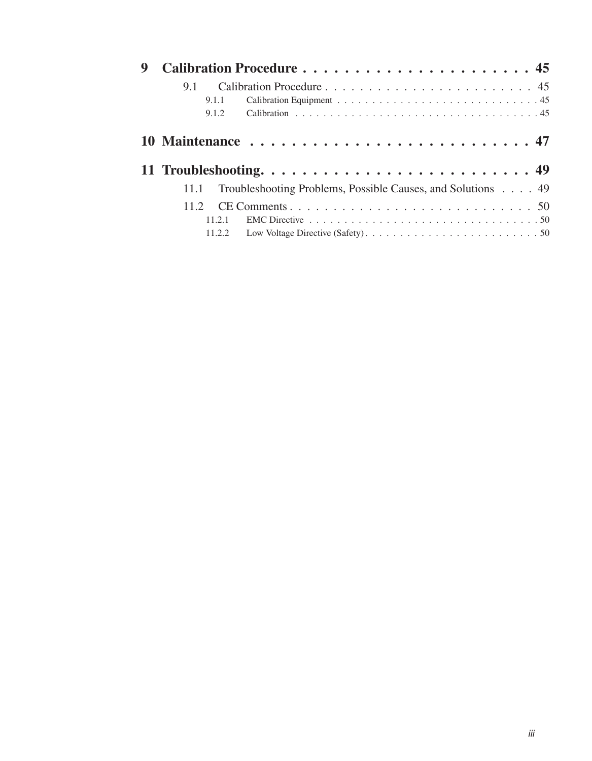**9 Calibration Procedure . . . . . . . . . . . . . . . . . . . . . . . . 45**

9.1 Calibration Procedure . . . . . . . . . . . . . . . . . . . . . . . . 45

9.1.1 Calibration Equipment . . . . . . . . . . . . . . . . . . . . . . . . . . . . 45

9.1.2 Calibration . . . . . . . . . . . . . . . . . . . . . . . . . . . . . . . . . . . 45

**10 Maintenance . . . . . . . . . . . . . . . . . . . . . . . . . . . . 47**

**11 Troubleshooting. . . . . . . . . . . . . . . . . . . . . . . . . . . 49**

11.1 Troubleshooting Problems, Possible Causes, and Solutions . . . . 49

11.2 CE Comments . . . . . . . . . . . . . . . . . . . . . . . . . . . . 50

11.2.1 EMC Directive . . . . . . . . . . . . . . . . . . . . . . . . . . . . . . . . 50

11.2.2 Low Voltage Directive (Safety) . . . . . . . . . . . . . . . . . . . . . . . . . 50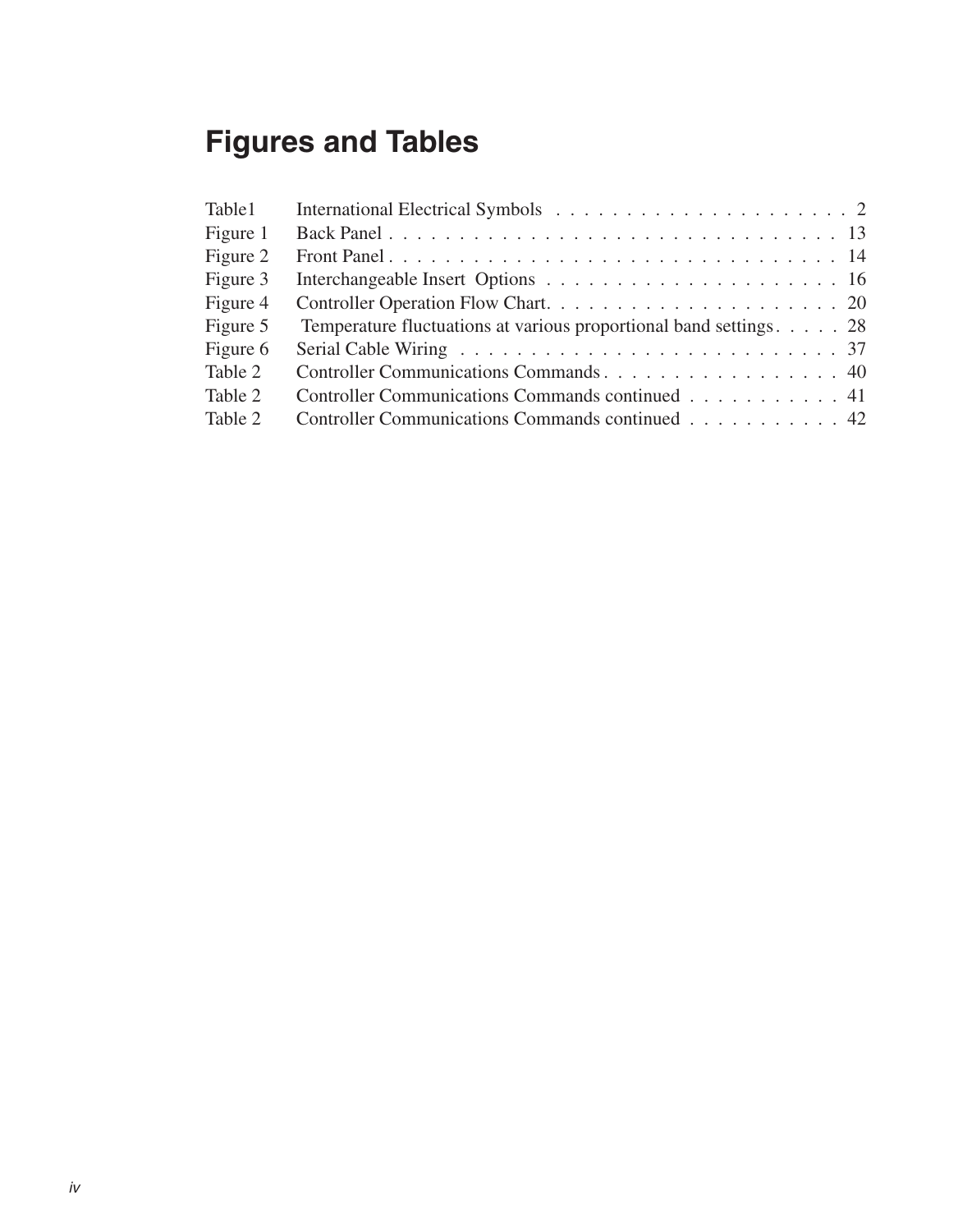# Figures and Tables

| | | |
|---|---|---|
| Table1 | International Electrical Symbols | 2 |
| Figure 1 | Back Panel | 13 |
| Figure 2 | Front Panel | 14 |
| Figure 3 | Interchangeable Insert Options | 16 |
| Figure 4 | Controller Operation Flow Chart. | 20 |
| Figure 5 | Temperature fluctuations at various proportional band settings | 28 |
| Figure 6 | Serial Cable Wiring | 37 |
| Table 2 | Controller Communications Commands | 40 |
| Table 2 | Controller Communications Commands continued | 41 |
| Table 2 | Controller Communications Commands continued | 42 |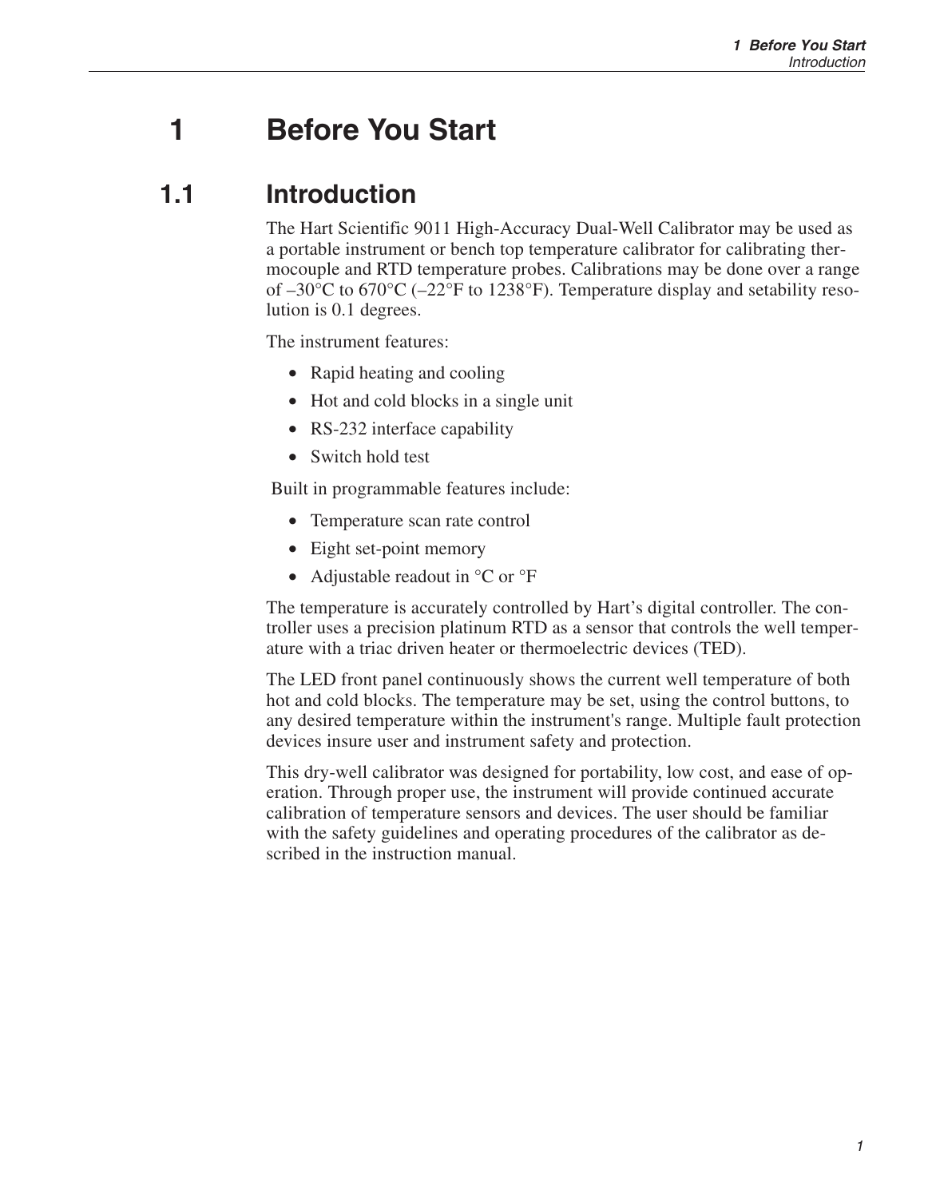# 1 Before You Start

## 1.1 Introduction

The Hart Scientific 9011 High-Accuracy Dual-Well Calibrator may be used as a portable instrument or bench top temperature calibrator for calibrating thermocouple and RTD temperature probes. Calibrations may be done over a range of –30°C to 670°C (–22°F to 1238°F). Temperature display and setability resolution is 0.1 degrees.

The instrument features:

- Rapid heating and cooling
- Hot and cold blocks in a single unit
- RS-232 interface capability
- Switch hold test

Built in programmable features include:

- Temperature scan rate control
- Eight set-point memory
- Adjustable readout in °C or °F

The temperature is accurately controlled by Hart's digital controller. The controller uses a precision platinum RTD as a sensor that controls the well temperature with a triac driven heater or thermoelectric devices (TED).

The LED front panel continuously shows the current well temperature of both hot and cold blocks. The temperature may be set, using the control buttons, to any desired temperature within the instrument's range. Multiple fault protection devices insure user and instrument safety and protection.

This dry-well calibrator was designed for portability, low cost, and ease of operation. Through proper use, the instrument will provide continued accurate calibration of temperature sensors and devices. The user should be familiar with the safety guidelines and operating procedures of the calibrator as described in the instruction manual.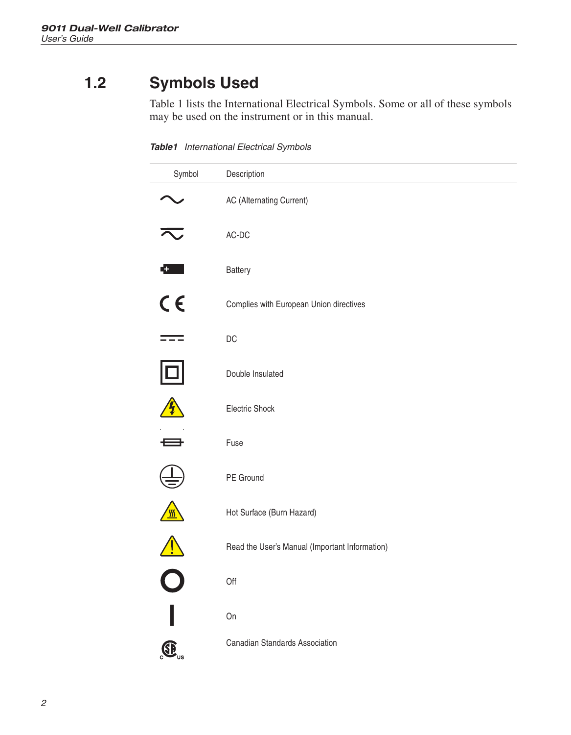## 1.2 Symbols Used

Table 1 lists the International Electrical Symbols. Some or all of these symbols may be used on the instrument or in this manual.

***Table1*** *International Electrical Symbols*

| Symbol | Description |
|---|---|
| ~ | AC (Alternating Current) |
| | AC-DC |
| | Battery |
| CE | Complies with European Union directives |
| | DC |
| | Double Insulated |
| | Electric Shock |
| | Fuse |
| | PE Ground |
| | Hot Surface (Burn Hazard) |
| | Read the User's Manual (Important Information) |
| O | Off |
| I | On |
| | Canadian Standards Association |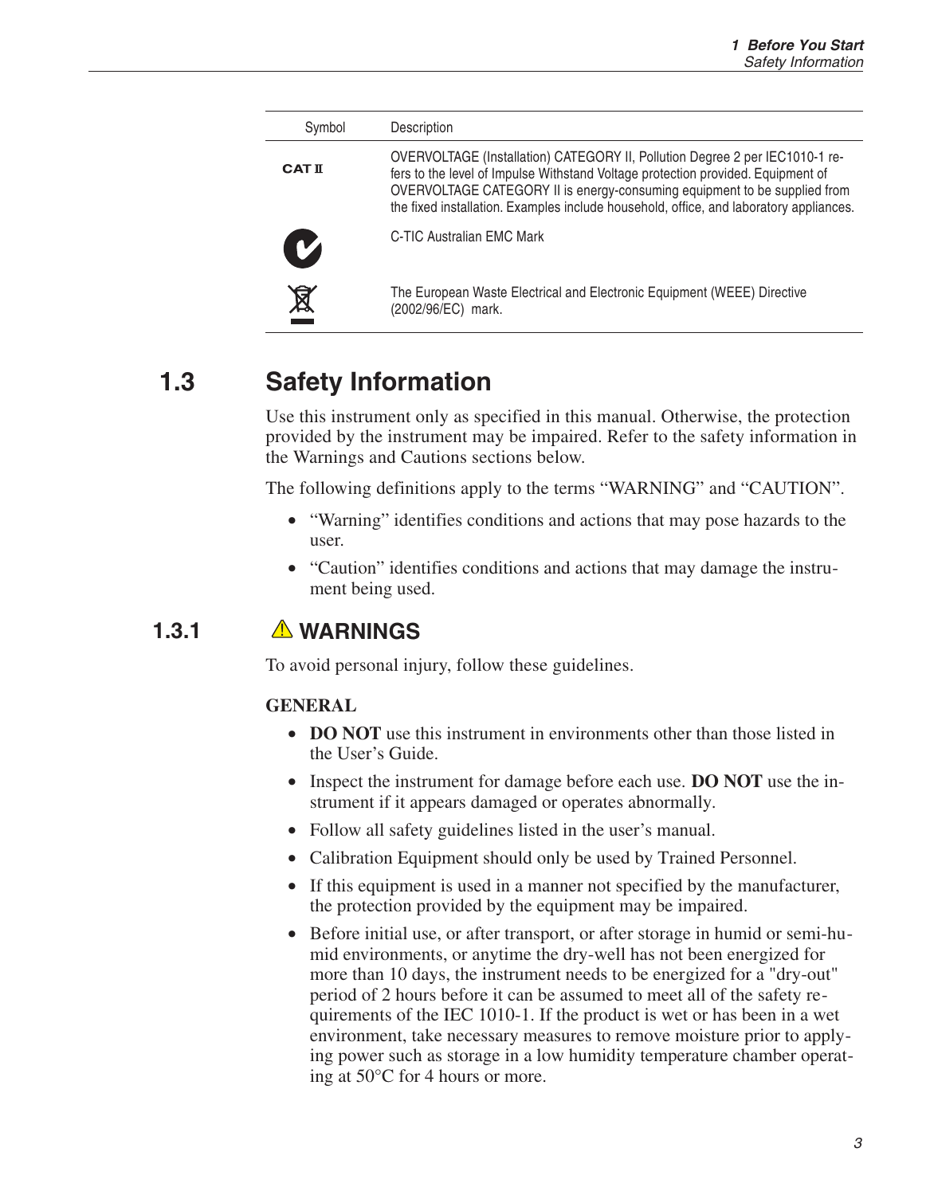| Symbol | Description |
| --- | --- |
| CAT II | OVERVOLTAGE (Installation) CATEGORY II, Pollution Degree 2 per IEC1010-1 refers to the level of Impulse Withstand Voltage protection provided. Equipment of OVERVOLTAGE CATEGORY II is energy-consuming equipment to be supplied from the fixed installation. Examples include household, office, and laboratory appliances. |
| | C-TIC Australian EMC Mark |
| | The European Waste Electrical and Electronic Equipment (WEEE) Directive (2002/96/EC) mark. |

## 1.3 Safety Information

Use this instrument only as specified in this manual. Otherwise, the protection provided by the instrument may be impaired. Refer to the safety information in the Warnings and Cautions sections below.

The following definitions apply to the terms “WARNING” and “CAUTION”.

- “Warning” identifies conditions and actions that may pose hazards to the user.
- “Caution” identifies conditions and actions that may damage the instrument being used.

### 1.3.1 ⚠ WARNINGS

To avoid personal injury, follow these guidelines.

**GENERAL**

- **DO NOT** use this instrument in environments other than those listed in the User’s Guide.
- Inspect the instrument for damage before each use. **DO NOT** use the instrument if it appears damaged or operates abnormally.
- Follow all safety guidelines listed in the user’s manual.
- Calibration Equipment should only be used by Trained Personnel.
- If this equipment is used in a manner not specified by the manufacturer, the protection provided by the equipment may be impaired.
- Before initial use, or after transport, or after storage in humid or semi-humid environments, or anytime the dry-well has not been energized for more than 10 days, the instrument needs to be energized for a "dry-out" period of 2 hours before it can be assumed to meet all of the safety requirements of the IEC 1010-1. If the product is wet or has been in a wet environment, take necessary measures to remove moisture prior to applying power such as storage in a low humidity temperature chamber operating at 50°C for 4 hours or more.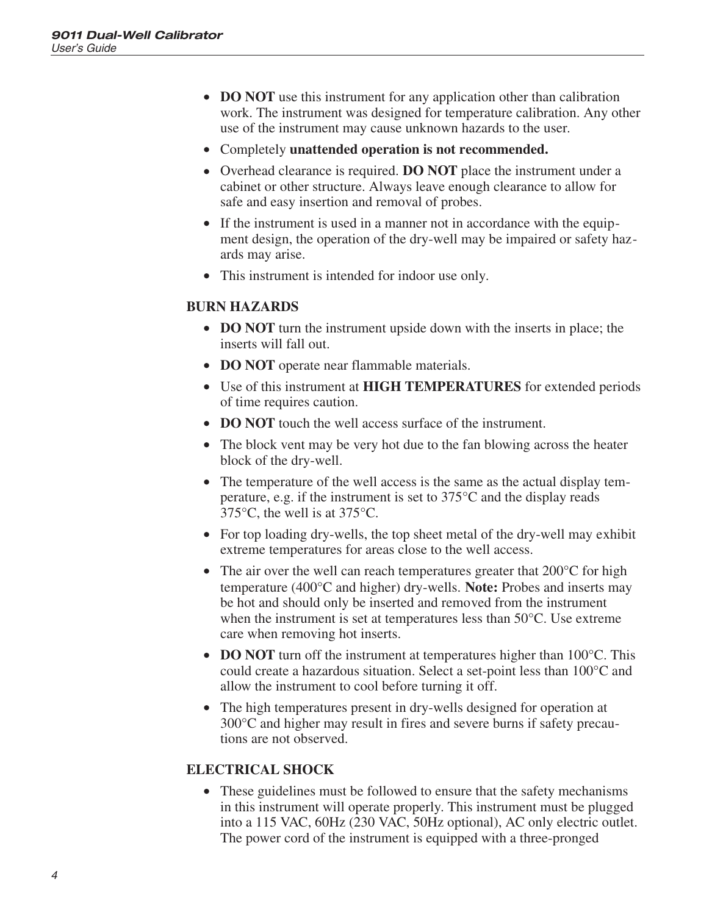- **DO NOT** use this instrument for any application other than calibration work. The instrument was designed for temperature calibration. Any other use of the instrument may cause unknown hazards to the user.
- Completely **unattended operation is not recommended.**
- Overhead clearance is required. **DO NOT** place the instrument under a cabinet or other structure. Always leave enough clearance to allow for safe and easy insertion and removal of probes.
- If the instrument is used in a manner not in accordance with the equipment design, the operation of the dry-well may be impaired or safety hazards may arise.
- This instrument is intended for indoor use only.

**BURN HAZARDS**

- **DO NOT** turn the instrument upside down with the inserts in place; the inserts will fall out.
- **DO NOT** operate near flammable materials.
- Use of this instrument at **HIGH TEMPERATURES** for extended periods of time requires caution.
- **DO NOT** touch the well access surface of the instrument.
- The block vent may be very hot due to the fan blowing across the heater block of the dry-well.
- The temperature of the well access is the same as the actual display temperature, e.g. if the instrument is set to 375°C and the display reads 375°C, the well is at 375°C.
- For top loading dry-wells, the top sheet metal of the dry-well may exhibit extreme temperatures for areas close to the well access.
- The air over the well can reach temperatures greater that 200°C for high temperature (400°C and higher) dry-wells. **Note:** Probes and inserts may be hot and should only be inserted and removed from the instrument when the instrument is set at temperatures less than 50°C. Use extreme care when removing hot inserts.
- **DO NOT** turn off the instrument at temperatures higher than 100°C. This could create a hazardous situation. Select a set-point less than 100°C and allow the instrument to cool before turning it off.
- The high temperatures present in dry-wells designed for operation at 300°C and higher may result in fires and severe burns if safety precautions are not observed.

**ELECTRICAL SHOCK**

- These guidelines must be followed to ensure that the safety mechanisms in this instrument will operate properly. This instrument must be plugged into a 115 VAC, 60Hz (230 VAC, 50Hz optional), AC only electric outlet. The power cord of the instrument is equipped with a three-pronged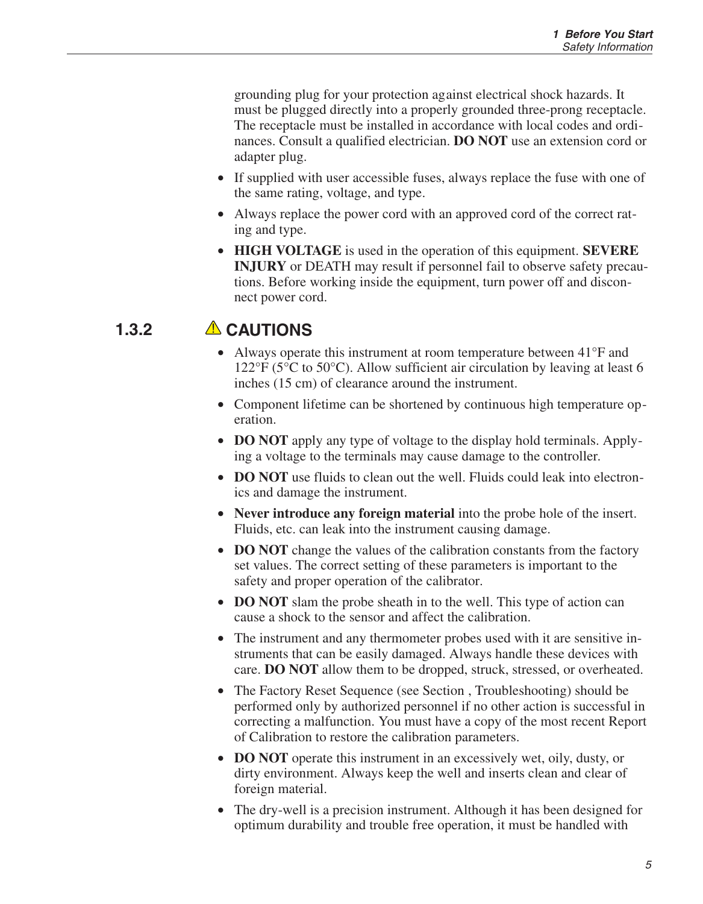grounding plug for your protection against electrical shock hazards. It must be plugged directly into a properly grounded three-prong receptacle. The receptacle must be installed in accordance with local codes and ordinances. Consult a qualified electrician. **DO NOT** use an extension cord or adapter plug.

- If supplied with user accessible fuses, always replace the fuse with one of the same rating, voltage, and type.
- Always replace the power cord with an approved cord of the correct rating and type.
- **HIGH VOLTAGE** is used in the operation of this equipment. **SEVERE INJURY** or DEATH may result if personnel fail to observe safety precautions. Before working inside the equipment, turn power off and disconnect power cord.

### 1.3.2 ⚠ CAUTIONS

- Always operate this instrument at room temperature between 41°F and 122°F (5°C to 50°C). Allow sufficient air circulation by leaving at least 6 inches (15 cm) of clearance around the instrument.
- Component lifetime can be shortened by continuous high temperature operation.
- **DO NOT** apply any type of voltage to the display hold terminals. Applying a voltage to the terminals may cause damage to the controller.
- **DO NOT** use fluids to clean out the well. Fluids could leak into electronics and damage the instrument.
- **Never introduce any foreign material** into the probe hole of the insert. Fluids, etc. can leak into the instrument causing damage.
- **DO NOT** change the values of the calibration constants from the factory set values. The correct setting of these parameters is important to the safety and proper operation of the calibrator.
- **DO NOT** slam the probe sheath in to the well. This type of action can cause a shock to the sensor and affect the calibration.
- The instrument and any thermometer probes used with it are sensitive instruments that can be easily damaged. Always handle these devices with care. **DO NOT** allow them to be dropped, struck, stressed, or overheated.
- The Factory Reset Sequence (see Section , Troubleshooting) should be performed only by authorized personnel if no other action is successful in correcting a malfunction. You must have a copy of the most recent Report of Calibration to restore the calibration parameters.
- **DO NOT** operate this instrument in an excessively wet, oily, dusty, or dirty environment. Always keep the well and inserts clean and clear of foreign material.
- The dry-well is a precision instrument. Although it has been designed for optimum durability and trouble free operation, it must be handled with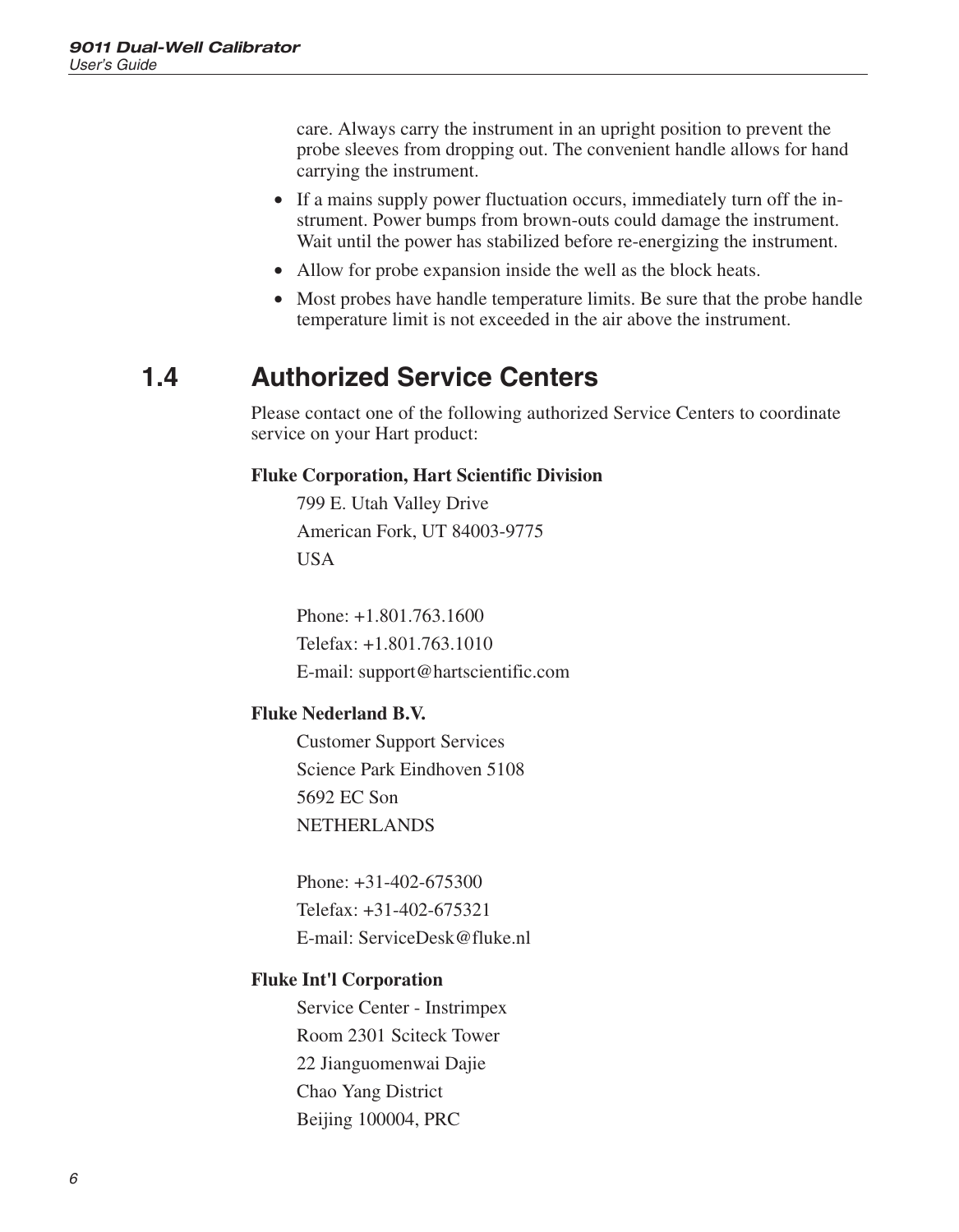care. Always carry the instrument in an upright position to prevent the probe sleeves from dropping out. The convenient handle allows for hand carrying the instrument.

- If a mains supply power fluctuation occurs, immediately turn off the instrument. Power bumps from brown-outs could damage the instrument. Wait until the power has stabilized before re-energizing the instrument.
- Allow for probe expansion inside the well as the block heats.
- Most probes have handle temperature limits. Be sure that the probe handle temperature limit is not exceeded in the air above the instrument.

## 1.4 Authorized Service Centers

Please contact one of the following authorized Service Centers to coordinate service on your Hart product:

**Fluke Corporation, Hart Scientific Division**

799 E. Utah Valley Drive
American Fork, UT 84003-9775
USA

Phone: +1.801.763.1600
Telefax: +1.801.763.1010
E-mail: support@hartscientific.com

**Fluke Nederland B.V.**

Customer Support Services
Science Park Eindhoven 5108
5692 EC Son
NETHERLANDS

Phone: +31-402-675300
Telefax: +31-402-675321
E-mail: ServiceDesk@fluke.nl

**Fluke Int'l Corporation**

Service Center - Instrimpex
Room 2301 Sciteck Tower
22 Jianguomenwai Dajie
Chao Yang District
Beijing 100004, PRC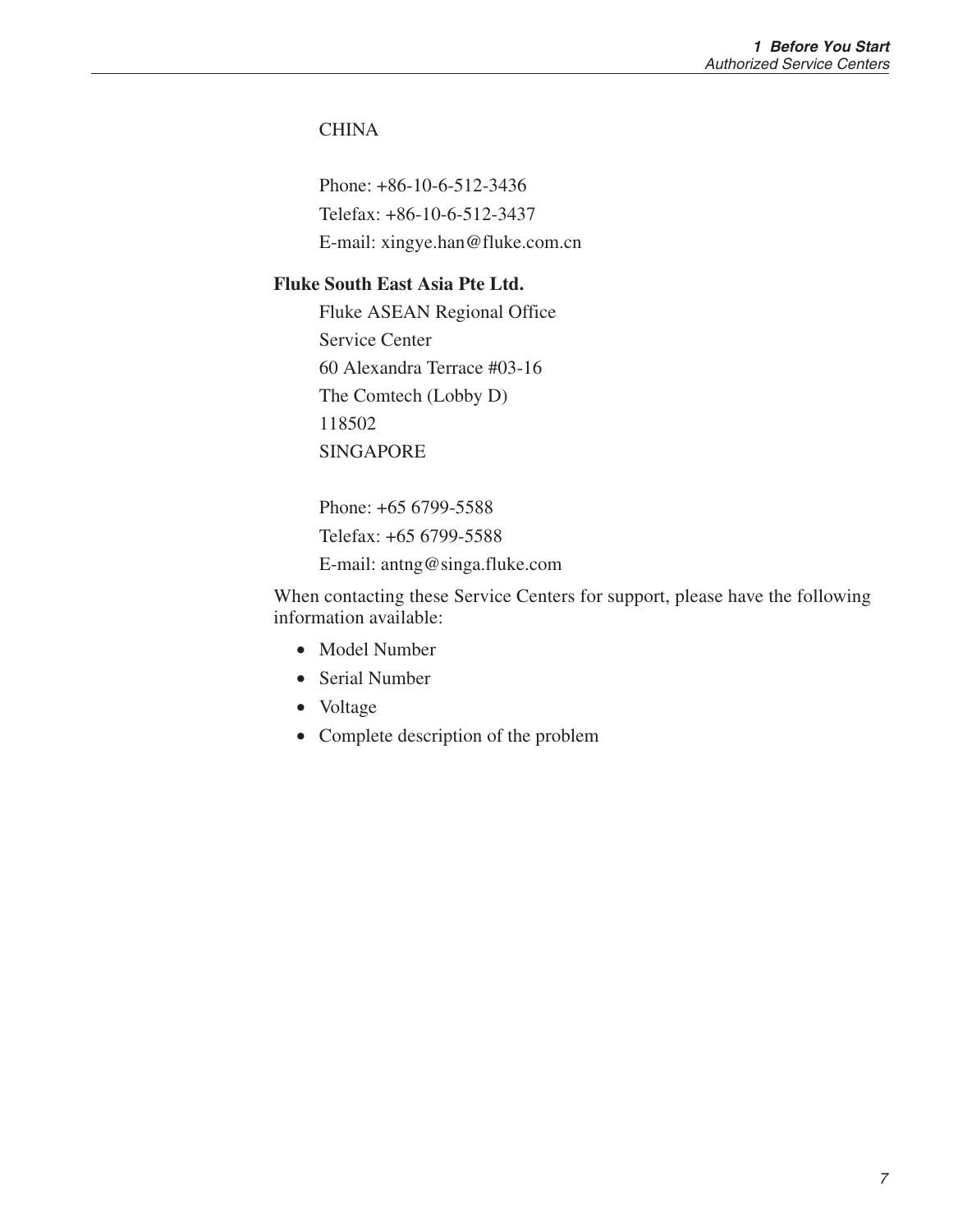CHINA

Phone: +86-10-6-512-3436
Telefax: +86-10-6-512-3437
E-mail: xingye.han@fluke.com.cn

**Fluke South East Asia Pte Ltd.**

Fluke ASEAN Regional Office
Service Center
60 Alexandra Terrace #03-16
The Comtech (Lobby D)
118502
SINGAPORE

Phone: +65 6799-5588
Telefax: +65 6799-5588
E-mail: antng@singa.fluke.com

When contacting these Service Centers for support, please have the following information available:

- Model Number
- Serial Number
- Voltage
- Complete description of the problem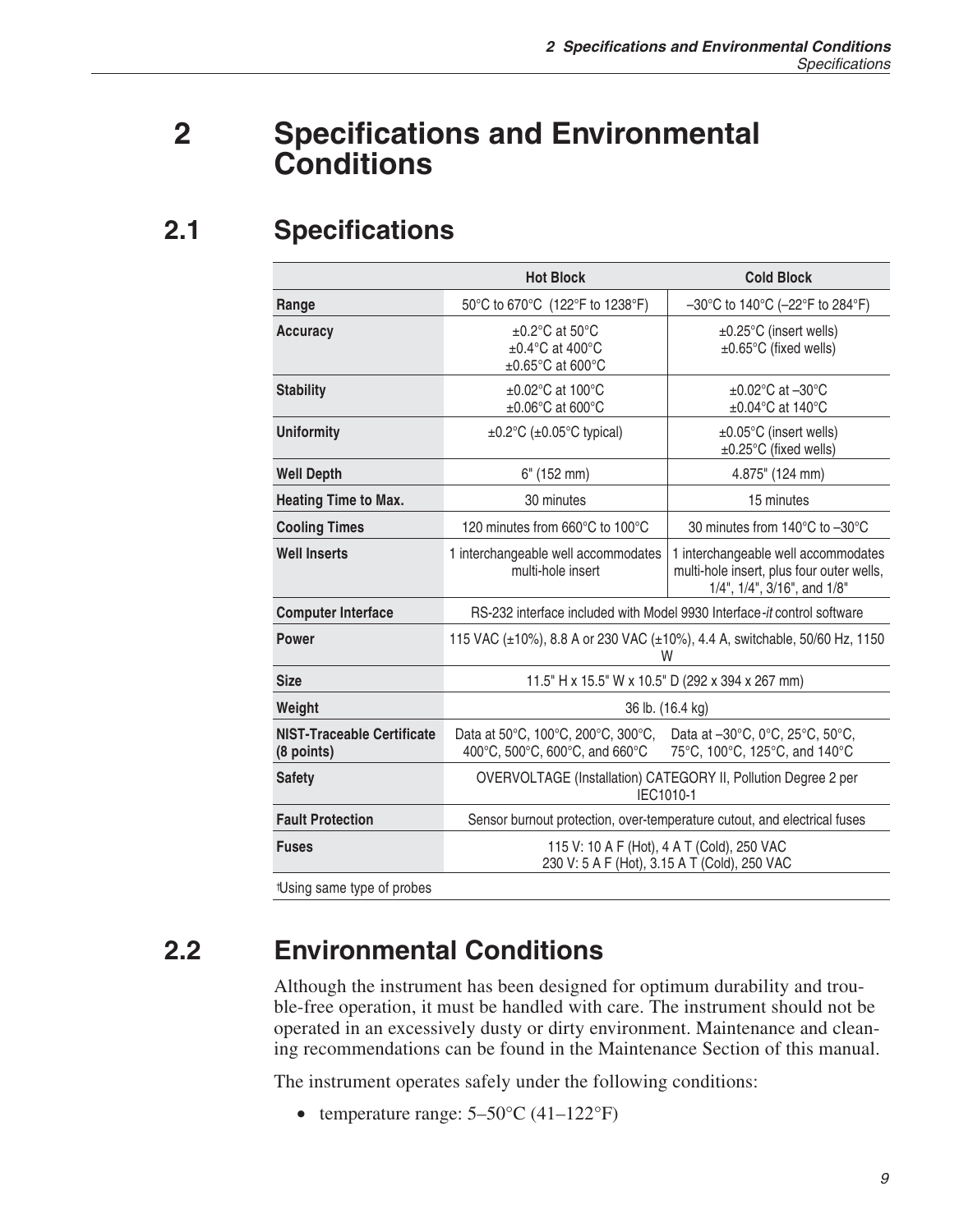# 2 Specifications and Environmental Conditions

## 2.1 Specifications

| | Hot Block | Cold Block |
|---|---|---|
| **Range** | 50°C to 670°C (122°F to 1238°F) | –30°C to 140°C (–22°F to 284°F) |
| **Accuracy** | ±0.2°C at 50°C<br>±0.4°C at 400°C<br>±0.65°C at 600°C | ±0.25°C (insert wells)<br>±0.65°C (fixed wells) |
| **Stability** | ±0.02°C at 100°C<br>±0.06°C at 600°C | ±0.02°C at –30°C<br>±0.04°C at 140°C |
| **Uniformity** | ±0.2°C (±0.05°C typical) | ±0.05°C (insert wells)<br>±0.25°C (fixed wells) |
| **Well Depth** | 6" (152 mm) | 4.875" (124 mm) |
| **Heating Time to Max.** | 30 minutes | 15 minutes |
| **Cooling Times** | 120 minutes from 660°C to 100°C | 30 minutes from 140°C to –30°C |
| **Well Inserts** | 1 interchangeable well accommodates multi-hole insert | 1 interchangeable well accommodates multi-hole insert, plus four outer wells, 1/4", 1/4", 3/16", and 1/8" |
| **Computer Interface** | RS-232 interface included with Model 9930 Interface-*it* control software | |
| **Power** | 115 VAC (±10%), 8.8 A or 230 VAC (±10%), 4.4 A, switchable, 50/60 Hz, 1150 W | |
| **Size** | 11.5" H x 15.5" W x 10.5" D (292 x 394 x 267 mm) | |
| **Weight** | 36 lb. (16.4 kg) | |
| **NIST-Traceable Certificate (8 points)** | Data at 50°C, 100°C, 200°C, 300°C, 400°C, 500°C, 600°C, and 660°C | Data at –30°C, 0°C, 25°C, 50°C, 75°C, 100°C, 125°C, and 140°C |
| **Safety** | OVERVOLTAGE (Installation) CATEGORY II, Pollution Degree 2 per IEC1010-1 | |
| **Fault Protection** | Sensor burnout protection, over-temperature cutout, and electrical fuses | |
| **Fuses** | 115 V: 10 A F (Hot), 4 A T (Cold), 250 VAC<br>230 V: 5 A F (Hot), 3.15 A T (Cold), 250 VAC | |

†Using same type of probes

## 2.2 Environmental Conditions

Although the instrument has been designed for optimum durability and trouble-free operation, it must be handled with care. The instrument should not be operated in an excessively dusty or dirty environment. Maintenance and cleaning recommendations can be found in the Maintenance Section of this manual.

The instrument operates safely under the following conditions:

- temperature range: 5–50°C (41–122°F)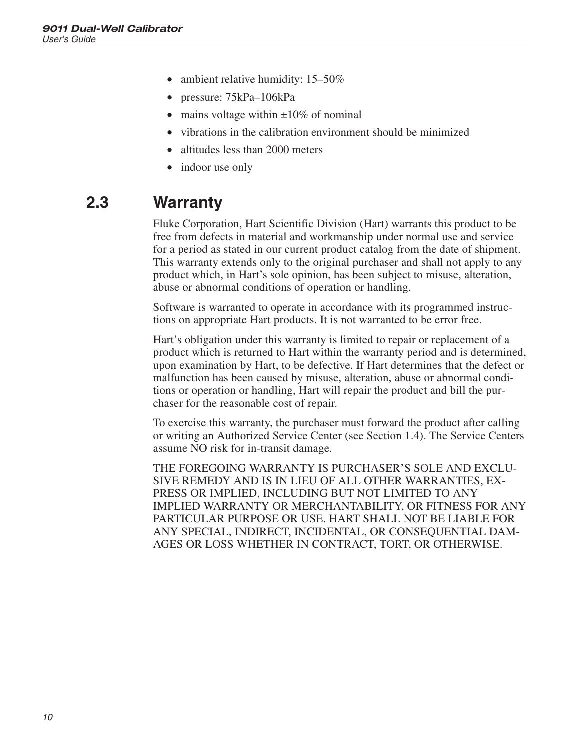- ambient relative humidity: 15–50%
- pressure: 75kPa–106kPa
- mains voltage within ±10% of nominal
- vibrations in the calibration environment should be minimized
- altitudes less than 2000 meters
- indoor use only

## 2.3 Warranty

Fluke Corporation, Hart Scientific Division (Hart) warrants this product to be free from defects in material and workmanship under normal use and service for a period as stated in our current product catalog from the date of shipment. This warranty extends only to the original purchaser and shall not apply to any product which, in Hart's sole opinion, has been subject to misuse, alteration, abuse or abnormal conditions of operation or handling.

Software is warranted to operate in accordance with its programmed instructions on appropriate Hart products. It is not warranted to be error free.

Hart's obligation under this warranty is limited to repair or replacement of a product which is returned to Hart within the warranty period and is determined, upon examination by Hart, to be defective. If Hart determines that the defect or malfunction has been caused by misuse, alteration, abuse or abnormal conditions or operation or handling, Hart will repair the product and bill the purchaser for the reasonable cost of repair.

To exercise this warranty, the purchaser must forward the product after calling or writing an Authorized Service Center (see Section 1.4). The Service Centers assume NO risk for in-transit damage.

THE FOREGOING WARRANTY IS PURCHASER'S SOLE AND EXCLUSIVE REMEDY AND IS IN LIEU OF ALL OTHER WARRANTIES, EXPRESS OR IMPLIED, INCLUDING BUT NOT LIMITED TO ANY IMPLIED WARRANTY OR MERCHANTABILITY, OR FITNESS FOR ANY PARTICULAR PURPOSE OR USE. HART SHALL NOT BE LIABLE FOR ANY SPECIAL, INDIRECT, INCIDENTAL, OR CONSEQUENTIAL DAMAGES OR LOSS WHETHER IN CONTRACT, TORT, OR OTHERWISE.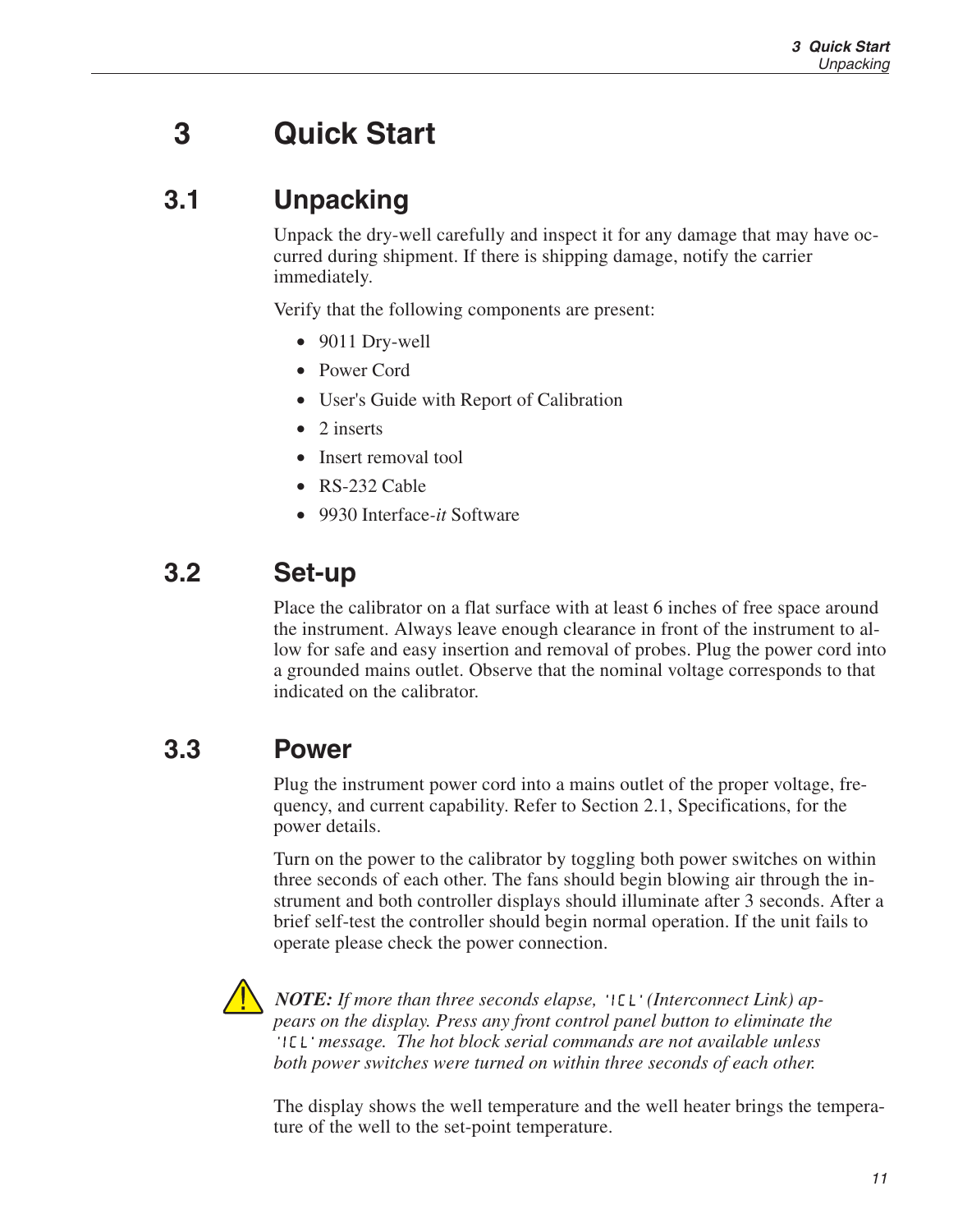# 3 Quick Start

## 3.1 Unpacking

Unpack the dry-well carefully and inspect it for any damage that may have occurred during shipment. If there is shipping damage, notify the carrier immediately.

Verify that the following components are present:

- 9011 Dry-well
- Power Cord
- User's Guide with Report of Calibration
- 2 inserts
- Insert removal tool
- RS-232 Cable
- 9930 Interface-*it* Software

## 3.2 Set-up

Place the calibrator on a flat surface with at least 6 inches of free space around the instrument. Always leave enough clearance in front of the instrument to allow for safe and easy insertion and removal of probes. Plug the power cord into a grounded mains outlet. Observe that the nominal voltage corresponds to that indicated on the calibrator.

## 3.3 Power

Plug the instrument power cord into a mains outlet of the proper voltage, frequency, and current capability. Refer to Section 2.1, Specifications, for the power details.

Turn on the power to the calibrator by toggling both power switches on within three seconds of each other. The fans should begin blowing air through the instrument and both controller displays should illuminate after 3 seconds. After a brief self-test the controller should begin normal operation. If the unit fails to operate please check the power connection.

***NOTE:*** *If more than three seconds elapse, 'ICL' (Interconnect Link) appears on the display. Press any front control panel button to eliminate the 'ICL' message. The hot block serial commands are not available unless both power switches were turned on within three seconds of each other.*

The display shows the well temperature and the well heater brings the temperature of the well to the set-point temperature.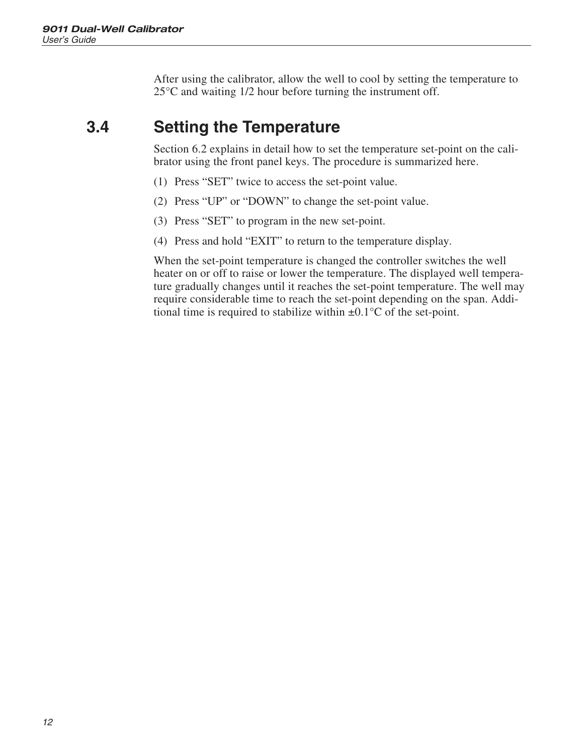After using the calibrator, allow the well to cool by setting the temperature to 25°C and waiting 1/2 hour before turning the instrument off.

## 3.4 Setting the Temperature

Section 6.2 explains in detail how to set the temperature set-point on the calibrator using the front panel keys. The procedure is summarized here.

(1) Press “SET” twice to access the set-point value.

(2) Press “UP” or “DOWN” to change the set-point value.

(3) Press “SET” to program in the new set-point.

(4) Press and hold “EXIT” to return to the temperature display.

When the set-point temperature is changed the controller switches the well heater on or off to raise or lower the temperature. The displayed well temperature gradually changes until it reaches the set-point temperature. The well may require considerable time to reach the set-point depending on the span. Additional time is required to stabilize within ±0.1°C of the set-point.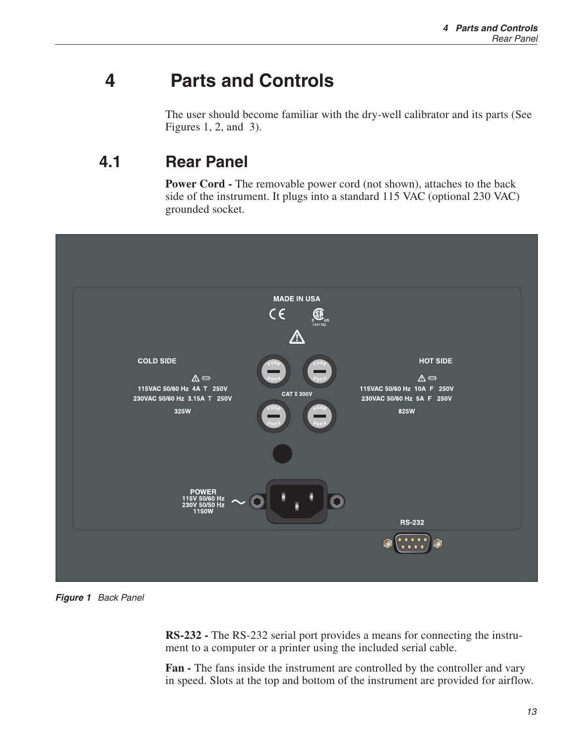# 4 Parts and Controls

The user should become familiar with the dry-well calibrator and its parts (See Figures 1, 2, and 3).

## 4.1 Rear Panel

**Power Cord -** The removable power cord (not shown), attaches to the back side of the instrument. It plugs into a standard 115 VAC (optional 230 VAC) grounded socket.

*Figure 1* Back Panel

**RS-232 -** The RS-232 serial port provides a means for connecting the instrument to a computer or a printer using the included serial cable.

**Fan -** The fans inside the instrument are controlled by the controller and vary in speed. Slots at the top and bottom of the instrument are provided for airflow.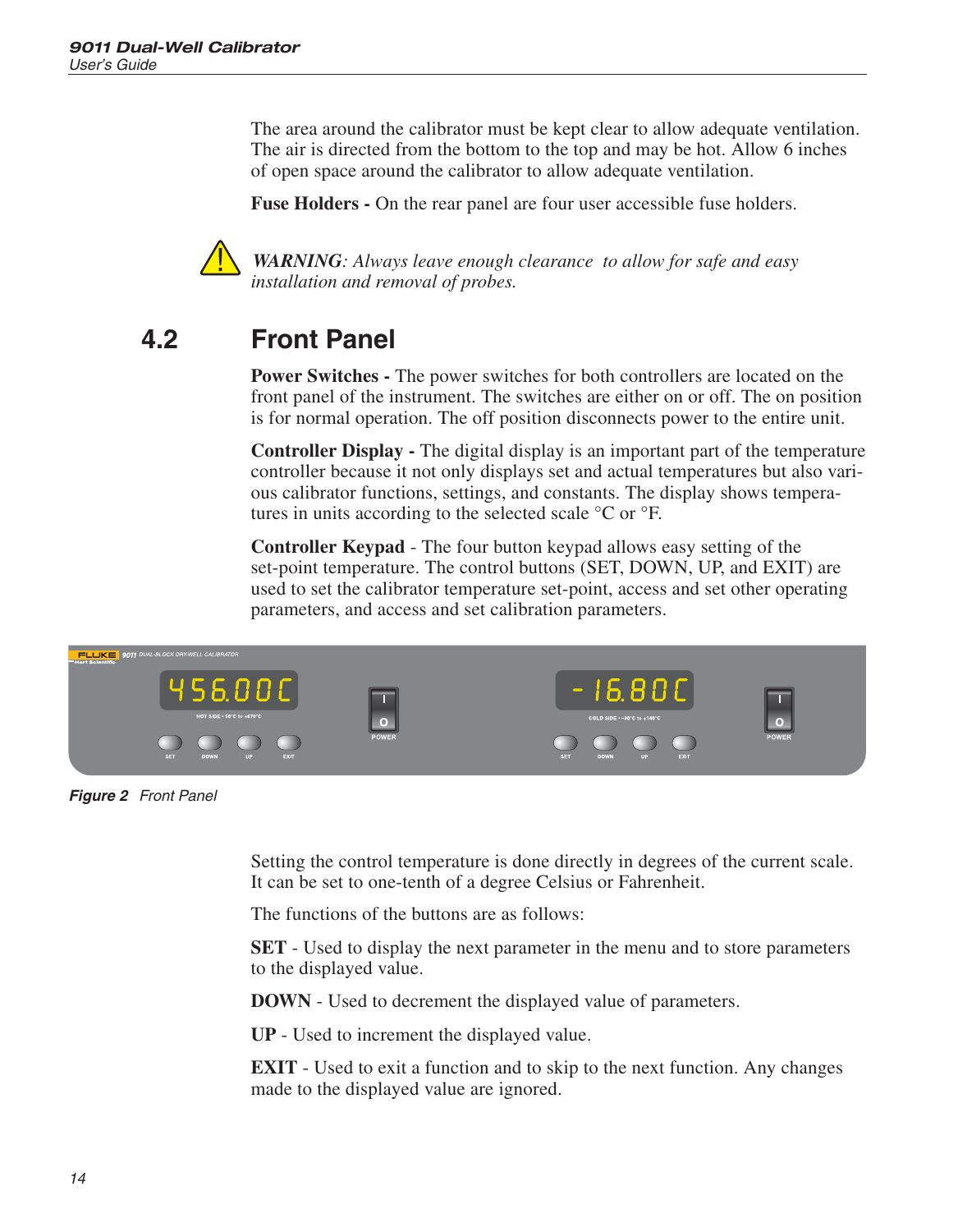The area around the calibrator must be kept clear to allow adequate ventilation. The air is directed from the bottom to the top and may be hot. Allow 6 inches of open space around the calibrator to allow adequate ventilation.

**Fuse Holders -** On the rear panel are four user accessible fuse holders.

***WARNING****: Always leave enough clearance to allow for safe and easy installation and removal of probes.*

## 4.2 Front Panel

**Power Switches -** The power switches for both controllers are located on the front panel of the instrument. The switches are either on or off. The on position is for normal operation. The off position disconnects power to the entire unit.

**Controller Display -** The digital display is an important part of the temperature controller because it not only displays set and actual temperatures but also various calibrator functions, settings, and constants. The display shows temperatures in units according to the selected scale °C or °F.

**Controller Keypad** - The four button keypad allows easy setting of the set-point temperature. The control buttons (SET, DOWN, UP, and EXIT) are used to set the calibrator temperature set-point, access and set other operating parameters, and access and set calibration parameters.

***Figure 2*** *Front Panel*

Setting the control temperature is done directly in degrees of the current scale. It can be set to one-tenth of a degree Celsius or Fahrenheit.

The functions of the buttons are as follows:

**SET** - Used to display the next parameter in the menu and to store parameters to the displayed value.

**DOWN** - Used to decrement the displayed value of parameters.

**UP** - Used to increment the displayed value.

**EXIT** - Used to exit a function and to skip to the next function. Any changes made to the displayed value are ignored.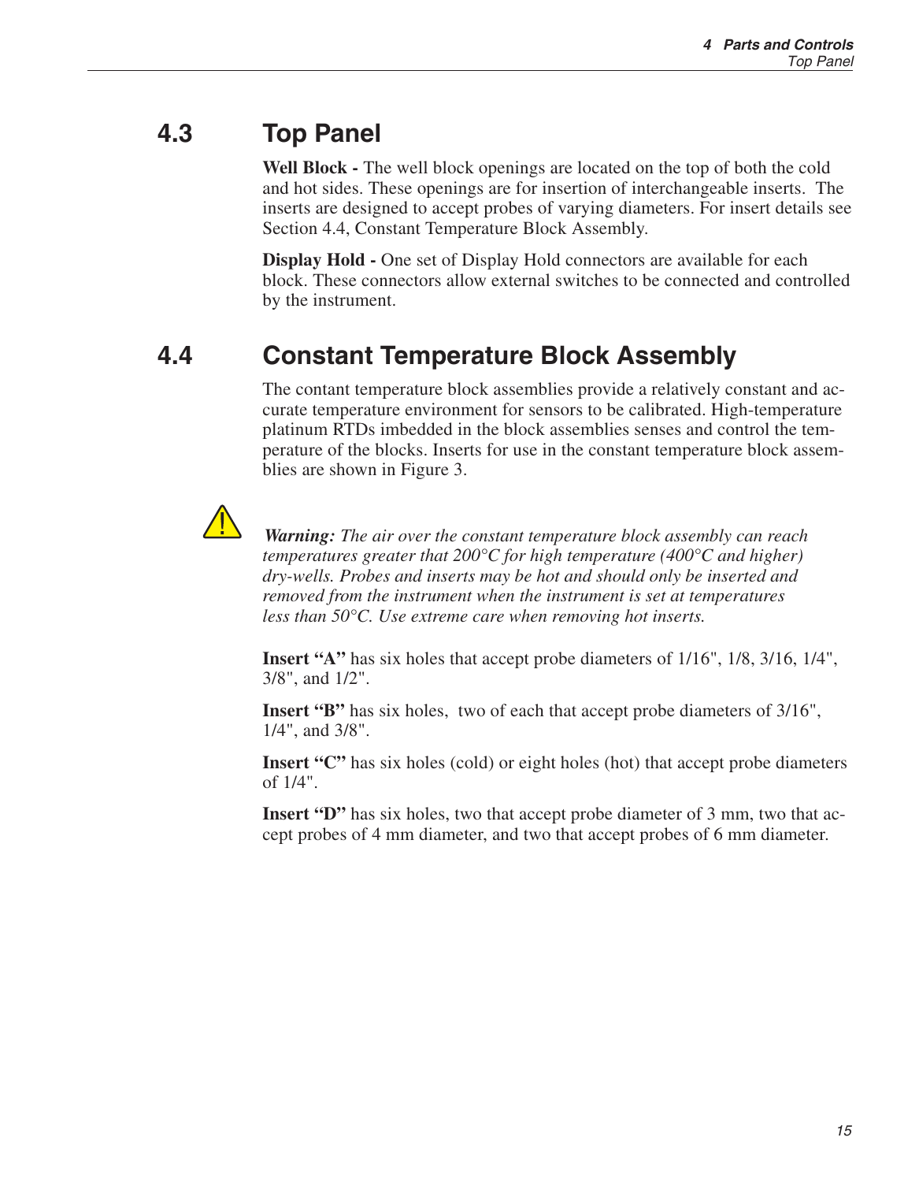## 4.3 Top Panel

**Well Block -** The well block openings are located on the top of both the cold and hot sides. These openings are for insertion of interchangeable inserts. The inserts are designed to accept probes of varying diameters. For insert details see Section 4.4, Constant Temperature Block Assembly.

**Display Hold -** One set of Display Hold connectors are available for each block. These connectors allow external switches to be connected and controlled by the instrument.

## 4.4 Constant Temperature Block Assembly

The contant temperature block assemblies provide a relatively constant and accurate temperature environment for sensors to be calibrated. High-temperature platinum RTDs imbedded in the block assemblies senses and control the temperature of the blocks. Inserts for use in the constant temperature block assemblies are shown in Figure 3.

***Warning:*** *The air over the constant temperature block assembly can reach temperatures greater that 200°C for high temperature (400°C and higher) dry-wells. Probes and inserts may be hot and should only be inserted and removed from the instrument when the instrument is set at temperatures less than 50°C. Use extreme care when removing hot inserts.*

**Insert "A"** has six holes that accept probe diameters of 1/16", 1/8, 3/16, 1/4", 3/8", and 1/2".

**Insert "B"** has six holes, two of each that accept probe diameters of 3/16", 1/4", and 3/8".

**Insert "C"** has six holes (cold) or eight holes (hot) that accept probe diameters of 1/4".

**Insert "D"** has six holes, two that accept probe diameter of 3 mm, two that accept probes of 4 mm diameter, and two that accept probes of 6 mm diameter.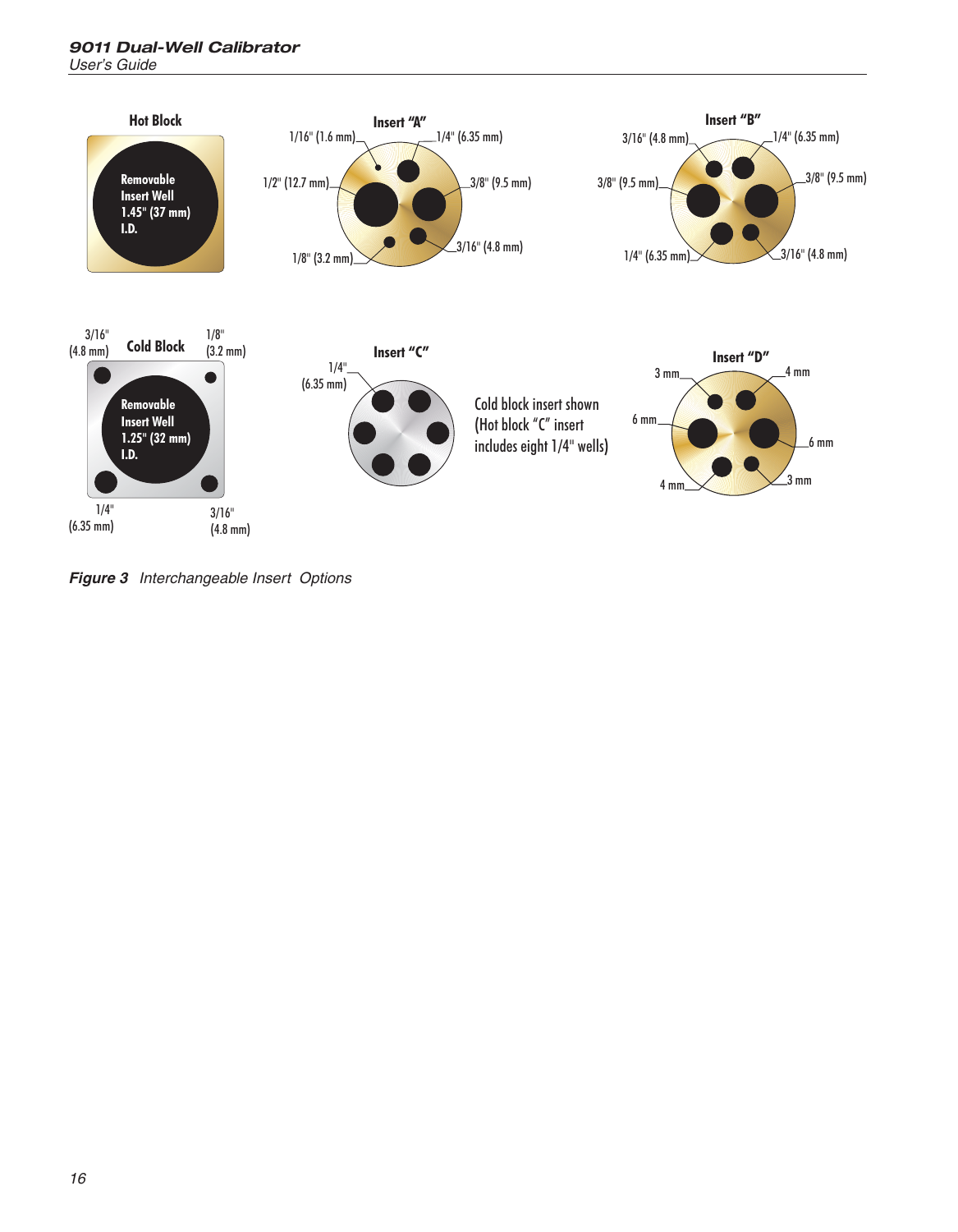Hot Block

Removable Insert Well 1.45" (37 mm) I.D.

Insert "A"

1/16" (1.6 mm)
1/4" (6.35 mm)
1/2" (12.7 mm)
3/8" (9.5 mm)
1/8" (3.2 mm)
3/16" (4.8 mm)

Insert "B"

3/16" (4.8 mm)
1/4" (6.35 mm)
3/8" (9.5 mm)
3/8" (9.5 mm)
1/4" (6.35 mm)
3/16" (4.8 mm)

Cold Block

3/16" (4.8 mm)
1/8" (3.2 mm)

Removable Insert Well 1.25" (32 mm) I.D.

1/4" (6.35 mm)
3/16" (4.8 mm)

Insert "C"

1/4" (6.35 mm)

Cold block insert shown (Hot block "C" insert includes eight 1/4" wells)

Insert "D"

3 mm
4 mm
6 mm
6 mm
4 mm
3 mm

***Figure 3*** *Interchangeable Insert Options*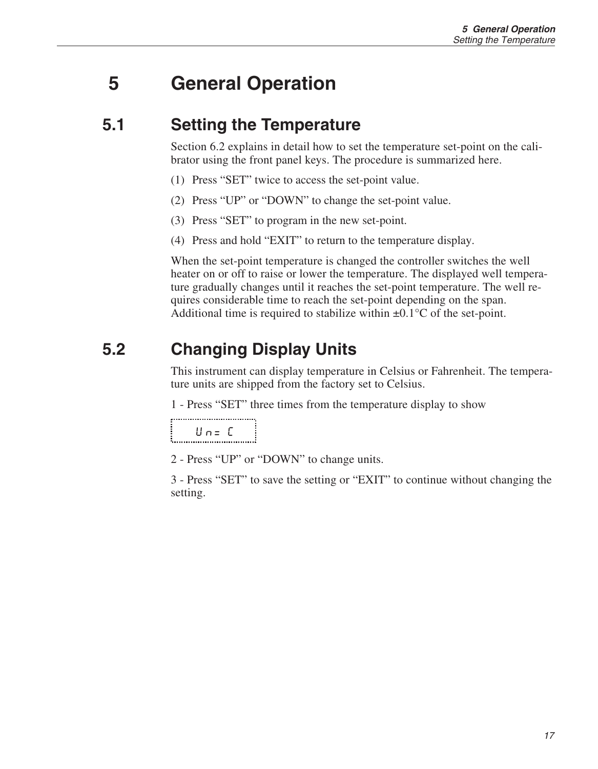# 5 General Operation

## 5.1 Setting the Temperature

Section 6.2 explains in detail how to set the temperature set-point on the calibrator using the front panel keys. The procedure is summarized here.

(1) Press “SET” twice to access the set-point value.

(2) Press “UP” or “DOWN” to change the set-point value.

(3) Press “SET” to program in the new set-point.

(4) Press and hold “EXIT” to return to the temperature display.

When the set-point temperature is changed the controller switches the well heater on or off to raise or lower the temperature. The displayed well temperature gradually changes until it reaches the set-point temperature. The well requires considerable time to reach the set-point depending on the span. Additional time is required to stabilize within ±0.1°C of the set-point.

## 5.2 Changing Display Units

This instrument can display temperature in Celsius or Fahrenheit. The temperature units are shipped from the factory set to Celsius.

1 - Press “SET” three times from the temperature display to show

```
Un= C
```

2 - Press “UP” or “DOWN” to change units.

3 - Press “SET” to save the setting or “EXIT” to continue without changing the setting.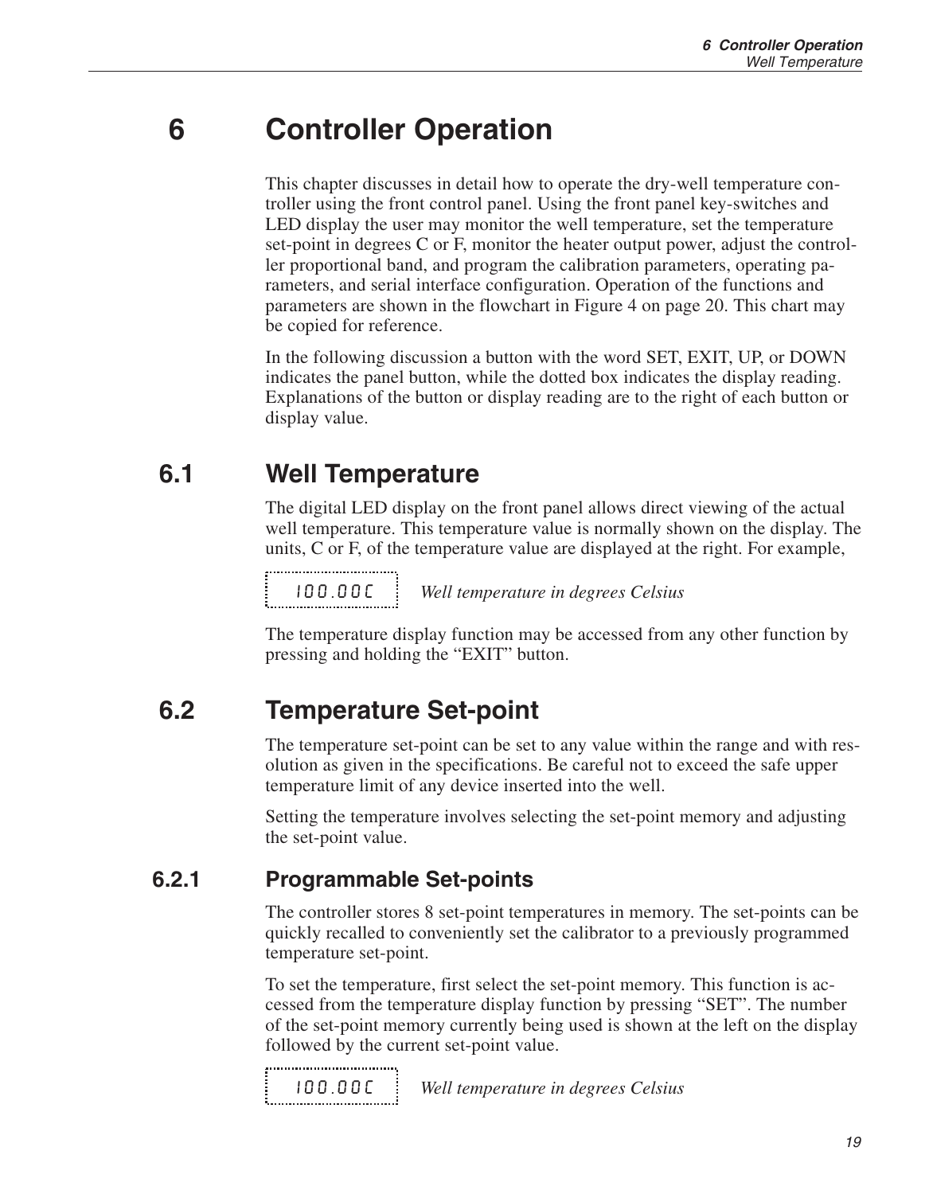# 6 Controller Operation

This chapter discusses in detail how to operate the dry-well temperature controller using the front control panel. Using the front panel key-switches and LED display the user may monitor the well temperature, set the temperature set-point in degrees C or F, monitor the heater output power, adjust the controller proportional band, and program the calibration parameters, operating parameters, and serial interface configuration. Operation of the functions and parameters are shown in the flowchart in Figure 4 on page 20. This chart may be copied for reference.

In the following discussion a button with the word SET, EXIT, UP, or DOWN indicates the panel button, while the dotted box indicates the display reading. Explanations of the button or display reading are to the right of each button or display value.

## 6.1 Well Temperature

The digital LED display on the front panel allows direct viewing of the actual well temperature. This temperature value is normally shown on the display. The units, C or F, of the temperature value are displayed at the right. For example,

`100.00C` *Well temperature in degrees Celsius*

The temperature display function may be accessed from any other function by pressing and holding the “EXIT” button.

## 6.2 Temperature Set-point

The temperature set-point can be set to any value within the range and with resolution as given in the specifications. Be careful not to exceed the safe upper temperature limit of any device inserted into the well.

Setting the temperature involves selecting the set-point memory and adjusting the set-point value.

### 6.2.1 Programmable Set-points

The controller stores 8 set-point temperatures in memory. The set-points can be quickly recalled to conveniently set the calibrator to a previously programmed temperature set-point.

To set the temperature, first select the set-point memory. This function is accessed from the temperature display function by pressing “SET”. The number of the set-point memory currently being used is shown at the left on the display followed by the current set-point value.

`100.00C` *Well temperature in degrees Celsius*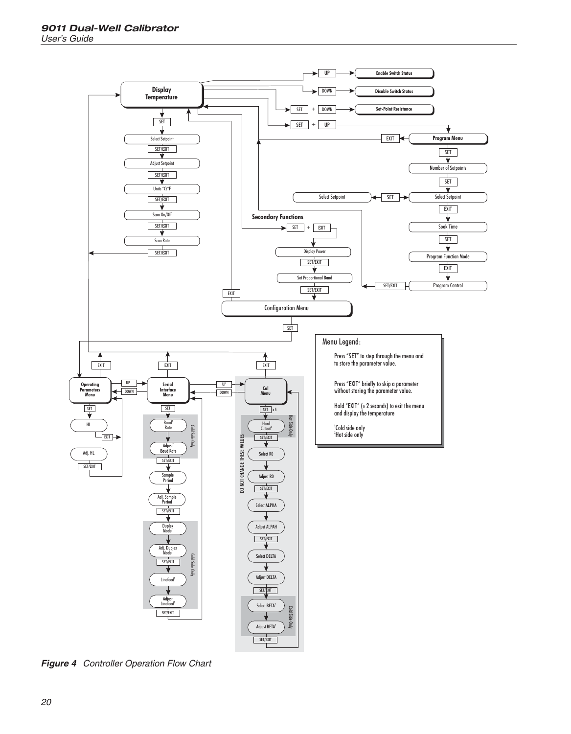Display Temperature

UP → Enable Switch Status

DOWN → Disable Switch Status

SET + DOWN → Set-Point Resistance

SET + UP → Program Menu

SET → Select Setpoint

SET/EXIT → Adjust Setpoint

SET/EXIT → Units °C/°F

SET/EXIT → Scan On/Off

SET/EXIT → Scan Rate

SET/EXIT

Program Menu → EXIT

SET → Number of Setpoints

SET → Select Setpoint → SET → Select Setpoint

EXIT → Soak Time

SET → Program Function Mode

EXIT → Program Control → SET/EXIT

**Secondary Functions**

SET + EXIT → Display Power

SET/EXIT → Set Proportional Band

SET/EXIT → Configuration Menu

EXIT

SET

**Operating Parameters Menu** (UP/DOWN, EXIT)

SET → HL → EXIT → Adj. HL → SET/EXIT

**Serial Interface Menu** (UP/DOWN, EXIT)

SET → Baud Rate[†] → Adjust Baud Rate[†] → SET/EXIT (Cold Side Only)

Sample Period → Adj. Sample Period → SET/EXIT

Duplex Mode[†] → Adj. Duplex Mode[†] → SET/EXIT → Linefeed[†] → Adjust Linefeed[†] → SET/EXIT (Cold Side Only)

**Cal Menu** (EXIT)

DO NOT CHANGE THESE VALUES

SET x 5 → Hard Cutout[‡] (Hot Side Only) → SET/EXIT

Select R0 → Adjust R0 → SET/EXIT

Select ALPHA → Adjust ALPAH → SET/EXIT

Select DELTA → Adjust DELTA → SET/EXIT

Select BETA[†] → Adjust BETA[†] → SET/EXIT (Cold Side Only)

Menu Legend:

Press "SET" to step through the menu and to store the parameter value.

Press "EXIT" briefly to skip a parameter without storing the parameter value.

Hold "EXIT" (» 2 seconds) to exit the menu and display the temperature

[†]Cold side only
[‡]Hot side only

***Figure 4*** *Controller Operation Flow Chart*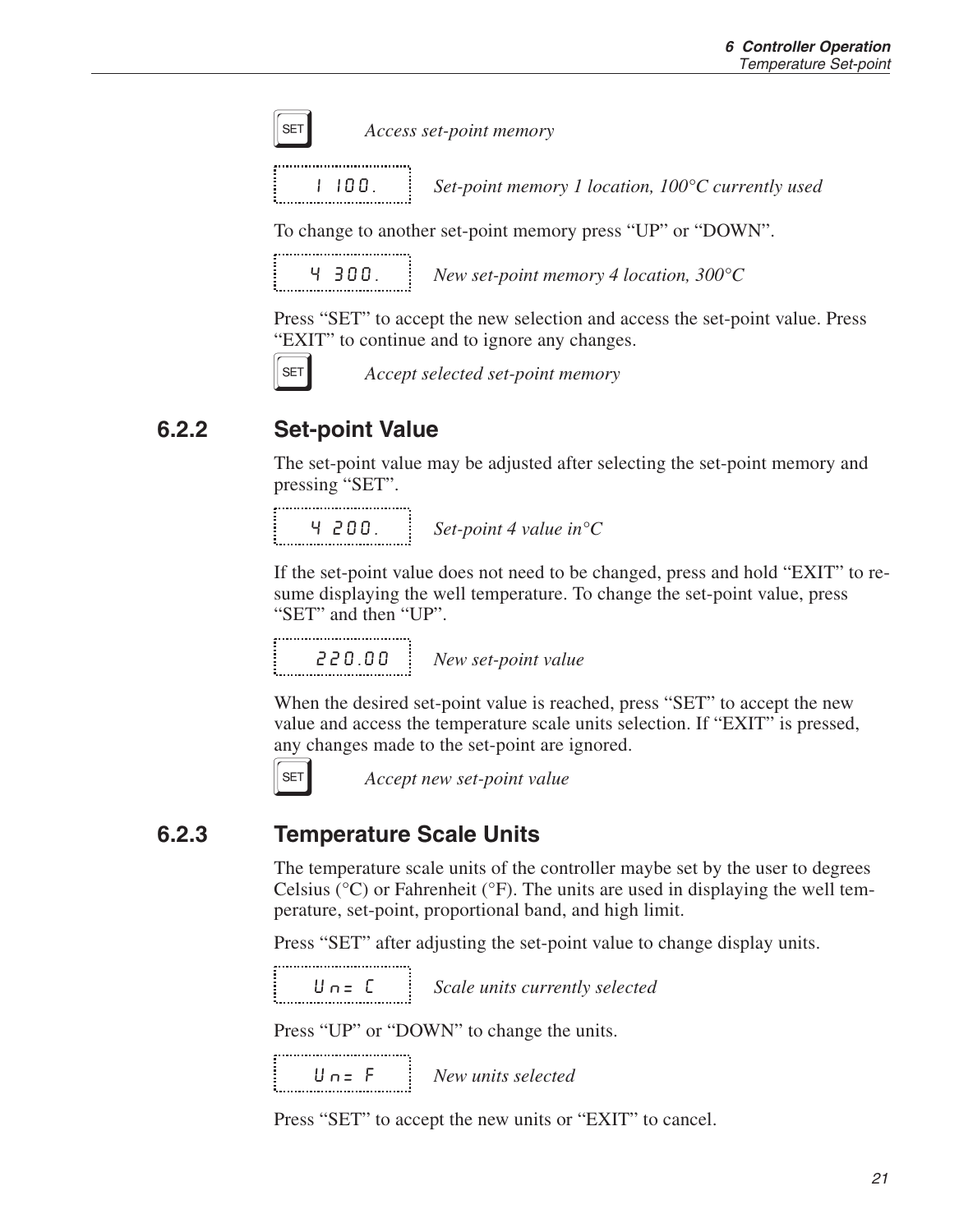SET Access set-point memory

```
1 100.
```

*Set-point memory 1 location, 100°C currently used*

To change to another set-point memory press “UP” or “DOWN”.

```
4 300.
```

*New set-point memory 4 location, 300°C*

Press “SET” to accept the new selection and access the set-point value. Press “EXIT” to continue and to ignore any changes.

SET *Accept selected set-point memory*

### 6.2.2 Set-point Value

The set-point value may be adjusted after selecting the set-point memory and pressing “SET”.

```
4 200.
```

*Set-point 4 value in°C*

If the set-point value does not need to be changed, press and hold “EXIT” to resume displaying the well temperature. To change the set-point value, press “SET” and then “UP”.

```
220.00
```

*New set-point value*

When the desired set-point value is reached, press “SET” to accept the new value and access the temperature scale units selection. If “EXIT” is pressed, any changes made to the set-point are ignored.

SET *Accept new set-point value*

### 6.2.3 Temperature Scale Units

The temperature scale units of the controller maybe set by the user to degrees Celsius (°C) or Fahrenheit (°F). The units are used in displaying the well temperature, set-point, proportional band, and high limit.

Press “SET” after adjusting the set-point value to change display units.

```
Un= C
```

*Scale units currently selected*

Press “UP” or “DOWN” to change the units.

```
Un= F
```

*New units selected*

Press “SET” to accept the new units or “EXIT” to cancel.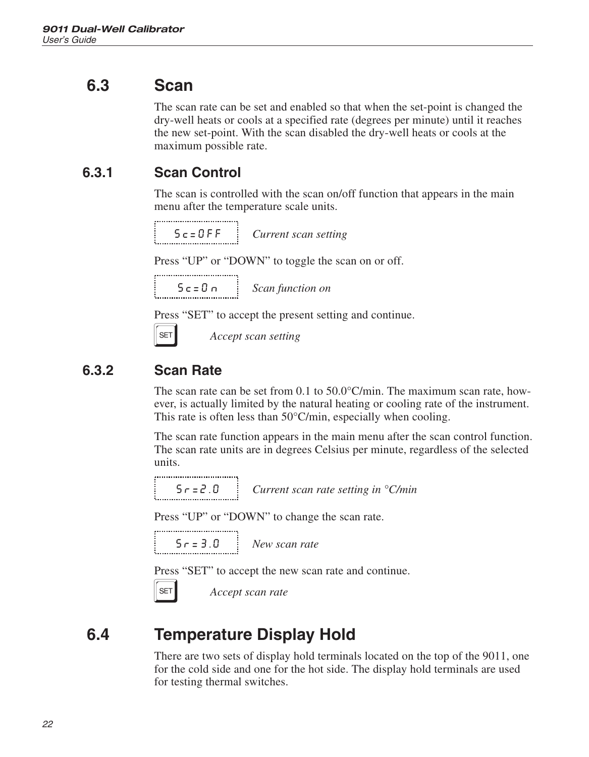## 6.3 Scan

The scan rate can be set and enabled so that when the set-point is changed the dry-well heats or cools at a specified rate (degrees per minute) until it reaches the new set-point. With the scan disabled the dry-well heats or cools at the maximum possible rate.

### 6.3.1 Scan Control

The scan is controlled with the scan on/off function that appears in the main menu after the temperature scale units.

```
Sc=OFF
```
*Current scan setting*

Press “UP” or “DOWN” to toggle the scan on or off.

```
Sc=On
```
*Scan function on*

Press “SET” to accept the present setting and continue.

SET *Accept scan setting*

### 6.3.2 Scan Rate

The scan rate can be set from 0.1 to 50.0°C/min. The maximum scan rate, however, is actually limited by the natural heating or cooling rate of the instrument. This rate is often less than 50°C/min, especially when cooling.

The scan rate function appears in the main menu after the scan control function. The scan rate units are in degrees Celsius per minute, regardless of the selected units.

```
Sr=2.0
```
*Current scan rate setting in °C/min*

Press “UP” or “DOWN” to change the scan rate.

```
Sr=3.0
```
*New scan rate*

Press “SET” to accept the new scan rate and continue.

SET *Accept scan rate*

## 6.4 Temperature Display Hold

There are two sets of display hold terminals located on the top of the 9011, one for the cold side and one for the hot side. The display hold terminals are used for testing thermal switches.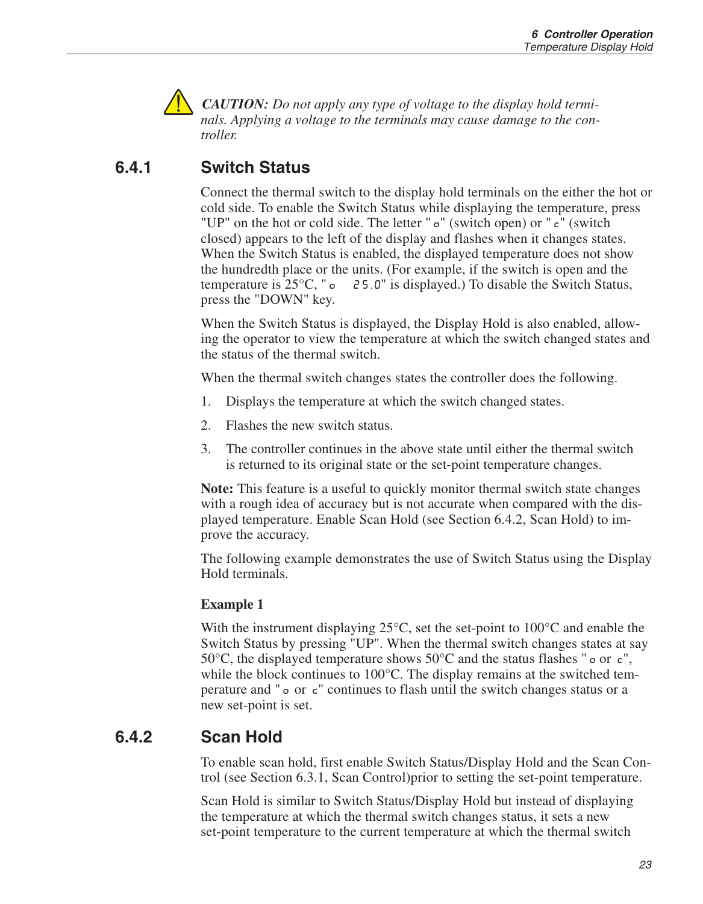**CAUTION:** *Do not apply any type of voltage to the display hold terminals. Applying a voltage to the terminals may cause damage to the controller.*

### 6.4.1 Switch Status

Connect the thermal switch to the display hold terminals on the either the hot or cold side. To enable the Switch Status while displaying the temperature, press "UP" on the hot or cold side. The letter "o" (switch open) or "c" (switch closed) appears to the left of the display and flashes when it changes states. When the Switch Status is enabled, the displayed temperature does not show the hundredth place or the units. (For example, if the switch is open and the temperature is 25°C, "o 25.0" is displayed.) To disable the Switch Status, press the "DOWN" key.

When the Switch Status is displayed, the Display Hold is also enabled, allowing the operator to view the temperature at which the switch changed states and the status of the thermal switch.

When the thermal switch changes states the controller does the following.

1. Displays the temperature at which the switch changed states.
2. Flashes the new switch status.
3. The controller continues in the above state until either the thermal switch is returned to its original state or the set-point temperature changes.

**Note:** This feature is a useful to quickly monitor thermal switch state changes with a rough idea of accuracy but is not accurate when compared with the displayed temperature. Enable Scan Hold (see Section 6.4.2, Scan Hold) to improve the accuracy.

The following example demonstrates the use of Switch Status using the Display Hold terminals.

**Example 1**

With the instrument displaying 25°C, set the set-point to 100°C and enable the Switch Status by pressing "UP". When the thermal switch changes states at say 50°C, the displayed temperature shows 50°C and the status flashes "o or c", while the block continues to 100°C. The display remains at the switched temperature and "o or c" continues to flash until the switch changes status or a new set-point is set.

### 6.4.2 Scan Hold

To enable scan hold, first enable Switch Status/Display Hold and the Scan Control (see Section 6.3.1, Scan Control)prior to setting the set-point temperature.

Scan Hold is similar to Switch Status/Display Hold but instead of displaying the temperature at which the thermal switch changes status, it sets a new set-point temperature to the current temperature at which the thermal switch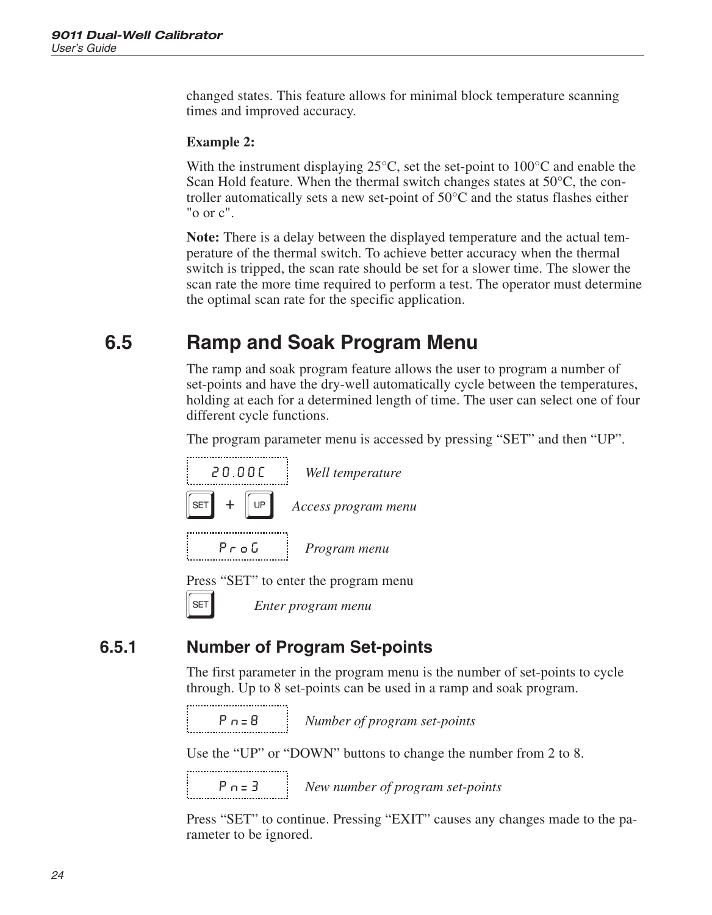changed states. This feature allows for minimal block temperature scanning times and improved accuracy.

**Example 2:**

With the instrument displaying 25°C, set the set-point to 100°C and enable the Scan Hold feature. When the thermal switch changes states at 50°C, the controller automatically sets a new set-point of 50°C and the status flashes either "o or c".

**Note:** There is a delay between the displayed temperature and the actual temperature of the thermal switch. To achieve better accuracy when the thermal switch is tripped, the scan rate should be set for a slower time. The slower the scan rate the more time required to perform a test. The operator must determine the optimal scan rate for the specific application.

## 6.5 Ramp and Soak Program Menu

The ramp and soak program feature allows the user to program a number of set-points and have the dry-well automatically cycle between the temperatures, holding at each for a determined length of time. The user can select one of four different cycle functions.

The program parameter menu is accessed by pressing "SET" and then "UP".

`20.00C` *Well temperature*

SET + UP *Access program menu*

`ProG` *Program menu*

Press "SET" to enter the program menu

SET *Enter program menu*

### 6.5.1 Number of Program Set-points

The first parameter in the program menu is the number of set-points to cycle through. Up to 8 set-points can be used in a ramp and soak program.

`Pn=8` *Number of program set-points*

Use the "UP" or "DOWN" buttons to change the number from 2 to 8.

`Pn=3` *New number of program set-points*

Press "SET" to continue. Pressing "EXIT" causes any changes made to the parameter to be ignored.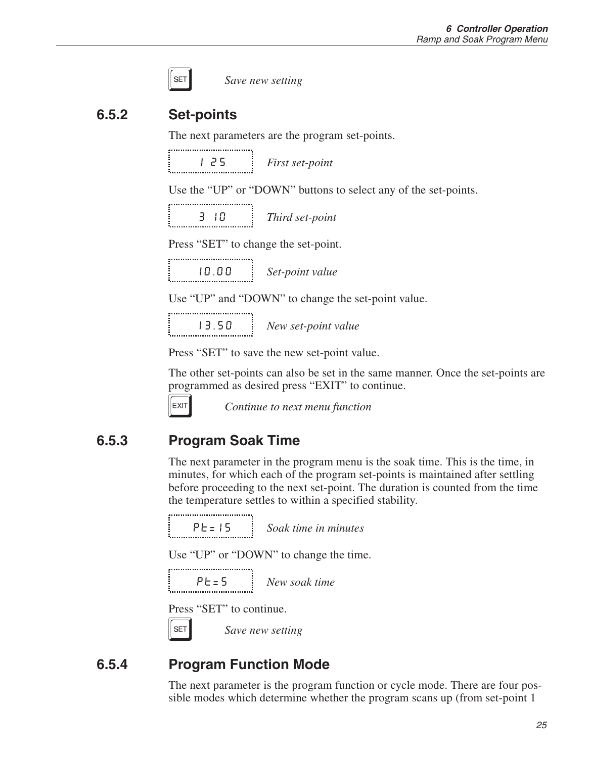SET — *Save new setting*

### 6.5.2 Set-points

The next parameters are the program set-points.

`1 25` — *First set-point*

Use the “UP” or “DOWN” buttons to select any of the set-points.

`3 10` — *Third set-point*

Press “SET” to change the set-point.

`10.00` — *Set-point value*

Use “UP” and “DOWN” to change the set-point value.

`13.50` — *New set-point value*

Press “SET” to save the new set-point value.

The other set-points can also be set in the same manner. Once the set-points are programmed as desired press “EXIT” to continue.

EXIT — *Continue to next menu function*

### 6.5.3 Program Soak Time

The next parameter in the program menu is the soak time. This is the time, in minutes, for which each of the program set-points is maintained after settling before proceeding to the next set-point. The duration is counted from the time the temperature settles to within a specified stability.

`Pt=15` — *Soak time in minutes*

Use “UP” or “DOWN” to change the time.

`Pt=5` — *New soak time*

Press “SET” to continue.

SET — *Save new setting*

### 6.5.4 Program Function Mode

The next parameter is the program function or cycle mode. There are four possible modes which determine whether the program scans up (from set-point 1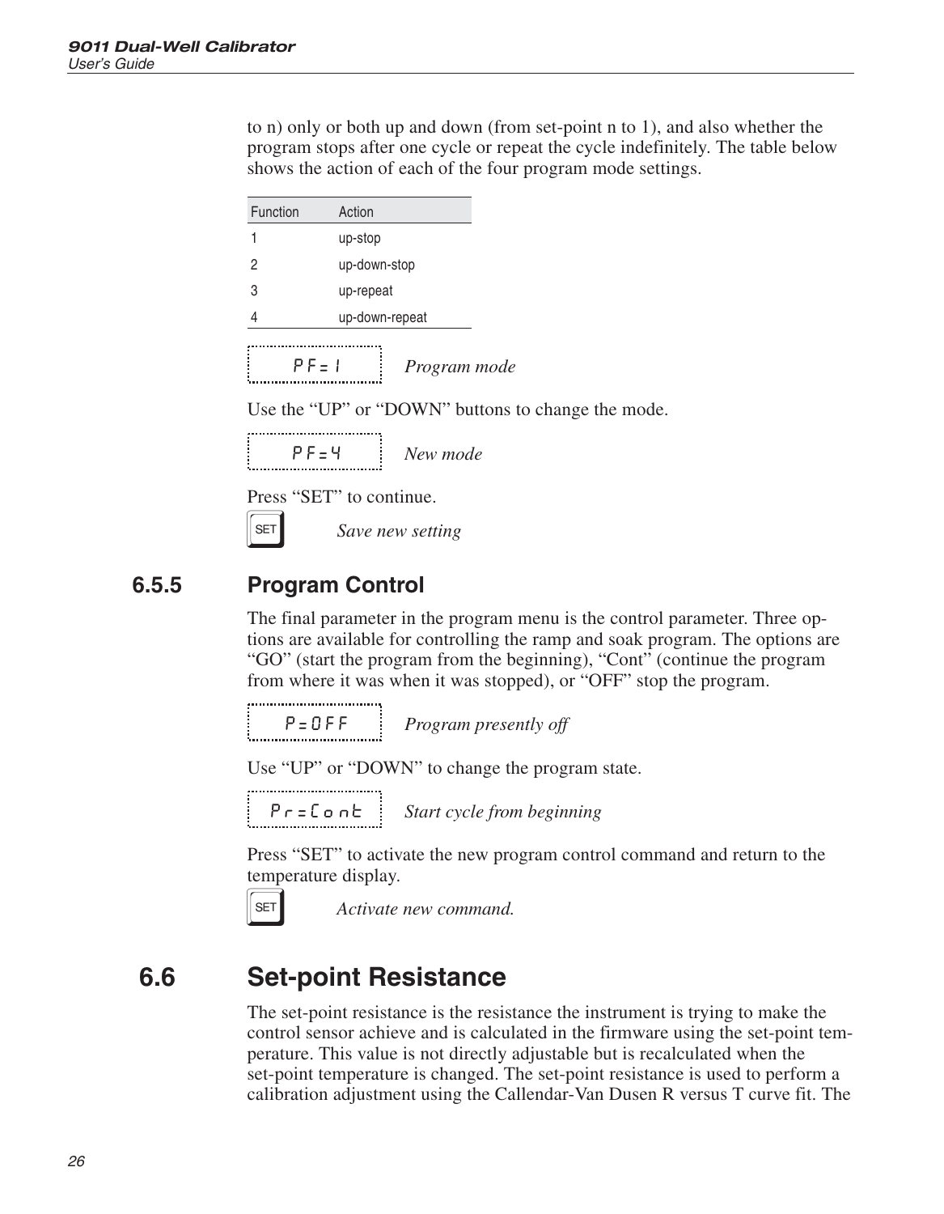to n) only or both up and down (from set-point n to 1), and also whether the program stops after one cycle or repeat the cycle indefinitely. The table below shows the action of each of the four program mode settings.

| Function | Action |
|---|---|
| 1 | up-stop |
| 2 | up-down-stop |
| 3 | up-repeat |
| 4 | up-down-repeat |

```
PF=1
```

*Program mode*

Use the “UP” or “DOWN” buttons to change the mode.

```
PF=4
```

*New mode*

Press “SET” to continue.

SET *Save new setting*

### 6.5.5 Program Control

The final parameter in the program menu is the control parameter. Three options are available for controlling the ramp and soak program. The options are “GO” (start the program from the beginning), “Cont” (continue the program from where it was when it was stopped), or “OFF” stop the program.

```
P=OFF
```

*Program presently off*

Use “UP” or “DOWN” to change the program state.

```
Pr=Cont
```

*Start cycle from beginning*

Press “SET” to activate the new program control command and return to the temperature display.

SET *Activate new command.*

## 6.6 Set-point Resistance

The set-point resistance is the resistance the instrument is trying to make the control sensor achieve and is calculated in the firmware using the set-point temperature. This value is not directly adjustable but is recalculated when the set-point temperature is changed. The set-point resistance is used to perform a calibration adjustment using the Callendar-Van Dusen R versus T curve fit. The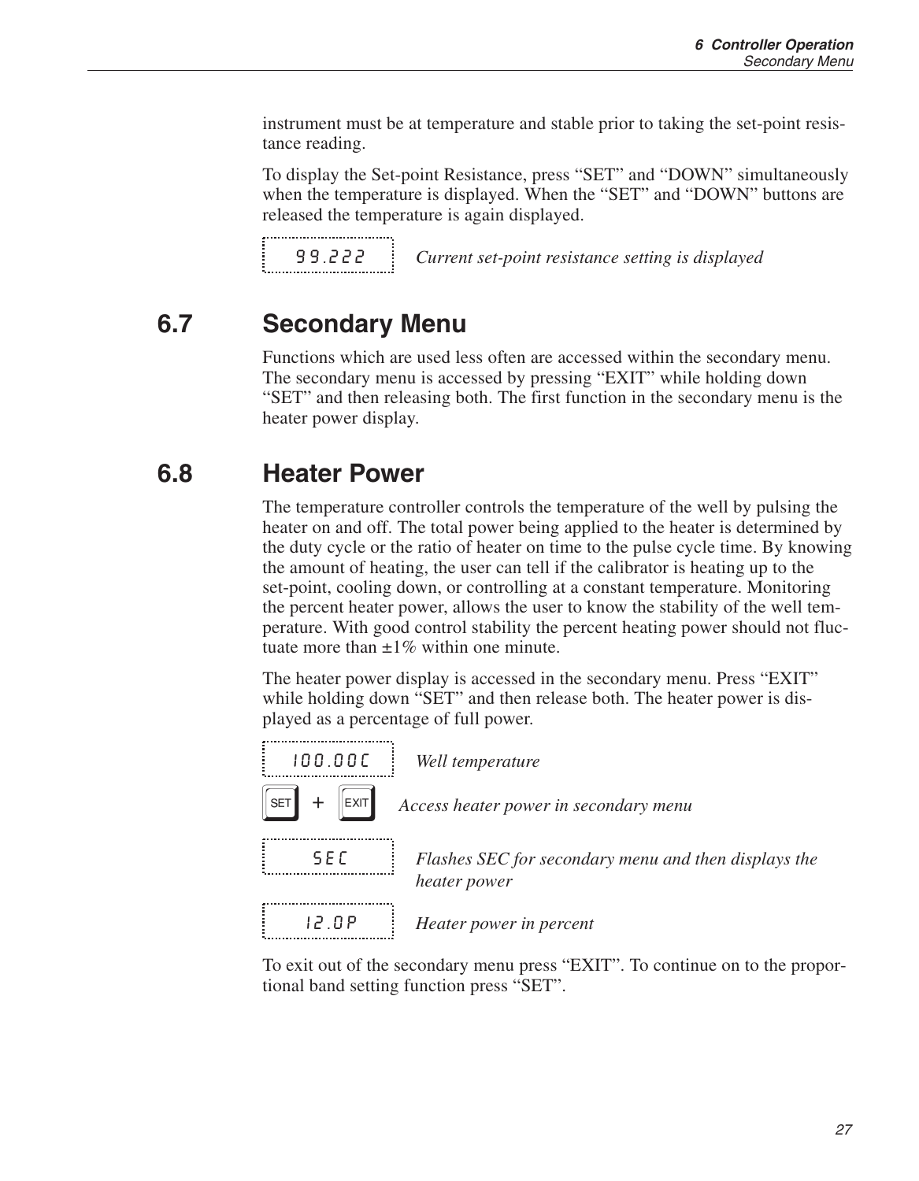instrument must be at temperature and stable prior to taking the set-point resistance reading.

To display the Set-point Resistance, press “SET” and “DOWN” simultaneously when the temperature is displayed. When the “SET” and “DOWN” buttons are released the temperature is again displayed.

| Display | Description |
| --- | --- |
| 99.222 | *Current set-point resistance setting is displayed* |

## 6.7 Secondary Menu

Functions which are used less often are accessed within the secondary menu. The secondary menu is accessed by pressing “EXIT” while holding down “SET” and then releasing both. The first function in the secondary menu is the heater power display.

## 6.8 Heater Power

The temperature controller controls the temperature of the well by pulsing the heater on and off. The total power being applied to the heater is determined by the duty cycle or the ratio of heater on time to the pulse cycle time. By knowing the amount of heating, the user can tell if the calibrator is heating up to the set-point, cooling down, or controlling at a constant temperature. Monitoring the percent heater power, allows the user to know the stability of the well temperature. With good control stability the percent heating power should not fluctuate more than ±1% within one minute.

The heater power display is accessed in the secondary menu. Press “EXIT” while holding down “SET” and then release both. The heater power is displayed as a percentage of full power.

| Display / Key | Description |
| --- | --- |
| 100.00C | *Well temperature* |
| SET + EXIT | *Access heater power in secondary menu* |
| SEC | *Flashes SEC for secondary menu and then displays the heater power* |
| 12.0P | *Heater power in percent* |

To exit out of the secondary menu press “EXIT”. To continue on to the proportional band setting function press “SET”.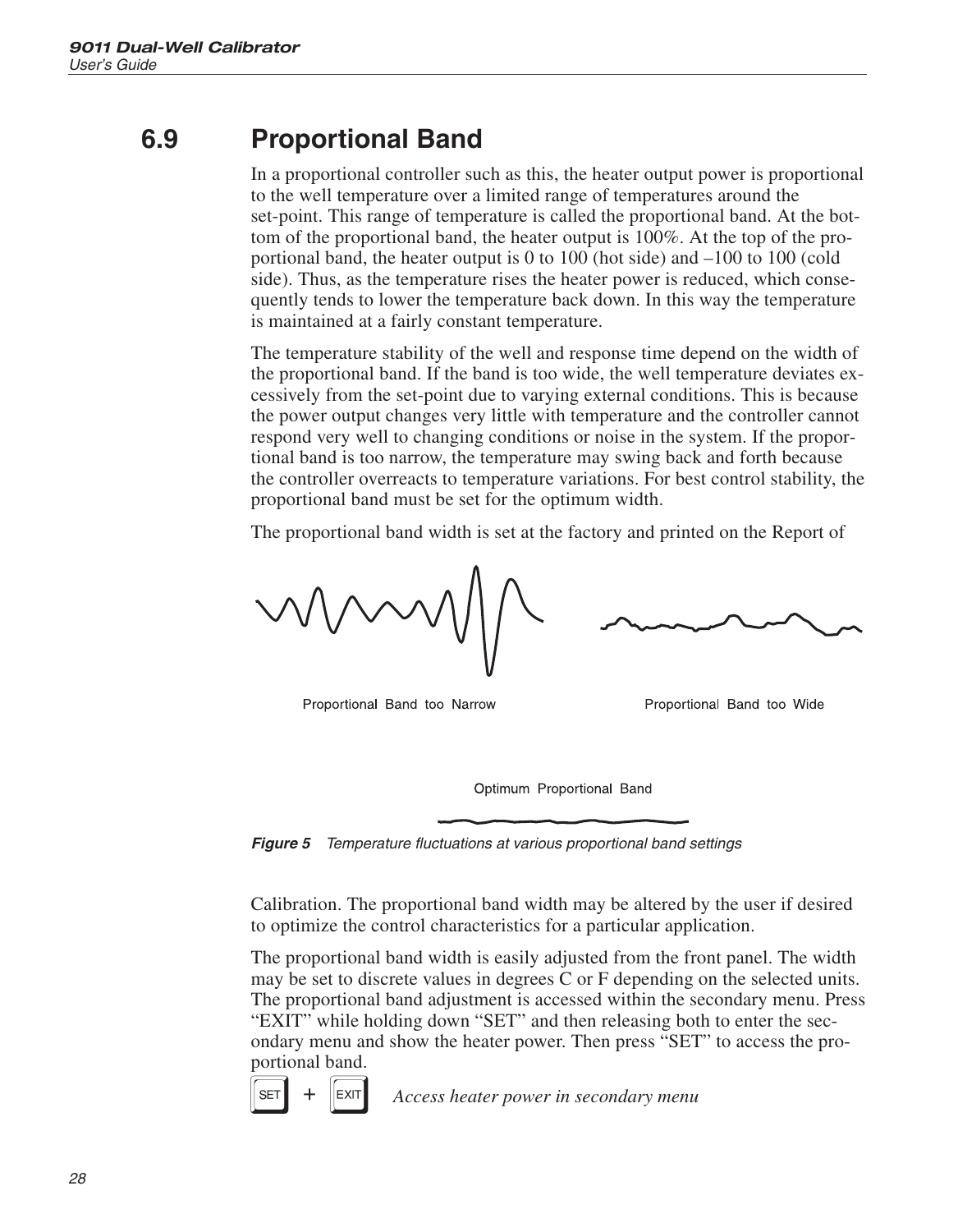## 6.9 Proportional Band

In a proportional controller such as this, the heater output power is proportional to the well temperature over a limited range of temperatures around the set-point. This range of temperature is called the proportional band. At the bottom of the proportional band, the heater output is 100%. At the top of the proportional band, the heater output is 0 to 100 (hot side) and –100 to 100 (cold side). Thus, as the temperature rises the heater power is reduced, which consequently tends to lower the temperature back down. In this way the temperature is maintained at a fairly constant temperature.

The temperature stability of the well and response time depend on the width of the proportional band. If the band is too wide, the well temperature deviates excessively from the set-point due to varying external conditions. This is because the power output changes very little with temperature and the controller cannot respond very well to changing conditions or noise in the system. If the proportional band is too narrow, the temperature may swing back and forth because the controller overreacts to temperature variations. For best control stability, the proportional band must be set for the optimum width.

The proportional band width is set at the factory and printed on the Report of Calibration. The proportional band width may be altered by the user if desired to optimize the control characteristics for a particular application.

Proportional Band too Narrow

Proportional Band too Wide

Optimum Proportional Band

*Figure 5 Temperature fluctuations at various proportional band settings*

The proportional band width is easily adjusted from the front panel. The width may be set to discrete values in degrees C or F depending on the selected units. The proportional band adjustment is accessed within the secondary menu. Press "EXIT" while holding down "SET" and then releasing both to enter the secondary menu and show the heater power. Then press "SET" to access the proportional band.

SET + EXIT *Access heater power in secondary menu*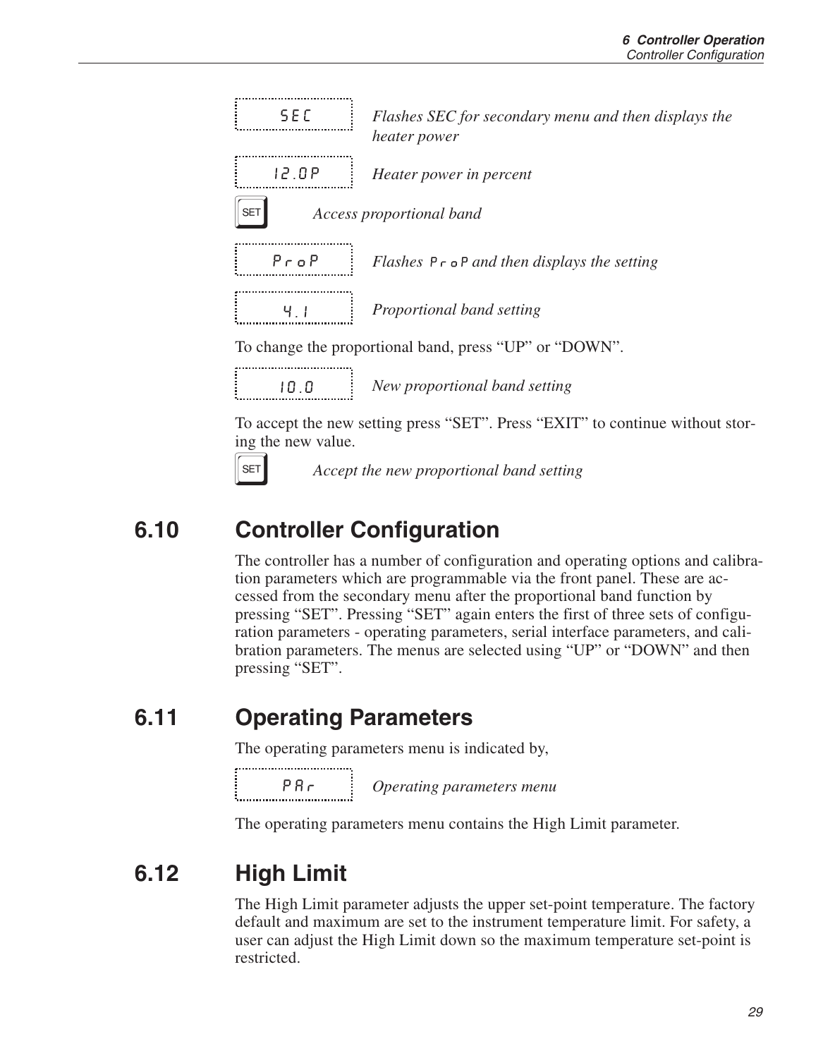| | |
|---|---|
| SEC | *Flashes SEC for secondary menu and then displays the heater power* |
| 12.0P | *Heater power in percent* |

SET *Access proportional band*

| | |
|---|---|
| ProP | *Flashes* ProP *and then displays the setting* |
| 4.1 | *Proportional band setting* |

To change the proportional band, press “UP” or “DOWN”.

| | |
|---|---|
| 10.0 | *New proportional band setting* |

To accept the new setting press “SET”. Press “EXIT” to continue without storing the new value.

SET *Accept the new proportional band setting*

## 6.10 Controller Configuration

The controller has a number of configuration and operating options and calibration parameters which are programmable via the front panel. These are accessed from the secondary menu after the proportional band function by pressing “SET”. Pressing “SET” again enters the first of three sets of configuration parameters - operating parameters, serial interface parameters, and calibration parameters. The menus are selected using “UP” or “DOWN” and then pressing “SET”.

## 6.11 Operating Parameters

The operating parameters menu is indicated by,

| | |
|---|---|
| PAr | *Operating parameters menu* |

The operating parameters menu contains the High Limit parameter.

## 6.12 High Limit

The High Limit parameter adjusts the upper set-point temperature. The factory default and maximum are set to the instrument temperature limit. For safety, a user can adjust the High Limit down so the maximum temperature set-point is restricted.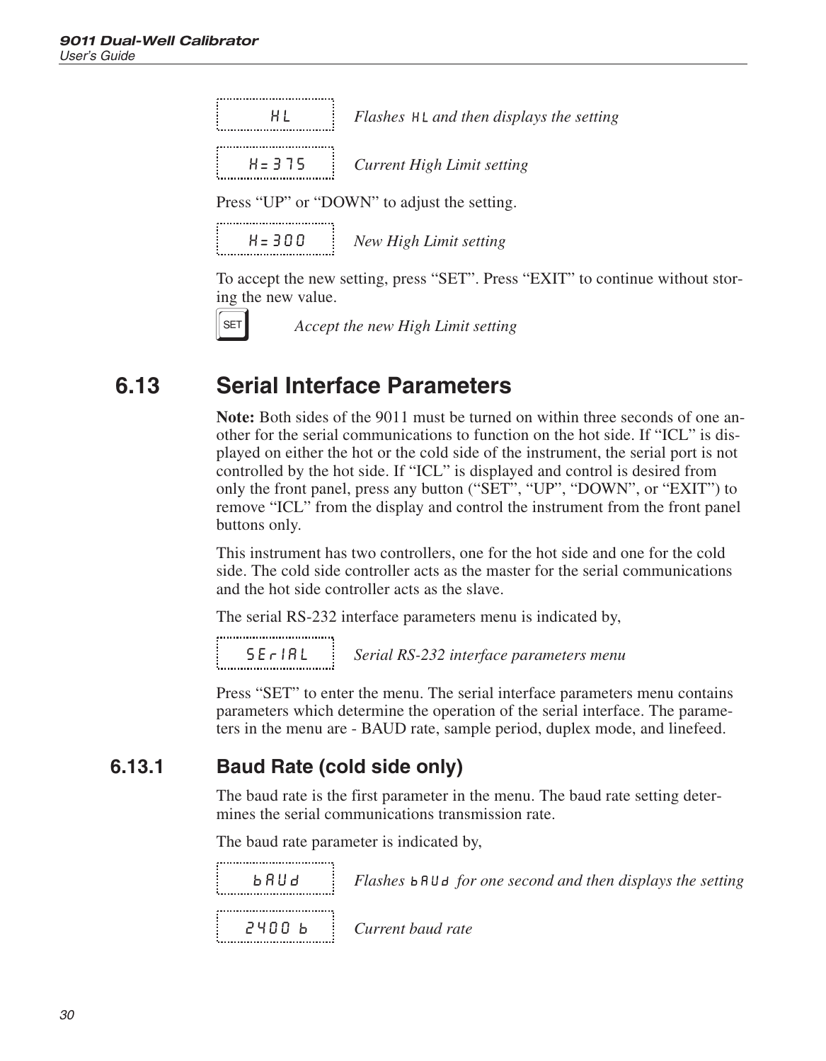| HL | *Flashes HL and then displays the setting* |
|---|---|
| H=375 | *Current High Limit setting* |

Press "UP" or "DOWN" to adjust the setting.

| H=300 | *New High Limit setting* |
|---|---|

To accept the new setting, press "SET". Press "EXIT" to continue without storing the new value.

| SET | *Accept the new High Limit setting* |
|---|---|

## 6.13 Serial Interface Parameters

**Note:** Both sides of the 9011 must be turned on within three seconds of one another for the serial communications to function on the hot side. If "ICL" is displayed on either the hot or the cold side of the instrument, the serial port is not controlled by the hot side. If "ICL" is displayed and control is desired from only the front panel, press any button ("SET", "UP", "DOWN", or "EXIT") to remove "ICL" from the display and control the instrument from the front panel buttons only.

This instrument has two controllers, one for the hot side and one for the cold side. The cold side controller acts as the master for the serial communications and the hot side controller acts as the slave.

The serial RS-232 interface parameters menu is indicated by,

| SErIAL | *Serial RS-232 interface parameters menu* |
|---|---|

Press "SET" to enter the menu. The serial interface parameters menu contains parameters which determine the operation of the serial interface. The parameters in the menu are - BAUD rate, sample period, duplex mode, and linefeed.

### 6.13.1 Baud Rate (cold side only)

The baud rate is the first parameter in the menu. The baud rate setting determines the serial communications transmission rate.

The baud rate parameter is indicated by,

| bAUd | *Flashes bAUd for one second and then displays the setting* |
|---|---|
| 2400 b | *Current baud rate* |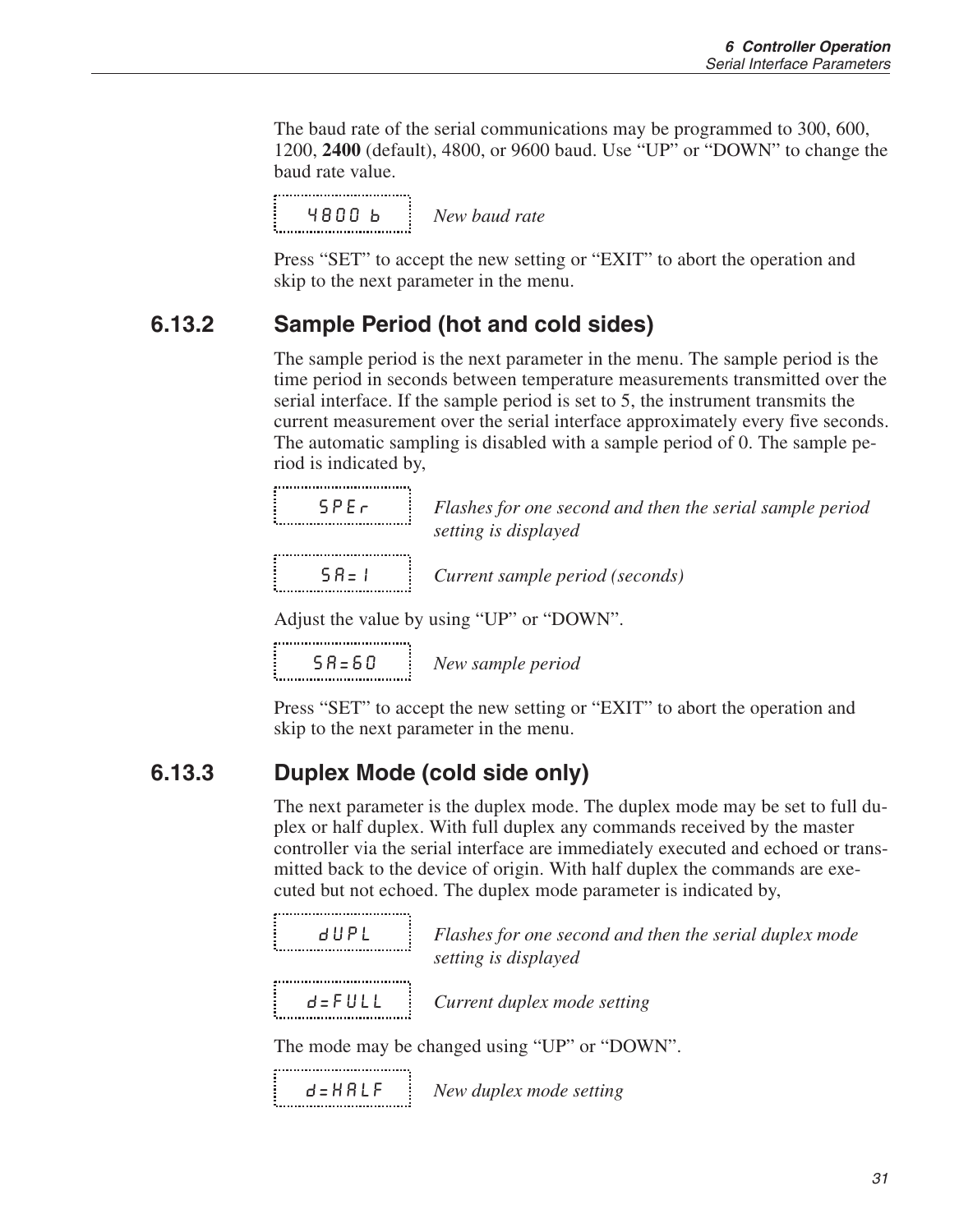The baud rate of the serial communications may be programmed to 300, 600, 1200, **2400** (default), 4800, or 9600 baud. Use “UP” or “DOWN” to change the baud rate value.

| | |
|---|---|
| `4800 b` | *New baud rate* |

Press “SET” to accept the new setting or “EXIT” to abort the operation and skip to the next parameter in the menu.

### 6.13.2 Sample Period (hot and cold sides)

The sample period is the next parameter in the menu. The sample period is the time period in seconds between temperature measurements transmitted over the serial interface. If the sample period is set to 5, the instrument transmits the current measurement over the serial interface approximately every five seconds. The automatic sampling is disabled with a sample period of 0. The sample period is indicated by,

| | |
|---|---|
| `SPEr` | *Flashes for one second and then the serial sample period setting is displayed* |
| `SA=1` | *Current sample period (seconds)* |

Adjust the value by using “UP” or “DOWN”.

| | |
|---|---|
| `SA=60` | *New sample period* |

Press “SET” to accept the new setting or “EXIT” to abort the operation and skip to the next parameter in the menu.

### 6.13.3 Duplex Mode (cold side only)

The next parameter is the duplex mode. The duplex mode may be set to full duplex or half duplex. With full duplex any commands received by the master controller via the serial interface are immediately executed and echoed or transmitted back to the device of origin. With half duplex the commands are executed but not echoed. The duplex mode parameter is indicated by,

| | |
|---|---|
| `dUPL` | *Flashes for one second and then the serial duplex mode setting is displayed* |
| `d=FULL` | *Current duplex mode setting* |

The mode may be changed using “UP” or “DOWN”.

| | |
|---|---|
| `d=HALF` | *New duplex mode setting* |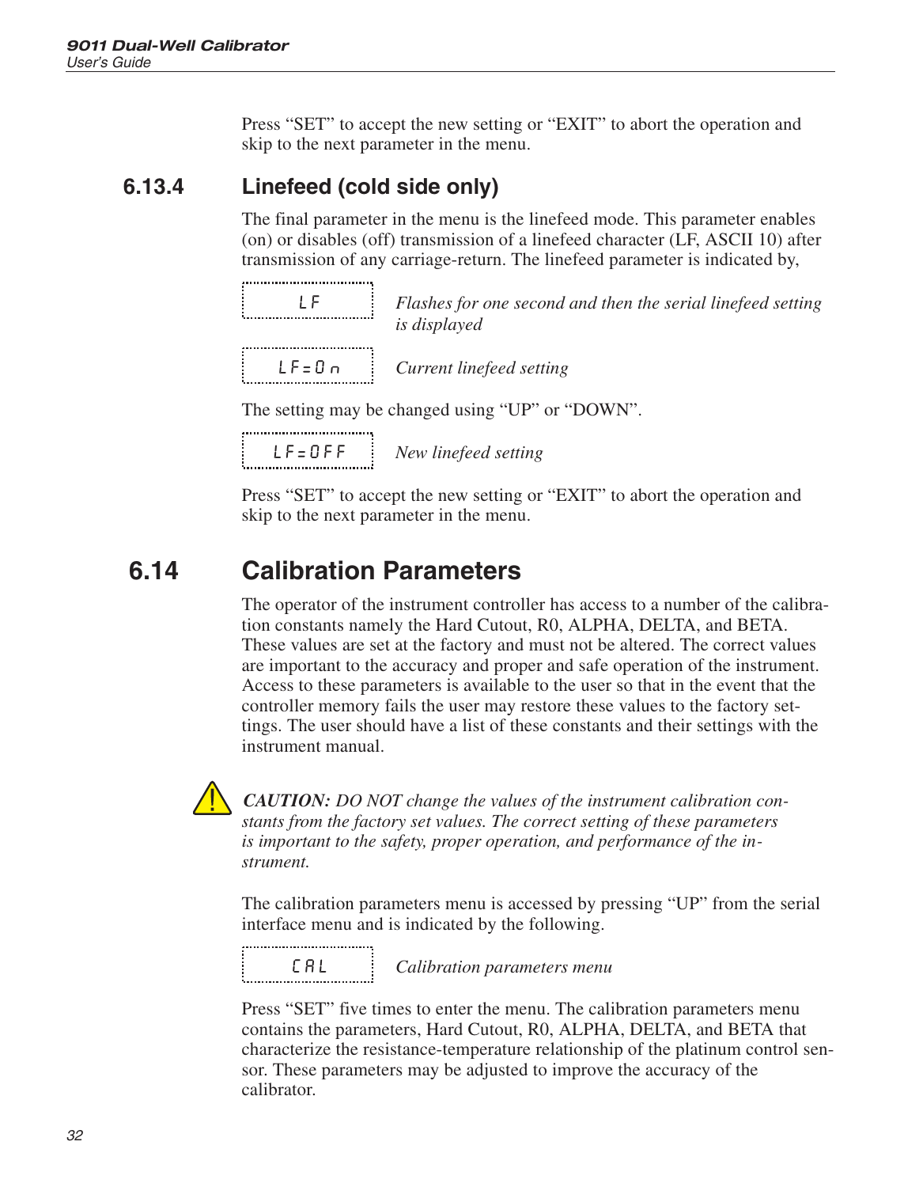Press “SET” to accept the new setting or “EXIT” to abort the operation and skip to the next parameter in the menu.

### 6.13.4 Linefeed (cold side only)

The final parameter in the menu is the linefeed mode. This parameter enables (on) or disables (off) transmission of a linefeed character (LF, ASCII 10) after transmission of any carriage-return. The linefeed parameter is indicated by,

| Display | Description |
| --- | --- |
| LF | *Flashes for one second and then the serial linefeed setting is displayed* |
| LF=On | *Current linefeed setting* |

The setting may be changed using “UP” or “DOWN”.

| Display | Description |
| --- | --- |
| LF=OFF | *New linefeed setting* |

Press “SET” to accept the new setting or “EXIT” to abort the operation and skip to the next parameter in the menu.

## 6.14 Calibration Parameters

The operator of the instrument controller has access to a number of the calibration constants namely the Hard Cutout, R0, ALPHA, DELTA, and BETA. These values are set at the factory and must not be altered. The correct values are important to the accuracy and proper and safe operation of the instrument. Access to these parameters is available to the user so that in the event that the controller memory fails the user may restore these values to the factory settings. The user should have a list of these constants and their settings with the instrument manual.

***CAUTION:*** *DO NOT change the values of the instrument calibration constants from the factory set values. The correct setting of these parameters is important to the safety, proper operation, and performance of the instrument.*

The calibration parameters menu is accessed by pressing “UP” from the serial interface menu and is indicated by the following.

| Display | Description |
| --- | --- |
| CAL | *Calibration parameters menu* |

Press “SET” five times to enter the menu. The calibration parameters menu contains the parameters, Hard Cutout, R0, ALPHA, DELTA, and BETA that characterize the resistance-temperature relationship of the platinum control sensor. These parameters may be adjusted to improve the accuracy of the calibrator.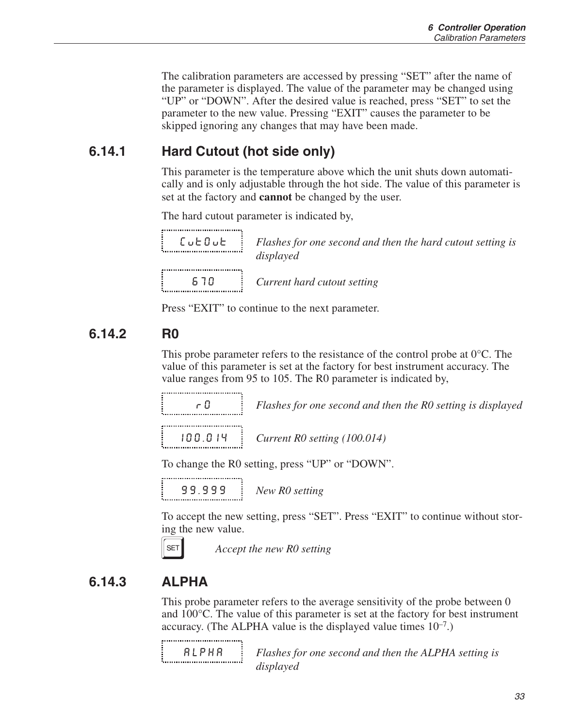The calibration parameters are accessed by pressing “SET” after the name of the parameter is displayed. The value of the parameter may be changed using “UP” or “DOWN”. After the desired value is reached, press “SET” to set the parameter to the new value. Pressing “EXIT” causes the parameter to be skipped ignoring any changes that may have been made.

### 6.14.1 Hard Cutout (hot side only)

This parameter is the temperature above which the unit shuts down automatically and is only adjustable through the hot side. The value of this parameter is set at the factory and **cannot** be changed by the user.

The hard cutout parameter is indicated by,

| Display | Description |
|---|---|
| CutOut | *Flashes for one second and then the hard cutout setting is displayed* |
| 670 | *Current hard cutout setting* |

Press “EXIT” to continue to the next parameter.

### 6.14.2 R0

This probe parameter refers to the resistance of the control probe at 0°C. The value of this parameter is set at the factory for best instrument accuracy. The value ranges from 95 to 105. The R0 parameter is indicated by,

| Display | Description |
|---|---|
| r0 | *Flashes for one second and then the R0 setting is displayed* |
| 100.014 | *Current R0 setting (100.014)* |

To change the R0 setting, press “UP” or “DOWN”.

| Display | Description |
|---|---|
| 99.999 | *New R0 setting* |

To accept the new setting, press “SET”. Press “EXIT” to continue without storing the new value.

SET — *Accept the new R0 setting*

### 6.14.3 ALPHA

This probe parameter refers to the average sensitivity of the probe between 0 and 100°C. The value of this parameter is set at the factory for best instrument accuracy. (The ALPHA value is the displayed value times $10^{-7}$.)

| Display | Description |
|---|---|
| ALPHA | *Flashes for one second and then the ALPHA setting is displayed* |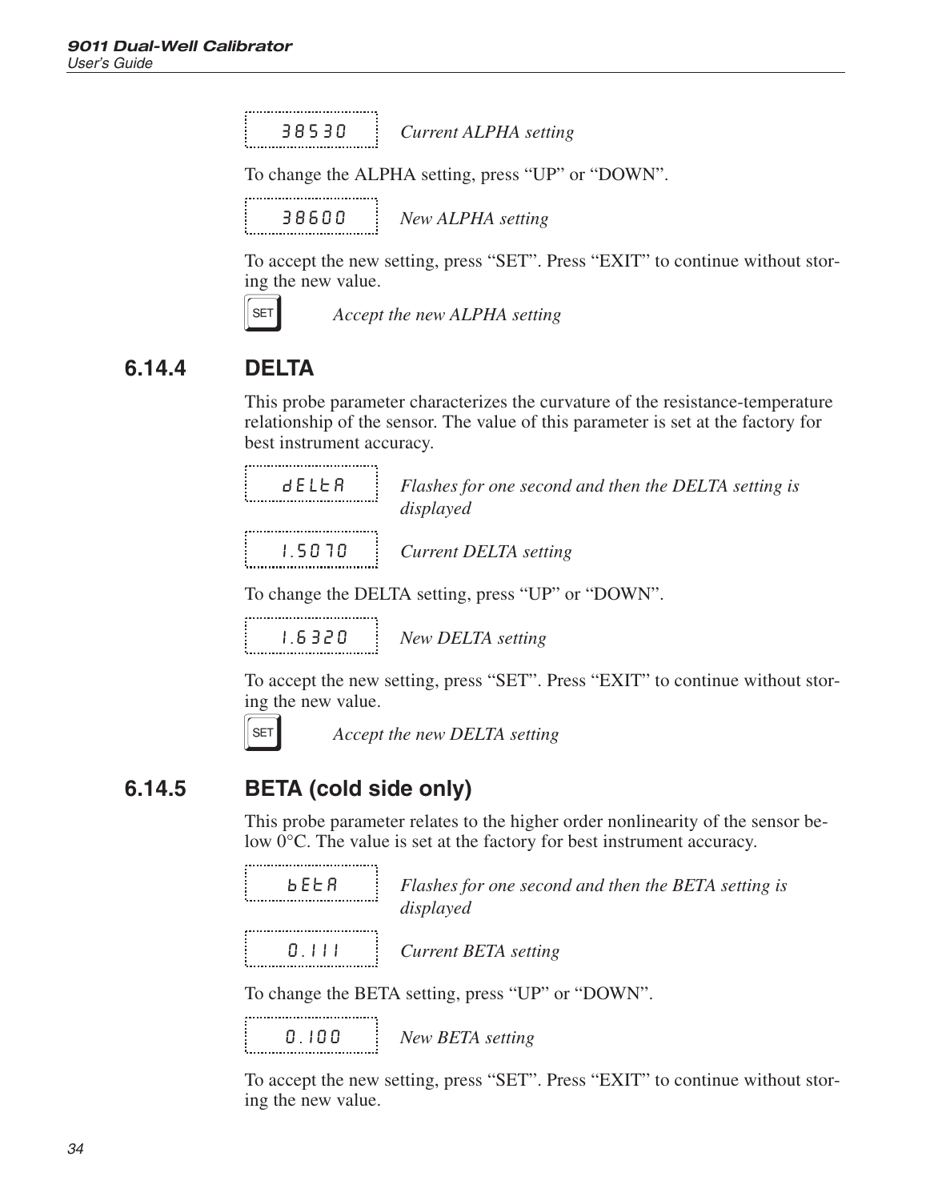`38530` *Current ALPHA setting*

To change the ALPHA setting, press "UP" or "DOWN".

`38600` *New ALPHA setting*

To accept the new setting, press "SET". Press "EXIT" to continue without storing the new value.

SET *Accept the new ALPHA setting*

### 6.14.4 DELTA

This probe parameter characterizes the curvature of the resistance-temperature relationship of the sensor. The value of this parameter is set at the factory for best instrument accuracy.

`dELtA` *Flashes for one second and then the DELTA setting is displayed*

`1.5070` *Current DELTA setting*

To change the DELTA setting, press "UP" or "DOWN".

`1.6320` *New DELTA setting*

To accept the new setting, press "SET". Press "EXIT" to continue without storing the new value.

SET *Accept the new DELTA setting*

### 6.14.5 BETA (cold side only)

This probe parameter relates to the higher order nonlinearity of the sensor below 0°C. The value is set at the factory for best instrument accuracy.

`bEtA` *Flashes for one second and then the BETA setting is displayed*

`0.111` *Current BETA setting*

To change the BETA setting, press "UP" or "DOWN".

`0.100` *New BETA setting*

To accept the new setting, press "SET". Press "EXIT" to continue without storing the new value.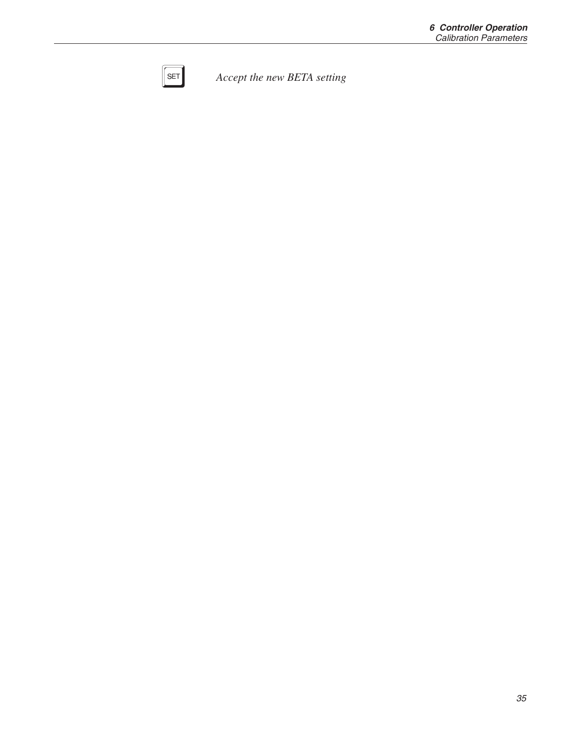SET *Accept the new BETA setting*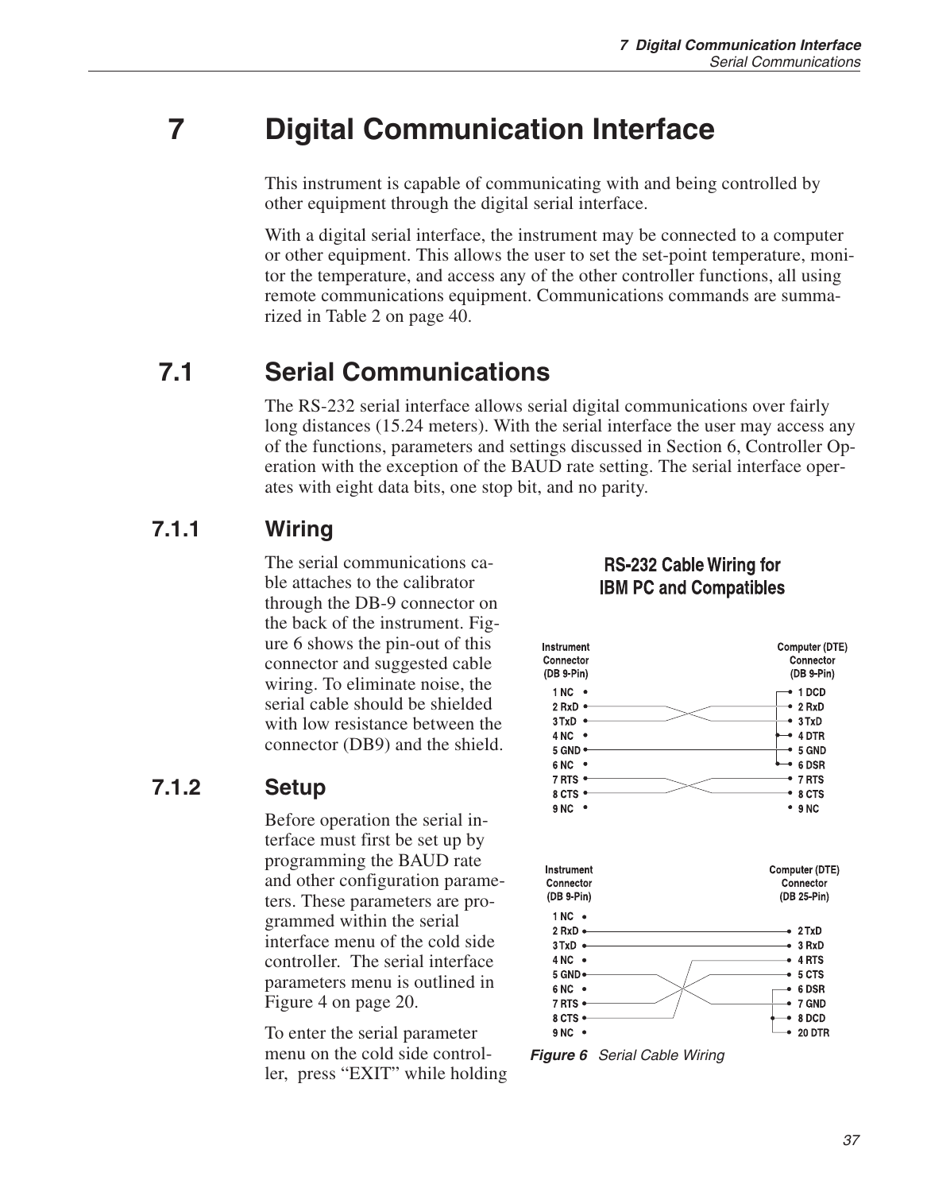# 7 Digital Communication Interface

This instrument is capable of communicating with and being controlled by other equipment through the digital serial interface.

With a digital serial interface, the instrument may be connected to a computer or other equipment. This allows the user to set the set-point temperature, monitor the temperature, and access any of the other controller functions, all using remote communications equipment. Communications commands are summarized in Table 2 on page 40.

## 7.1 Serial Communications

The RS-232 serial interface allows serial digital communications over fairly long distances (15.24 meters). With the serial interface the user may access any of the functions, parameters and settings discussed in Section 6, Controller Operation with the exception of the BAUD rate setting. The serial interface operates with eight data bits, one stop bit, and no parity.

### 7.1.1 Wiring

The serial communications cable attaches to the calibrator through the DB-9 connector on the back of the instrument. Figure 6 shows the pin-out of this connector and suggested cable wiring. To eliminate noise, the serial cable should be shielded with low resistance between the connector (DB9) and the shield.

**RS-232 Cable Wiring for IBM PC and Compatibles**

*Figure 6* Serial Cable Wiring

### 7.1.2 Setup

Before operation the serial interface must first be set up by programming the BAUD rate and other configuration parameters. These parameters are programmed within the serial interface menu of the cold side controller. The serial interface parameters menu is outlined in Figure 4 on page 20.

To enter the serial parameter menu on the cold side controller, press “EXIT” while holding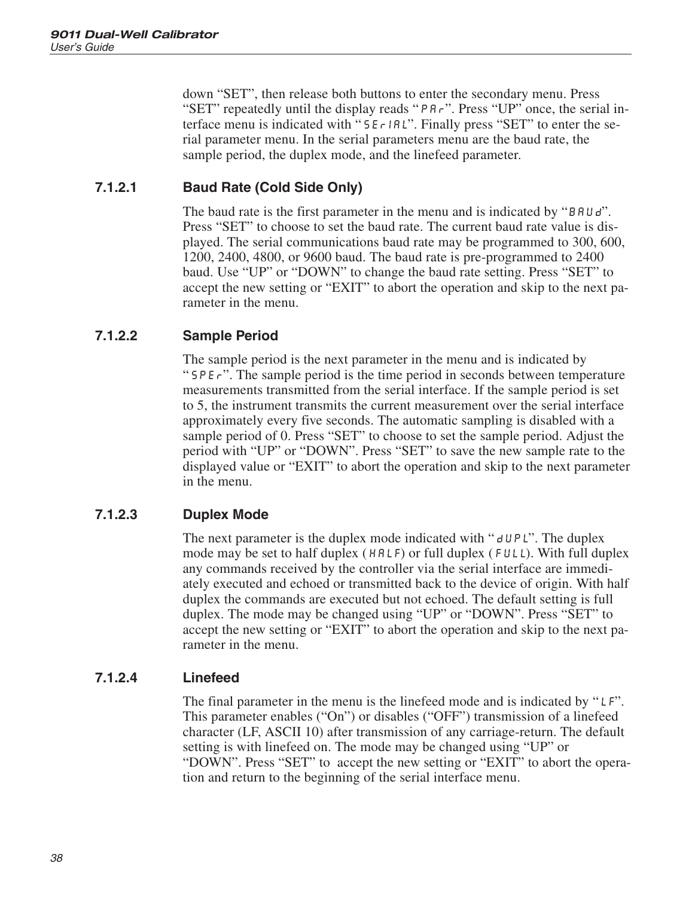down “SET”, then release both buttons to enter the secondary menu. Press “SET” repeatedly until the display reads “PAr”. Press “UP” once, the serial interface menu is indicated with “SErIAL”. Finally press “SET” to enter the serial parameter menu. In the serial parameters menu are the baud rate, the sample period, the duplex mode, and the linefeed parameter.

#### 7.1.2.1 Baud Rate (Cold Side Only)

The baud rate is the first parameter in the menu and is indicated by “BAUd”. Press “SET” to choose to set the baud rate. The current baud rate value is displayed. The serial communications baud rate may be programmed to 300, 600, 1200, 2400, 4800, or 9600 baud. The baud rate is pre-programmed to 2400 baud. Use “UP” or “DOWN” to change the baud rate setting. Press “SET” to accept the new setting or “EXIT” to abort the operation and skip to the next parameter in the menu.

#### 7.1.2.2 Sample Period

The sample period is the next parameter in the menu and is indicated by “SPEr”. The sample period is the time period in seconds between temperature measurements transmitted from the serial interface. If the sample period is set to 5, the instrument transmits the current measurement over the serial interface approximately every five seconds. The automatic sampling is disabled with a sample period of 0. Press “SET” to choose to set the sample period. Adjust the period with “UP” or “DOWN”. Press “SET” to save the new sample rate to the displayed value or “EXIT” to abort the operation and skip to the next parameter in the menu.

#### 7.1.2.3 Duplex Mode

The next parameter is the duplex mode indicated with “dUPL”. The duplex mode may be set to half duplex (HALF) or full duplex (FULL). With full duplex any commands received by the controller via the serial interface are immediately executed and echoed or transmitted back to the device of origin. With half duplex the commands are executed but not echoed. The default setting is full duplex. The mode may be changed using “UP” or “DOWN”. Press “SET” to accept the new setting or “EXIT” to abort the operation and skip to the next parameter in the menu.

#### 7.1.2.4 Linefeed

The final parameter in the menu is the linefeed mode and is indicated by “LF”. This parameter enables (“On”) or disables (“OFF”) transmission of a linefeed character (LF, ASCII 10) after transmission of any carriage-return. The default setting is with linefeed on. The mode may be changed using “UP” or “DOWN”. Press “SET” to accept the new setting or “EXIT” to abort the operation and return to the beginning of the serial interface menu.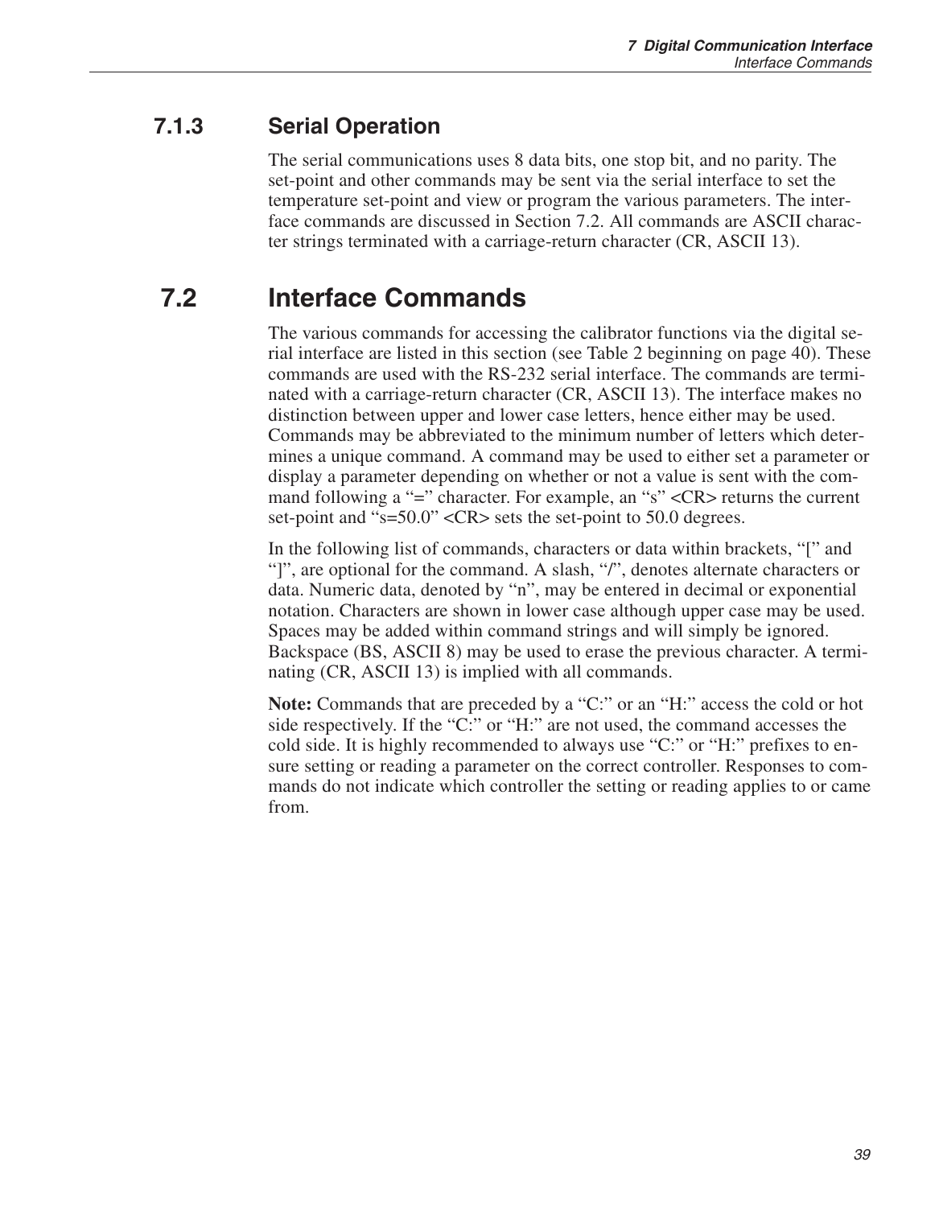### 7.1.3 Serial Operation

The serial communications uses 8 data bits, one stop bit, and no parity. The set-point and other commands may be sent via the serial interface to set the temperature set-point and view or program the various parameters. The interface commands are discussed in Section 7.2. All commands are ASCII character strings terminated with a carriage-return character (CR, ASCII 13).

## 7.2 Interface Commands

The various commands for accessing the calibrator functions via the digital serial interface are listed in this section (see Table 2 beginning on page 40). These commands are used with the RS-232 serial interface. The commands are terminated with a carriage-return character (CR, ASCII 13). The interface makes no distinction between upper and lower case letters, hence either may be used. Commands may be abbreviated to the minimum number of letters which determines a unique command. A command may be used to either set a parameter or display a parameter depending on whether or not a value is sent with the command following a "=" character. For example, an "s" <CR> returns the current set-point and "s=50.0" <CR> sets the set-point to 50.0 degrees.

In the following list of commands, characters or data within brackets, "[" and "]", are optional for the command. A slash, "/", denotes alternate characters or data. Numeric data, denoted by "n", may be entered in decimal or exponential notation. Characters are shown in lower case although upper case may be used. Spaces may be added within command strings and will simply be ignored. Backspace (BS, ASCII 8) may be used to erase the previous character. A terminating (CR, ASCII 13) is implied with all commands.

**Note:** Commands that are preceded by a "C:" or an "H:" access the cold or hot side respectively. If the "C:" or "H:" are not used, the command accesses the cold side. It is highly recommended to always use "C:" or "H:" prefixes to ensure setting or reading a parameter on the correct controller. Responses to commands do not indicate which controller the setting or reading applies to or came from.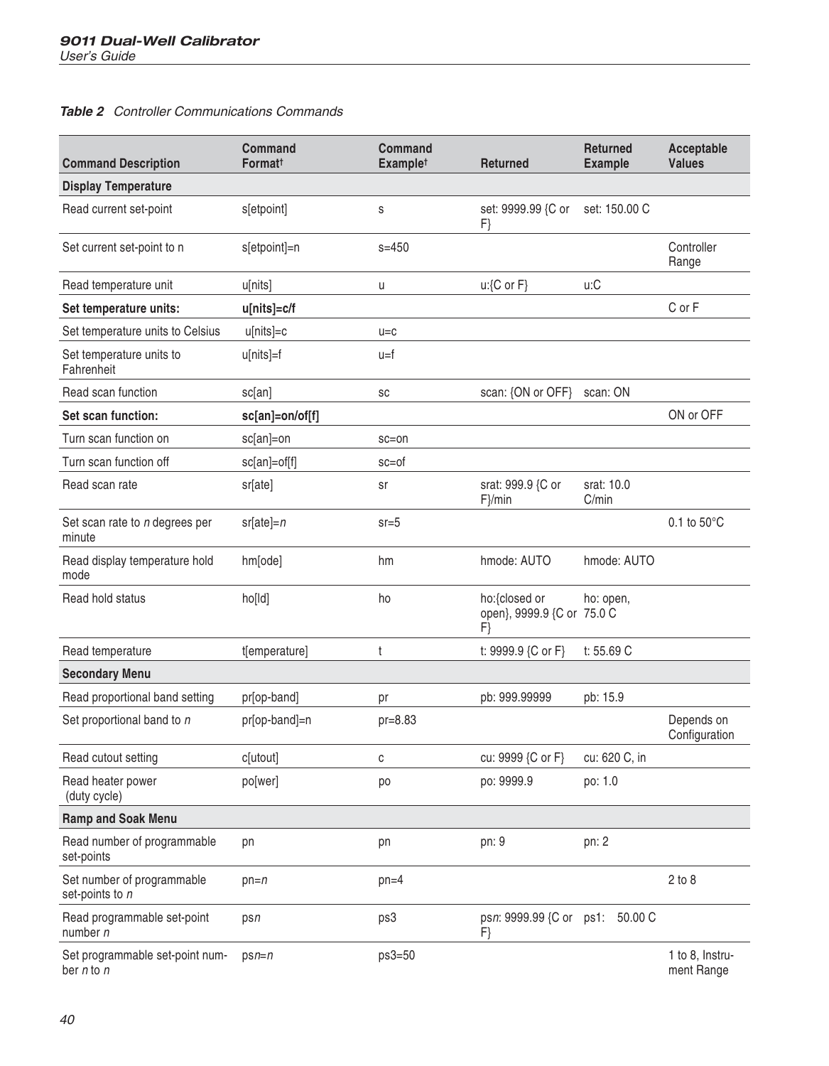***Table 2*** *Controller Communications Commands*

| Command Description | Command Format† | Command Example† | Returned | Returned Example | Acceptable Values |
|---|---|---|---|---|---|
| **Display Temperature** | | | | | |
| Read current set-point | s[etpoint] | s | set: 9999.99 {C or F} | set: 150.00 C | |
| Set current set-point to n | s[etpoint]=n | s=450 | | | Controller Range |
| Read temperature unit | u[nits] | u | u:{C or F} | u:C | |
| **Set temperature units:** | **u[nits]=c/f** | | | | C or F |
| Set temperature units to Celsius | u[nits]=c | u=c | | | |
| Set temperature units to Fahrenheit | u[nits]=f | u=f | | | |
| Read scan function | sc[an] | sc | scan: {ON or OFF} | scan: ON | |
| **Set scan function:** | **sc[an]=on/of[f]** | | | | ON or OFF |
| Turn scan function on | sc[an]=on | sc=on | | | |
| Turn scan function off | sc[an]=of[f] | sc=of | | | |
| Read scan rate | sr[ate] | sr | srat: 999.9 {C or F}/min | srat: 10.0 C/min | |
| Set scan rate to *n* degrees per minute | sr[ate]=*n* | sr=5 | | | 0.1 to 50°C |
| Read display temperature hold mode | hm[ode] | hm | hmode: AUTO | hmode: AUTO | |
| Read hold status | ho[ld] | ho | ho:{closed or open}, 9999.9 {C or F} | ho: open, 75.0 C | |
| Read temperature | t[emperature] | t | t: 9999.9 {C or F} | t: 55.69 C | |
| **Secondary Menu** | | | | | |
| Read proportional band setting | pr[op-band] | pr | pb: 999.99999 | pb: 15.9 | |
| Set proportional band to *n* | pr[op-band]=n | pr=8.83 | | | Depends on Configuration |
| Read cutout setting | c[utout] | c | cu: 9999 {C or F} | cu: 620 C, in | |
| Read heater power (duty cycle) | po[wer] | po | po: 9999.9 | po: 1.0 | |
| **Ramp and Soak Menu** | | | | | |
| Read number of programmable set-points | pn | pn | pn: 9 | pn: 2 | |
| Set number of programmable set-points to *n* | pn=*n* | pn=4 | | | 2 to 8 |
| Read programmable set-point number *n* | ps*n* | ps3 | ps*n*: 9999.99 {C or F} | ps1: 50.00 C | |
| Set programmable set-point number *n* to *n* | ps*n*=*n* | ps3=50 | | | 1 to 8, Instrument Range |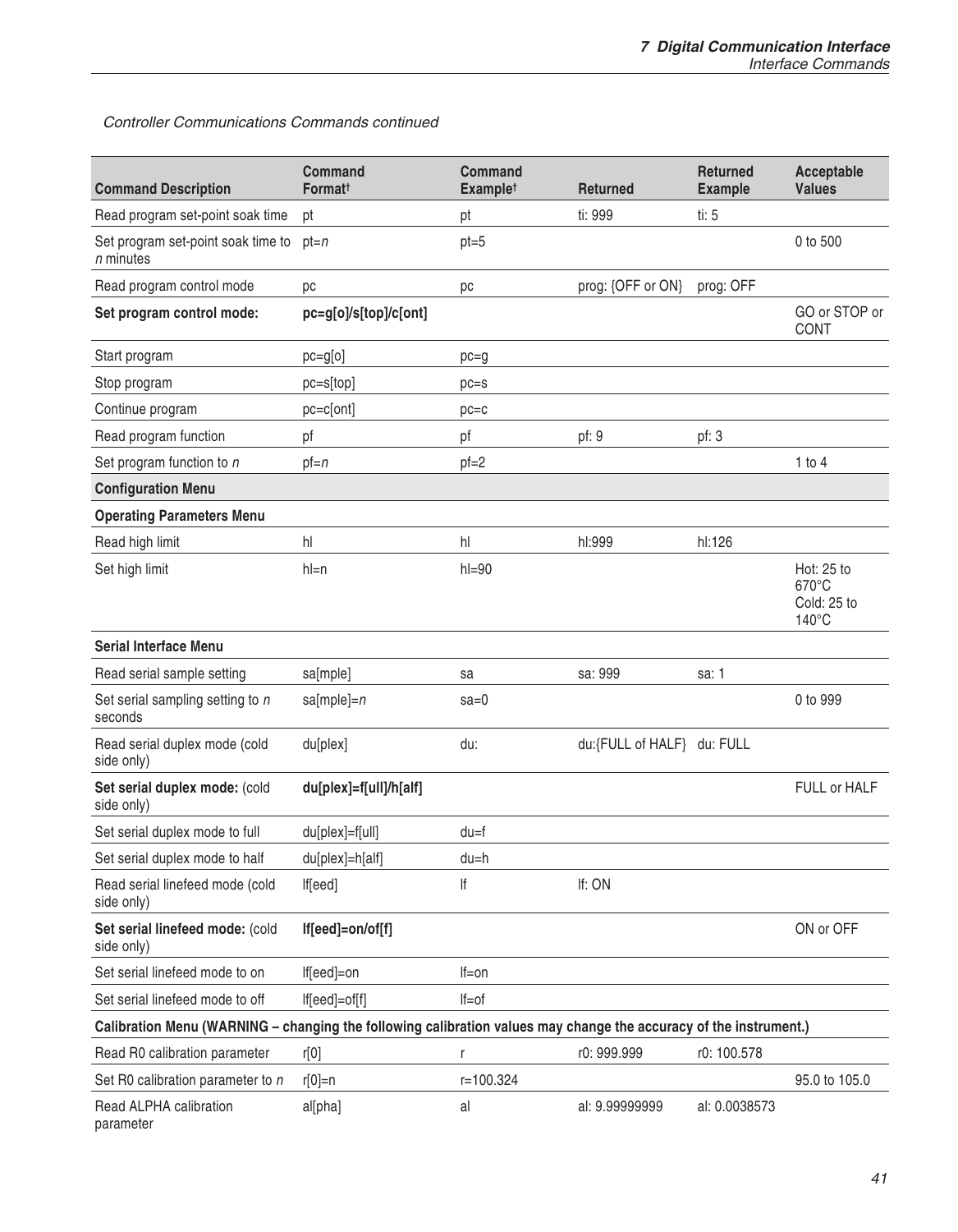*Controller Communications Commands continued*

| Command Description | Command Format† | Command Example† | Returned | Returned Example | Acceptable Values |
|---|---|---|---|---|---|
| Read program set-point soak time | pt | pt | ti: 999 | ti: 5 | |
| Set program set-point soak time to *n* minutes | pt=*n* | pt=5 | | | 0 to 500 |
| Read program control mode | pc | pc | prog: {OFF or ON} | prog: OFF | |
| **Set program control mode:** | **pc=g[o]/s[top]/c[ont]** | | | | GO or STOP or CONT |
| Start program | pc=g[o] | pc=g | | | |
| Stop program | pc=s[top] | pc=s | | | |
| Continue program | pc=c[ont] | pc=c | | | |
| Read program function | pf | pf | pf: 9 | pf: 3 | |
| Set program function to *n* | pf=*n* | pf=2 | | | 1 to 4 |
| **Configuration Menu** | | | | | |
| **Operating Parameters Menu** | | | | | |
| Read high limit | hl | hl | hl:999 | hl:126 | |
| Set high limit | hl=n | hl=90 | | | Hot: 25 to 670°C Cold: 25 to 140°C |
| **Serial Interface Menu** | | | | | |
| Read serial sample setting | sa[mple] | sa | sa: 999 | sa: 1 | |
| Set serial sampling setting to *n* seconds | sa[mple]=*n* | sa=0 | | | 0 to 999 |
| Read serial duplex mode (cold side only) | du[plex] | du: | du:{FULL of HALF} | du: FULL | |
| **Set serial duplex mode:** (cold side only) | **du[plex]=f[ull]/h[alf]** | | | | FULL or HALF |
| Set serial duplex mode to full | du[plex]=f[ull] | du=f | | | |
| Set serial duplex mode to half | du[plex]=h[alf] | du=h | | | |
| Read serial linefeed mode (cold side only) | lf[eed] | lf | lf: ON | | |
| **Set serial linefeed mode:** (cold side only) | **lf[eed]=on/of[f]** | | | | ON or OFF |
| Set serial linefeed mode to on | lf[eed]=on | lf=on | | | |
| Set serial linefeed mode to off | lf[eed]=of[f] | lf=of | | | |
| **Calibration Menu (WARNING – changing the following calibration values may change the accuracy of the instrument.)** | | | | | |
| Read R0 calibration parameter | r[0] | r | r0: 999.999 | r0: 100.578 | |
| Set R0 calibration parameter to *n* | r[0]=n | r=100.324 | | | 95.0 to 105.0 |
| Read ALPHA calibration parameter | al[pha] | al | al: 9.99999999 | al: 0.0038573 | |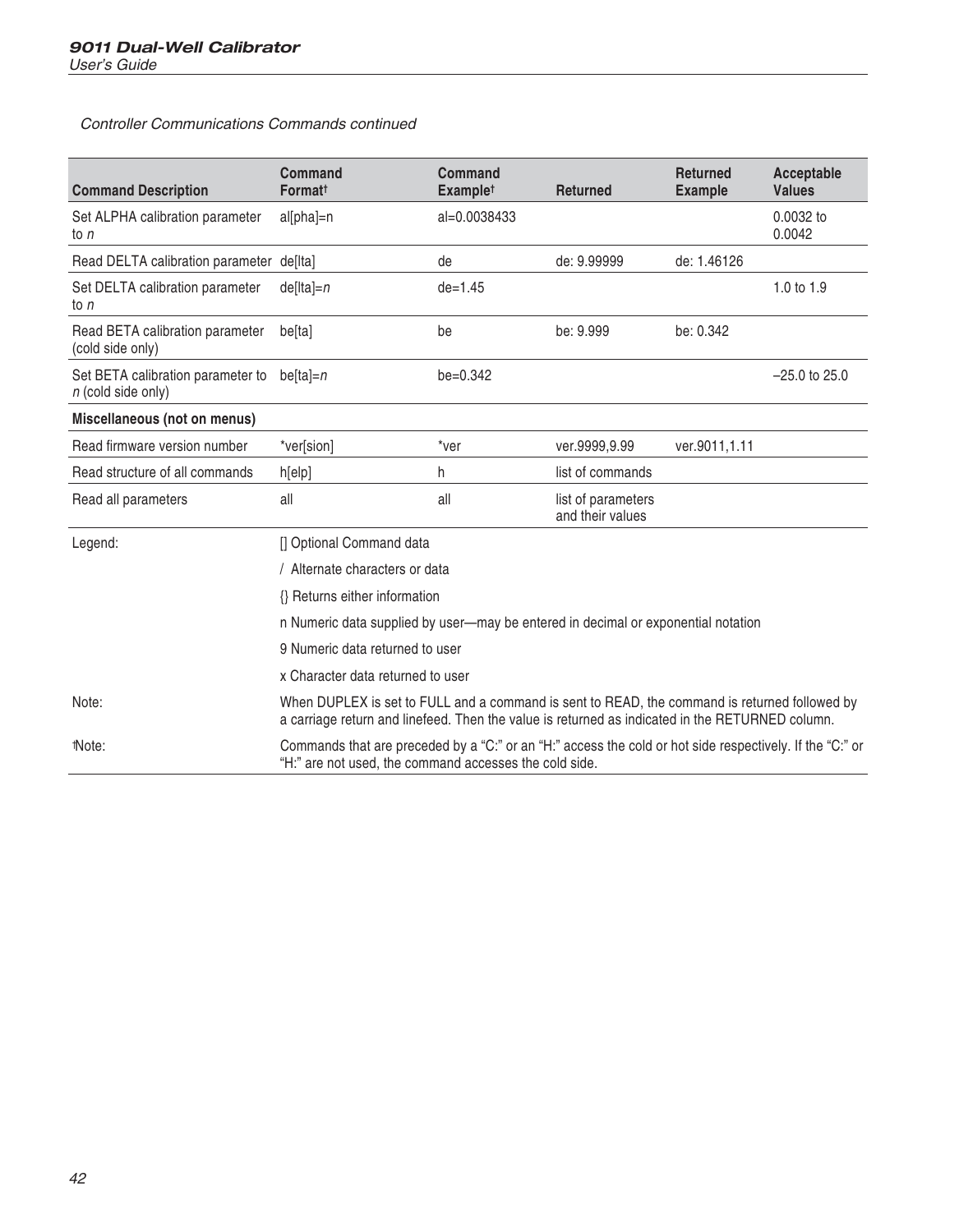*Controller Communications Commands continued*

| Command Description | Command Format† | Command Example† | Returned | Returned Example | Acceptable Values |
|---|---|---|---|---|---|
| Set ALPHA calibration parameter to *n* | al[pha]=n | al=0.0038433 | | | 0.0032 to 0.0042 |
| Read DELTA calibration parameter | de[lta] | de | de: 9.99999 | de: 1.46126 | |
| Set DELTA calibration parameter to *n* | de[lta]=*n* | de=1.45 | | | 1.0 to 1.9 |
| Read BETA calibration parameter (cold side only) | be[ta] | be | be: 9.999 | be: 0.342 | |
| Set BETA calibration parameter to *n* (cold side only) | be[ta]=*n* | be=0.342 | | | –25.0 to 25.0 |
| **Miscellaneous (not on menus)** | | | | | |
| Read firmware version number | *ver[sion] | *ver | ver.9999,9.99 | ver.9011,1.11 | |
| Read structure of all commands | h[elp] | h | list of commands | | |
| Read all parameters | all | all | list of parameters and their values | | |
| Legend: | [] Optional Command data | | | | |
| | / Alternate characters or data | | | | |
| | {} Returns either information | | | | |
| | n Numeric data supplied by user—may be entered in decimal or exponential notation | | | | |
| | 9 Numeric data returned to user | | | | |
| | x Character data returned to user | | | | |
| Note: | When DUPLEX is set to FULL and a command is sent to READ, the command is returned followed by a carriage return and linefeed. Then the value is returned as indicated in the RETURNED column. | | | | |
| †Note: | Commands that are preceded by a “C:” or an “H:” access the cold or hot side respectively. If the “C:” or “H:” are not used, the command accesses the cold side. | | | | |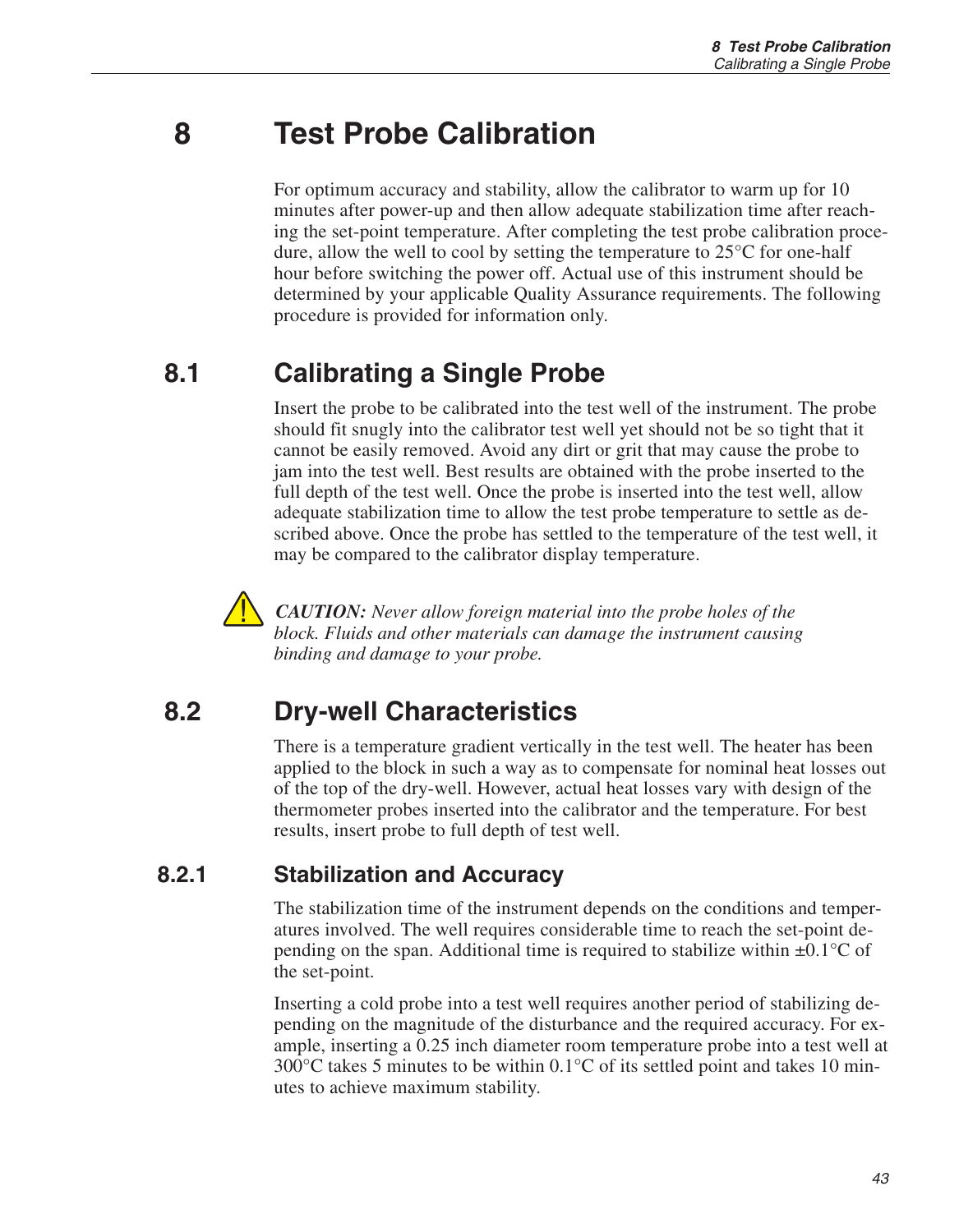# 8 Test Probe Calibration

For optimum accuracy and stability, allow the calibrator to warm up for 10 minutes after power-up and then allow adequate stabilization time after reaching the set-point temperature. After completing the test probe calibration procedure, allow the well to cool by setting the temperature to 25°C for one-half hour before switching the power off. Actual use of this instrument should be determined by your applicable Quality Assurance requirements. The following procedure is provided for information only.

## 8.1 Calibrating a Single Probe

Insert the probe to be calibrated into the test well of the instrument. The probe should fit snugly into the calibrator test well yet should not be so tight that it cannot be easily removed. Avoid any dirt or grit that may cause the probe to jam into the test well. Best results are obtained with the probe inserted to the full depth of the test well. Once the probe is inserted into the test well, allow adequate stabilization time to allow the test probe temperature to settle as described above. Once the probe has settled to the temperature of the test well, it may be compared to the calibrator display temperature.

***CAUTION:*** *Never allow foreign material into the probe holes of the block. Fluids and other materials can damage the instrument causing binding and damage to your probe.*

## 8.2 Dry-well Characteristics

There is a temperature gradient vertically in the test well. The heater has been applied to the block in such a way as to compensate for nominal heat losses out of the top of the dry-well. However, actual heat losses vary with design of the thermometer probes inserted into the calibrator and the temperature. For best results, insert probe to full depth of test well.

### 8.2.1 Stabilization and Accuracy

The stabilization time of the instrument depends on the conditions and temperatures involved. The well requires considerable time to reach the set-point depending on the span. Additional time is required to stabilize within ±0.1°C of the set-point.

Inserting a cold probe into a test well requires another period of stabilizing depending on the magnitude of the disturbance and the required accuracy. For example, inserting a 0.25 inch diameter room temperature probe into a test well at 300°C takes 5 minutes to be within 0.1°C of its settled point and takes 10 minutes to achieve maximum stability.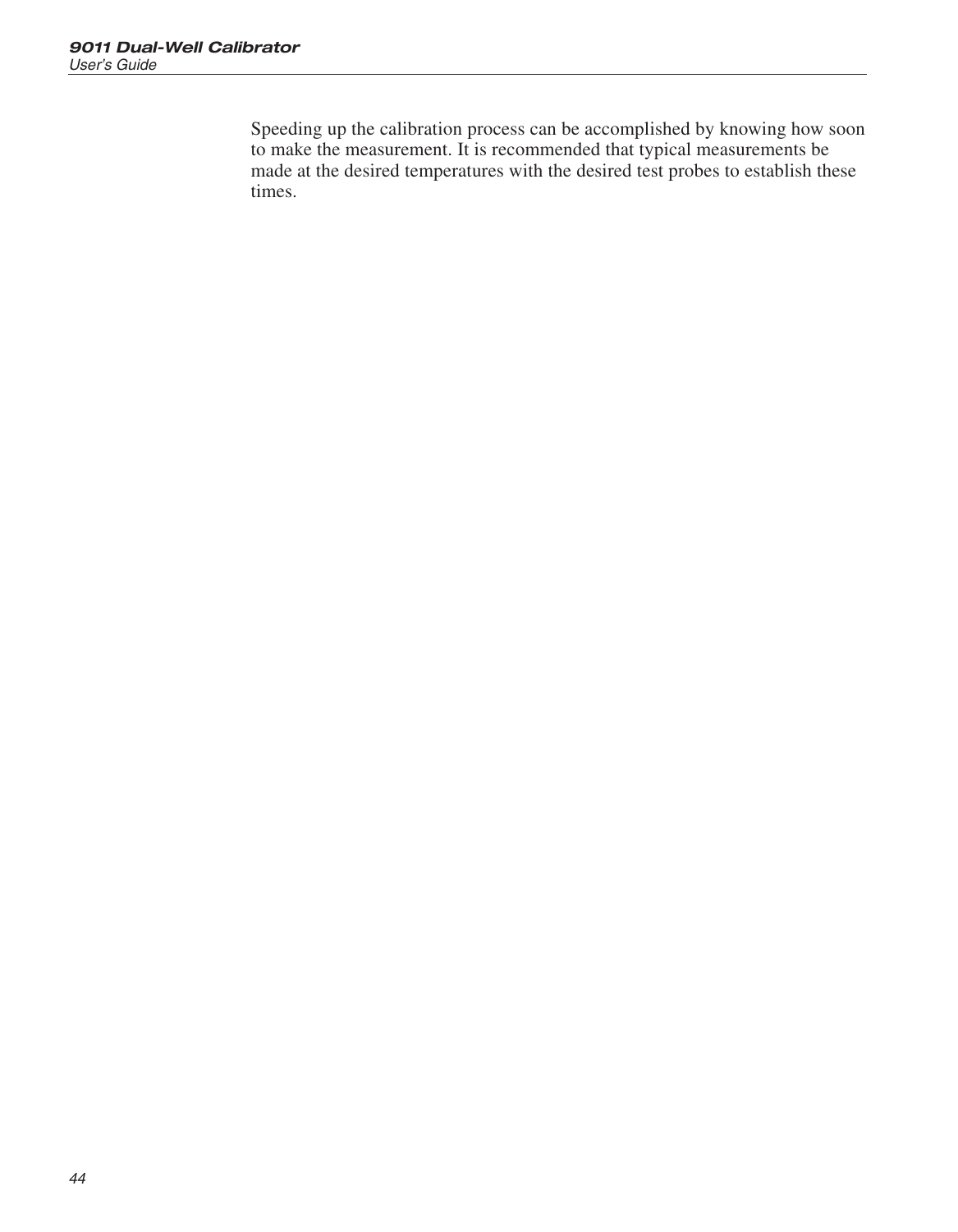Speeding up the calibration process can be accomplished by knowing how soon to make the measurement. It is recommended that typical measurements be made at the desired temperatures with the desired test probes to establish these times.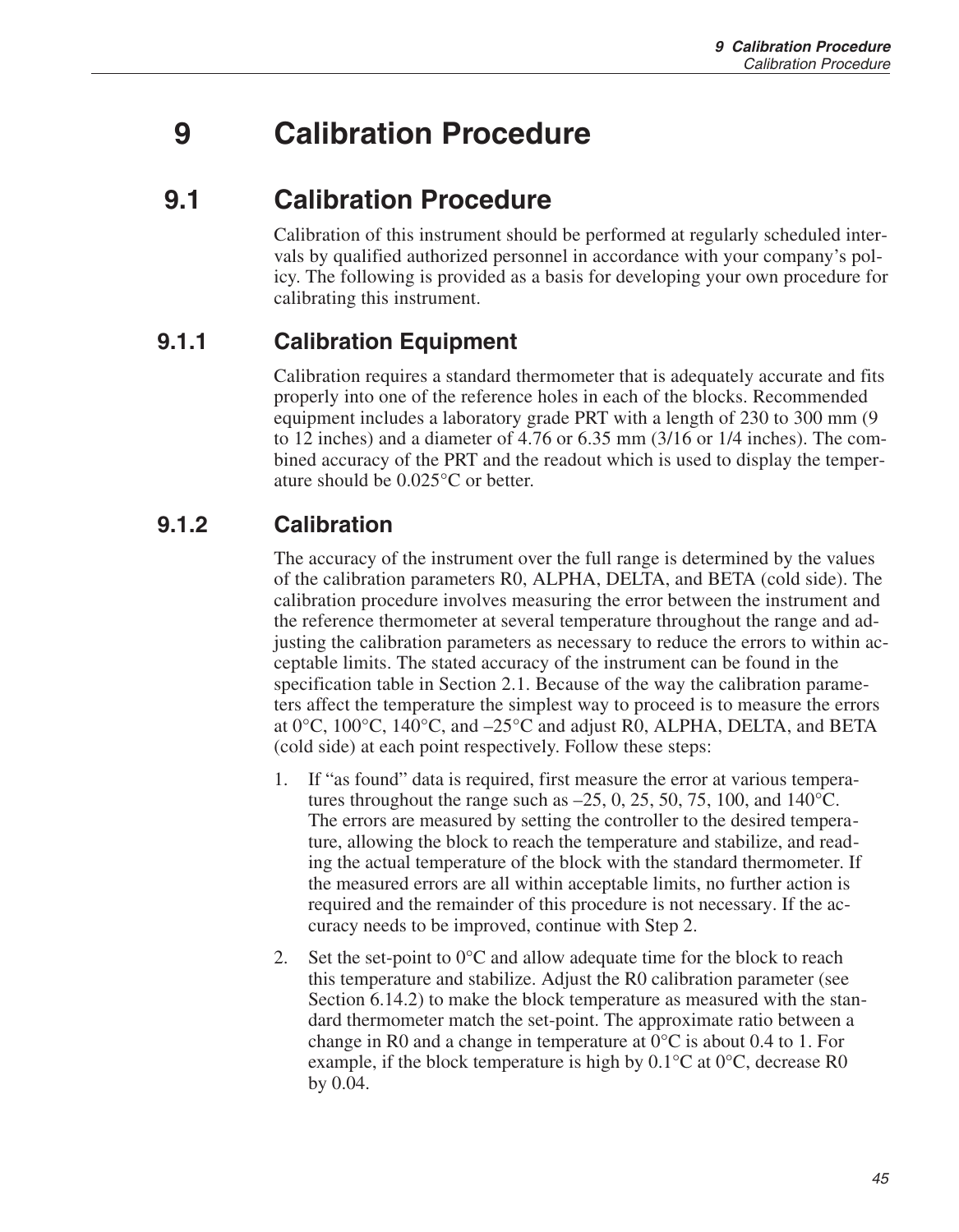# 9 Calibration Procedure

## 9.1 Calibration Procedure

Calibration of this instrument should be performed at regularly scheduled intervals by qualified authorized personnel in accordance with your company's policy. The following is provided as a basis for developing your own procedure for calibrating this instrument.

### 9.1.1 Calibration Equipment

Calibration requires a standard thermometer that is adequately accurate and fits properly into one of the reference holes in each of the blocks. Recommended equipment includes a laboratory grade PRT with a length of 230 to 300 mm (9 to 12 inches) and a diameter of 4.76 or 6.35 mm (3/16 or 1/4 inches). The combined accuracy of the PRT and the readout which is used to display the temperature should be 0.025°C or better.

### 9.1.2 Calibration

The accuracy of the instrument over the full range is determined by the values of the calibration parameters R0, ALPHA, DELTA, and BETA (cold side). The calibration procedure involves measuring the error between the instrument and the reference thermometer at several temperature throughout the range and adjusting the calibration parameters as necessary to reduce the errors to within acceptable limits. The stated accuracy of the instrument can be found in the specification table in Section 2.1. Because of the way the calibration parameters affect the temperature the simplest way to proceed is to measure the errors at 0°C, 100°C, 140°C, and –25°C and adjust R0, ALPHA, DELTA, and BETA (cold side) at each point respectively. Follow these steps:

1. If "as found" data is required, first measure the error at various temperatures throughout the range such as –25, 0, 25, 50, 75, 100, and 140°C. The errors are measured by setting the controller to the desired temperature, allowing the block to reach the temperature and stabilize, and reading the actual temperature of the block with the standard thermometer. If the measured errors are all within acceptable limits, no further action is required and the remainder of this procedure is not necessary. If the accuracy needs to be improved, continue with Step 2.
2. Set the set-point to 0°C and allow adequate time for the block to reach this temperature and stabilize. Adjust the R0 calibration parameter (see Section 6.14.2) to make the block temperature as measured with the standard thermometer match the set-point. The approximate ratio between a change in R0 and a change in temperature at 0°C is about 0.4 to 1. For example, if the block temperature is high by 0.1°C at 0°C, decrease R0 by 0.04.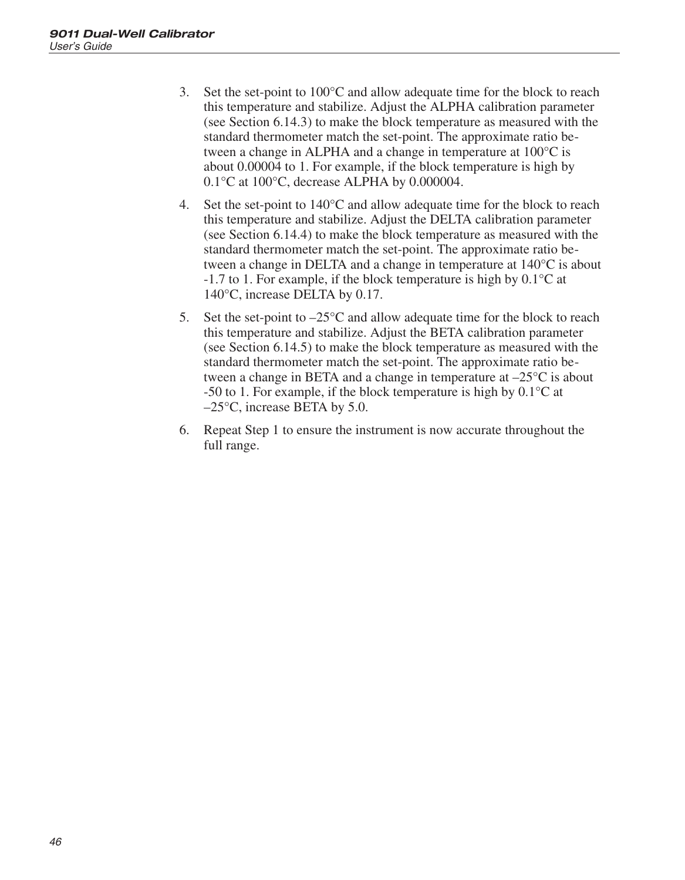3. Set the set-point to 100°C and allow adequate time for the block to reach this temperature and stabilize. Adjust the ALPHA calibration parameter (see Section 6.14.3) to make the block temperature as measured with the standard thermometer match the set-point. The approximate ratio between a change in ALPHA and a change in temperature at 100°C is about 0.00004 to 1. For example, if the block temperature is high by 0.1°C at 100°C, decrease ALPHA by 0.000004.
4. Set the set-point to 140°C and allow adequate time for the block to reach this temperature and stabilize. Adjust the DELTA calibration parameter (see Section 6.14.4) to make the block temperature as measured with the standard thermometer match the set-point. The approximate ratio between a change in DELTA and a change in temperature at 140°C is about -1.7 to 1. For example, if the block temperature is high by 0.1°C at 140°C, increase DELTA by 0.17.
5. Set the set-point to –25°C and allow adequate time for the block to reach this temperature and stabilize. Adjust the BETA calibration parameter (see Section 6.14.5) to make the block temperature as measured with the standard thermometer match the set-point. The approximate ratio between a change in BETA and a change in temperature at –25°C is about -50 to 1. For example, if the block temperature is high by 0.1°C at –25°C, increase BETA by 5.0.
6. Repeat Step 1 to ensure the instrument is now accurate throughout the full range.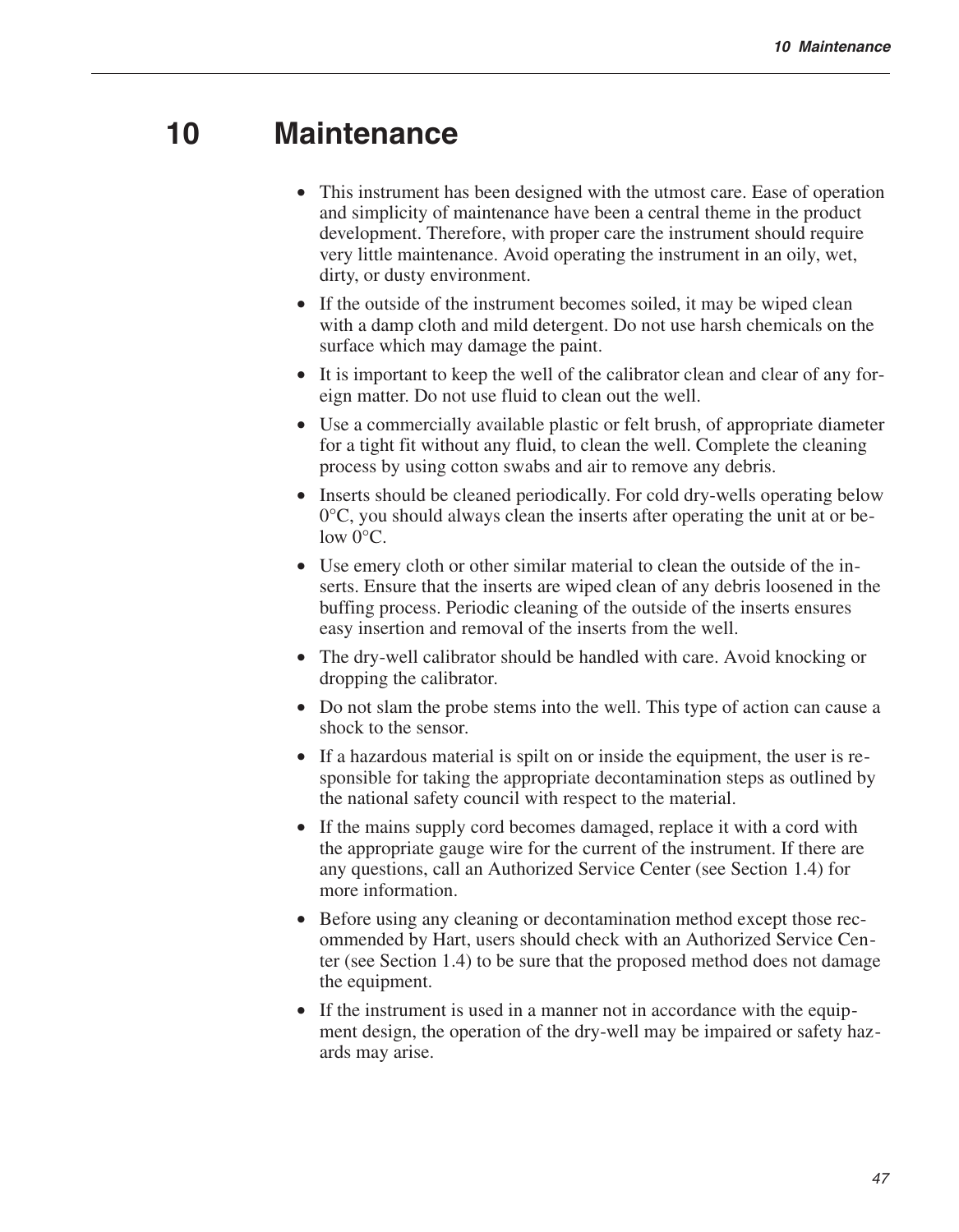# 10 Maintenance

- This instrument has been designed with the utmost care. Ease of operation and simplicity of maintenance have been a central theme in the product development. Therefore, with proper care the instrument should require very little maintenance. Avoid operating the instrument in an oily, wet, dirty, or dusty environment.
- If the outside of the instrument becomes soiled, it may be wiped clean with a damp cloth and mild detergent. Do not use harsh chemicals on the surface which may damage the paint.
- It is important to keep the well of the calibrator clean and clear of any foreign matter. Do not use fluid to clean out the well.
- Use a commercially available plastic or felt brush, of appropriate diameter for a tight fit without any fluid, to clean the well. Complete the cleaning process by using cotton swabs and air to remove any debris.
- Inserts should be cleaned periodically. For cold dry-wells operating below 0°C, you should always clean the inserts after operating the unit at or below 0°C.
- Use emery cloth or other similar material to clean the outside of the inserts. Ensure that the inserts are wiped clean of any debris loosened in the buffing process. Periodic cleaning of the outside of the inserts ensures easy insertion and removal of the inserts from the well.
- The dry-well calibrator should be handled with care. Avoid knocking or dropping the calibrator.
- Do not slam the probe stems into the well. This type of action can cause a shock to the sensor.
- If a hazardous material is spilt on or inside the equipment, the user is responsible for taking the appropriate decontamination steps as outlined by the national safety council with respect to the material.
- If the mains supply cord becomes damaged, replace it with a cord with the appropriate gauge wire for the current of the instrument. If there are any questions, call an Authorized Service Center (see Section 1.4) for more information.
- Before using any cleaning or decontamination method except those recommended by Hart, users should check with an Authorized Service Center (see Section 1.4) to be sure that the proposed method does not damage the equipment.
- If the instrument is used in a manner not in accordance with the equipment design, the operation of the dry-well may be impaired or safety hazards may arise.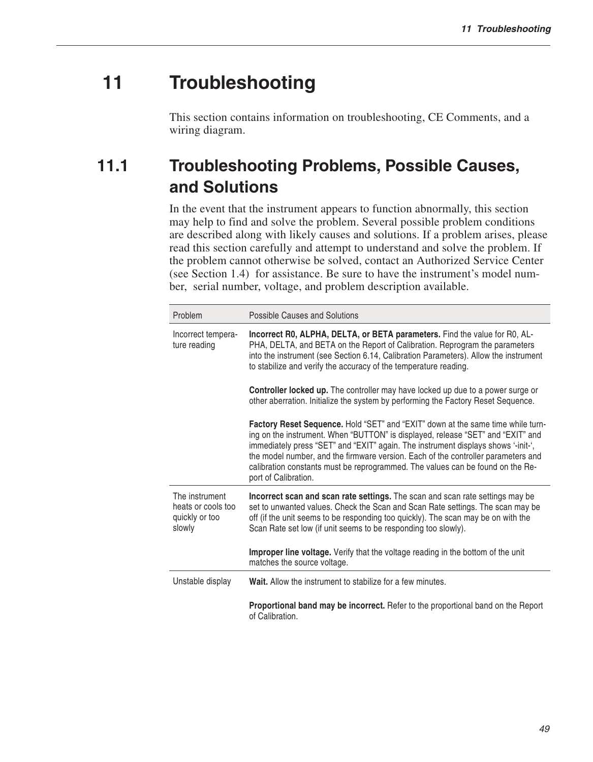# 11 Troubleshooting

This section contains information on troubleshooting, CE Comments, and a wiring diagram.

## 11.1 Troubleshooting Problems, Possible Causes, and Solutions

In the event that the instrument appears to function abnormally, this section may help to find and solve the problem. Several possible problem conditions are described along with likely causes and solutions. If a problem arises, please read this section carefully and attempt to understand and solve the problem. If the problem cannot otherwise be solved, contact an Authorized Service Center (see Section 1.4) for assistance. Be sure to have the instrument's model number, serial number, voltage, and problem description available.

| Problem | Possible Causes and Solutions |
|---|---|
| Incorrect temperature reading | **Incorrect R0, ALPHA, DELTA, or BETA parameters.** Find the value for R0, ALPHA, DELTA, and BETA on the Report of Calibration. Reprogram the parameters into the instrument (see Section 6.14, Calibration Parameters). Allow the instrument to stabilize and verify the accuracy of the temperature reading. |
| | **Controller locked up.** The controller may have locked up due to a power surge or other aberration. Initialize the system by performing the Factory Reset Sequence. |
| | **Factory Reset Sequence.** Hold "SET" and "EXIT" down at the same time while turning on the instrument. When "BUTTON" is displayed, release "SET" and "EXIT" and immediately press "SET" and "EXIT" again. The instrument displays shows '-init-', the model number, and the firmware version. Each of the controller parameters and calibration constants must be reprogrammed. The values can be found on the Report of Calibration. |
| The instrument heats or cools too quickly or too slowly | **Incorrect scan and scan rate settings.** The scan and scan rate settings may be set to unwanted values. Check the Scan and Scan Rate settings. The scan may be off (if the unit seems to be responding too quickly). The scan may be on with the Scan Rate set low (if unit seems to be responding too slowly). |
| | **Improper line voltage.** Verify that the voltage reading in the bottom of the unit matches the source voltage. |
| Unstable display | **Wait.** Allow the instrument to stabilize for a few minutes. |
| | **Proportional band may be incorrect.** Refer to the proportional band on the Report of Calibration. |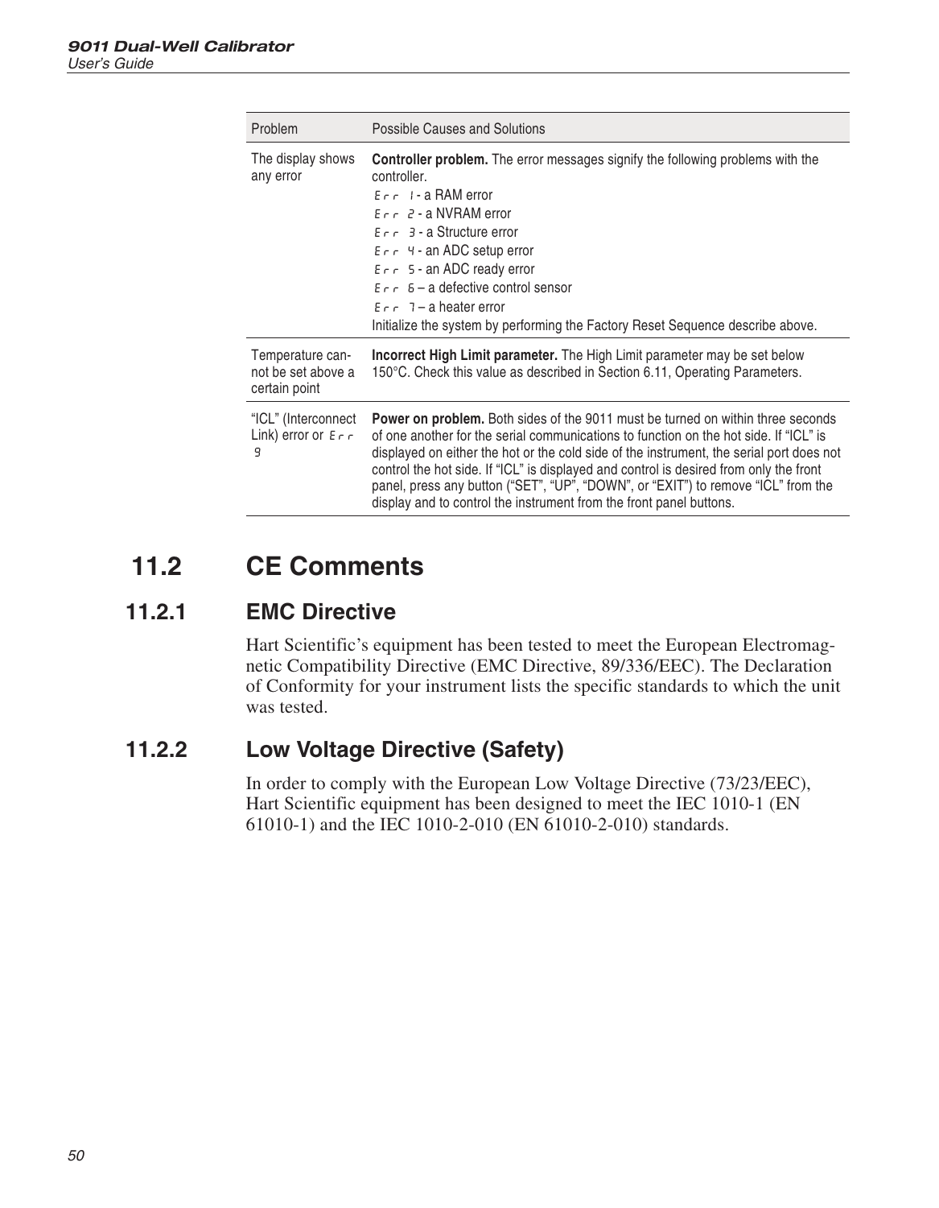| Problem | Possible Causes and Solutions |
|---|---|
| The display shows any error | **Controller problem.** The error messages signify the following problems with the controller.<br>Err 1 - a RAM error<br>Err 2 - a NVRAM error<br>Err 3 - a Structure error<br>Err 4 - an ADC setup error<br>Err 5 - an ADC ready error<br>Err 6 – a defective control sensor<br>Err 7 – a heater error<br>Initialize the system by performing the Factory Reset Sequence describe above. |
| Temperature cannot be set above a certain point | **Incorrect High Limit parameter.** The High Limit parameter may be set below 150°C. Check this value as described in Section 6.11, Operating Parameters. |
| "ICL" (Interconnect Link) error or Err 9 | **Power on problem.** Both sides of the 9011 must be turned on within three seconds of one another for the serial communications to function on the hot side. If "ICL" is displayed on either the hot or the cold side of the instrument, the serial port does not control the hot side. If "ICL" is displayed and control is desired from only the front panel, press any button ("SET", "UP", "DOWN", or "EXIT") to remove "ICL" from the display and to control the instrument from the front panel buttons. |

## 11.2 CE Comments

### 11.2.1 EMC Directive

Hart Scientific's equipment has been tested to meet the European Electromagnetic Compatibility Directive (EMC Directive, 89/336/EEC). The Declaration of Conformity for your instrument lists the specific standards to which the unit was tested.

### 11.2.2 Low Voltage Directive (Safety)

In order to comply with the European Low Voltage Directive (73/23/EEC), Hart Scientific equipment has been designed to meet the IEC 1010-1 (EN 61010-1) and the IEC 1010-2-010 (EN 61010-2-010) standards.